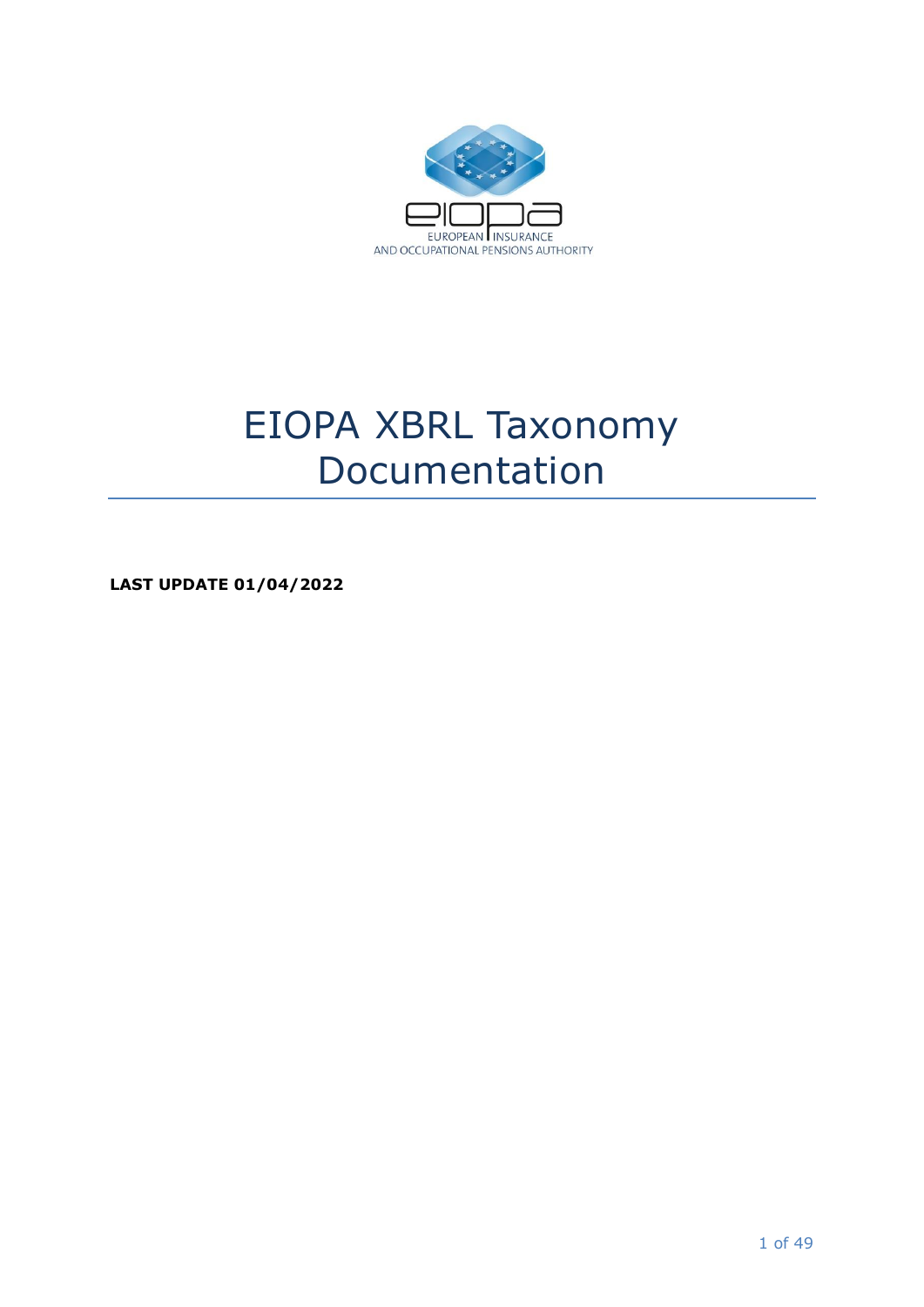EUROPEAN INSURANCE AND OCCUPATIONAL PENSIONS AUTHORITY

# EIOPA XBRL Taxonomy Documentation

**LAST UPDATE 01/04/2022**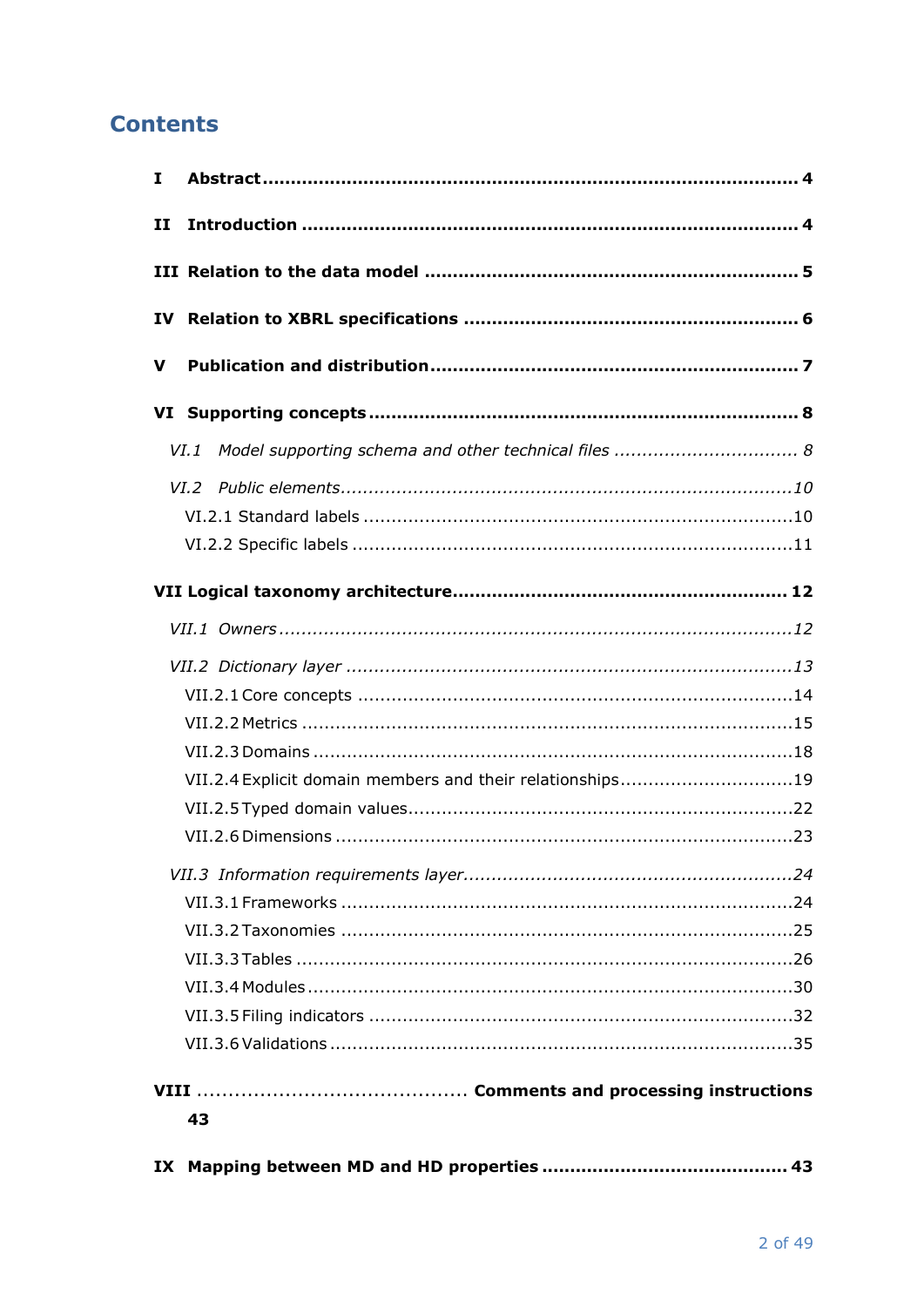# Contents

**I Abstract** ..................................................................................... **4**

**II Introduction** ..................................................................................... **4**

**III Relation to the data model** ..................................................................................... **5**

**IV Relation to XBRL specifications** ..................................................................................... **6**

**V Publication and distribution** ..................................................................................... **7**

**VI Supporting concepts** ..................................................................................... **8**

*VI.1 Model supporting schema and other technical files* ..................................... *8*

*VI.2 Public elements* ..................................................................................... *10*

VI.2.1 Standard labels ..................................................................................... 10

VI.2.2 Specific labels ..................................................................................... 11

**VII Logical taxonomy architecture** ..................................................................................... **12**

*VII.1 Owners* ..................................................................................... *12*

*VII.2 Dictionary layer* ..................................................................................... *13*

VII.2.1 Core concepts ..................................................................................... 14

VII.2.2 Metrics ..................................................................................... 15

VII.2.3 Domains ..................................................................................... 18

VII.2.4 Explicit domain members and their relationships ..................................... 19

VII.2.5 Typed domain values ..................................................................................... 22

VII.2.6 Dimensions ..................................................................................... 23

*VII.3 Information requirements layer* ..................................................................................... *24*

VII.3.1 Frameworks ..................................................................................... 24

VII.3.2 Taxonomies ..................................................................................... 25

VII.3.3 Tables ..................................................................................... 26

VII.3.4 Modules ..................................................................................... 30

VII.3.5 Filing indicators ..................................................................................... 32

VII.3.6 Validations ..................................................................................... 35

**VIII** ............................................ **Comments and processing instructions 43**

**IX Mapping between MD and HD properties** ..................................................................................... **43**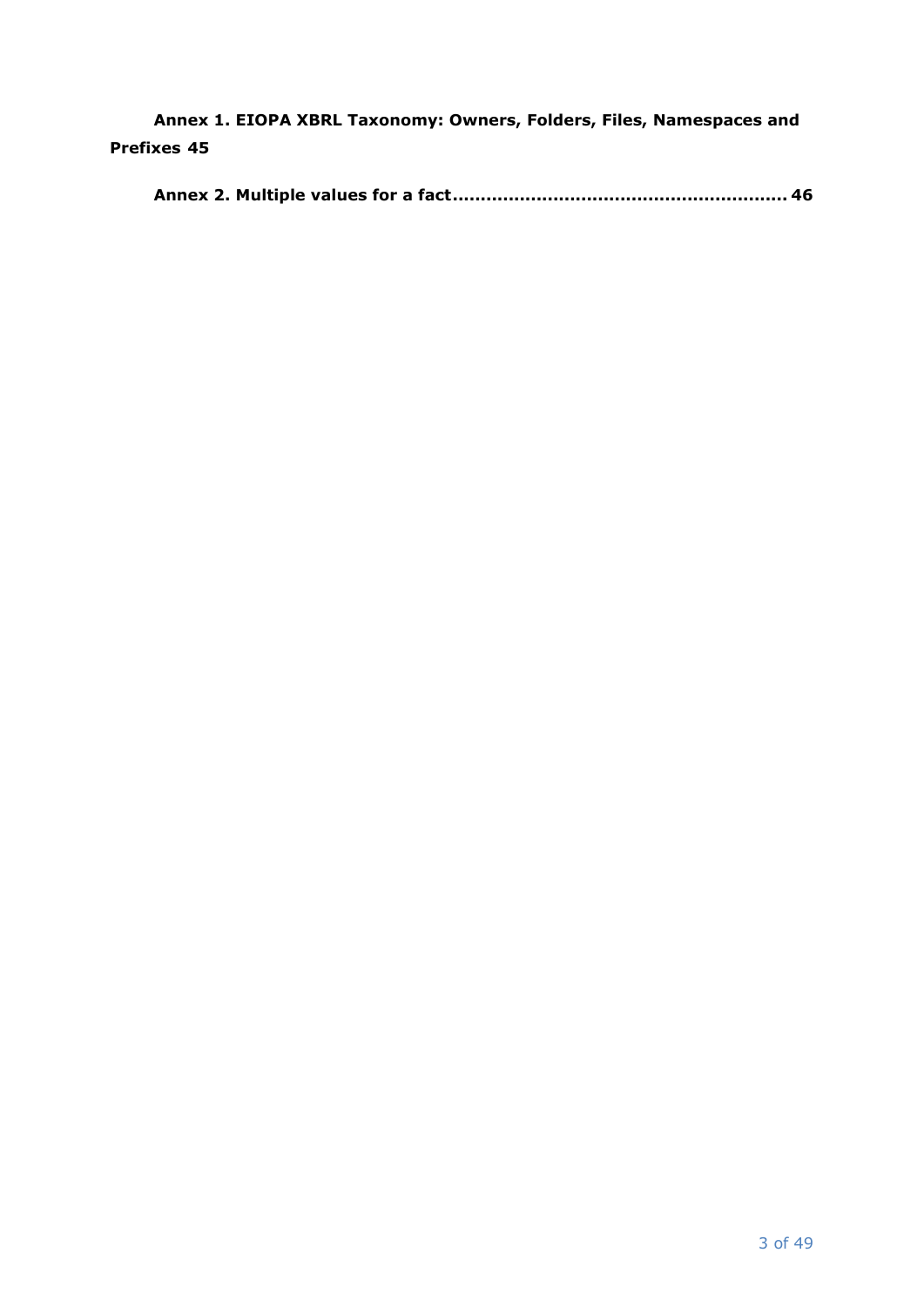**Annex 1. EIOPA XBRL Taxonomy: Owners, Folders, Files, Namespaces and Prefixes 45**

**Annex 2. Multiple values for a fact........................................................ 46**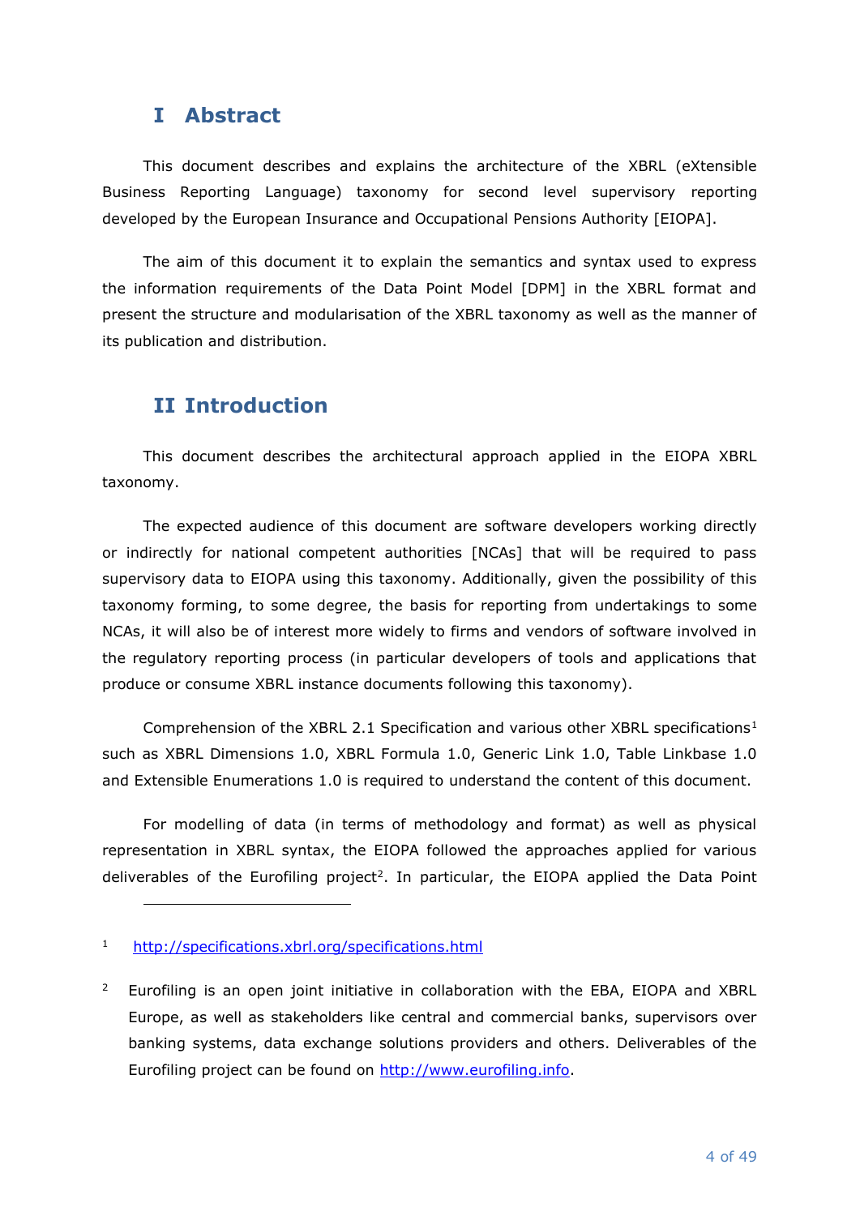# I Abstract

This document describes and explains the architecture of the XBRL (eXtensible Business Reporting Language) taxonomy for second level supervisory reporting developed by the European Insurance and Occupational Pensions Authority [EIOPA].

The aim of this document it to explain the semantics and syntax used to express the information requirements of the Data Point Model [DPM] in the XBRL format and present the structure and modularisation of the XBRL taxonomy as well as the manner of its publication and distribution.

# II Introduction

This document describes the architectural approach applied in the EIOPA XBRL taxonomy.

The expected audience of this document are software developers working directly or indirectly for national competent authorities [NCAs] that will be required to pass supervisory data to EIOPA using this taxonomy. Additionally, given the possibility of this taxonomy forming, to some degree, the basis for reporting from undertakings to some NCAs, it will also be of interest more widely to firms and vendors of software involved in the regulatory reporting process (in particular developers of tools and applications that produce or consume XBRL instance documents following this taxonomy).

Comprehension of the XBRL 2.1 Specification and various other XBRL specifications[1] such as XBRL Dimensions 1.0, XBRL Formula 1.0, Generic Link 1.0, Table Linkbase 1.0 and Extensible Enumerations 1.0 is required to understand the content of this document.

For modelling of data (in terms of methodology and format) as well as physical representation in XBRL syntax, the EIOPA followed the approaches applied for various deliverables of the Eurofiling project[2]. In particular, the EIOPA applied the Data Point

---

[1] http://specifications.xbrl.org/specifications.html

[2] Eurofiling is an open joint initiative in collaboration with the EBA, EIOPA and XBRL Europe, as well as stakeholders like central and commercial banks, supervisors over banking systems, data exchange solutions providers and others. Deliverables of the Eurofiling project can be found on http://www.eurofiling.info.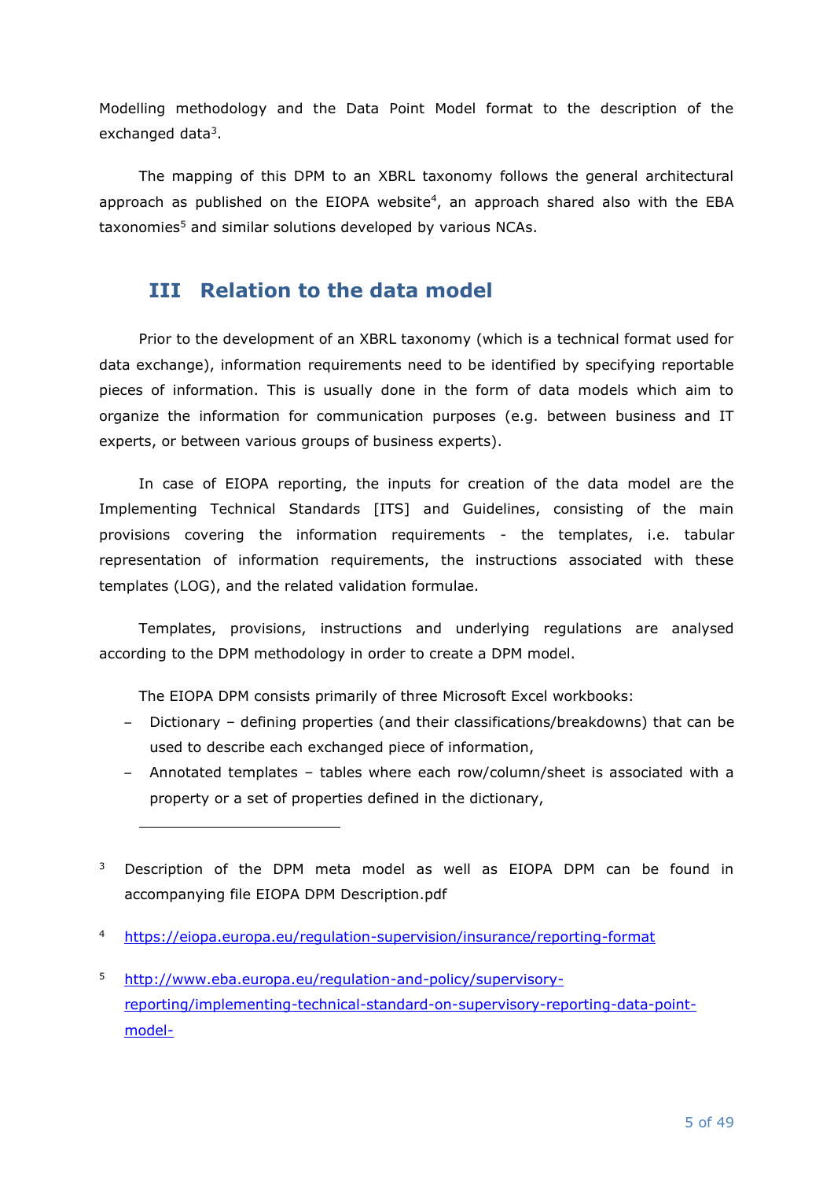Modelling methodology and the Data Point Model format to the description of the exchanged data[3].

The mapping of this DPM to an XBRL taxonomy follows the general architectural approach as published on the EIOPA website[4], an approach shared also with the EBA taxonomies[5] and similar solutions developed by various NCAs.

## III Relation to the data model

Prior to the development of an XBRL taxonomy (which is a technical format used for data exchange), information requirements need to be identified by specifying reportable pieces of information. This is usually done in the form of data models which aim to organize the information for communication purposes (e.g. between business and IT experts, or between various groups of business experts).

In case of EIOPA reporting, the inputs for creation of the data model are the Implementing Technical Standards [ITS] and Guidelines, consisting of the main provisions covering the information requirements - the templates, i.e. tabular representation of information requirements, the instructions associated with these templates (LOG), and the related validation formulae.

Templates, provisions, instructions and underlying regulations are analysed according to the DPM methodology in order to create a DPM model.

The EIOPA DPM consists primarily of three Microsoft Excel workbooks:

- Dictionary – defining properties (and their classifications/breakdowns) that can be used to describe each exchanged piece of information,
- Annotated templates – tables where each row/column/sheet is associated with a property or a set of properties defined in the dictionary,

---

[3] Description of the DPM meta model as well as EIOPA DPM can be found in accompanying file EIOPA DPM Description.pdf

[4] https://eiopa.europa.eu/regulation-supervision/insurance/reporting-format

[5] http://www.eba.europa.eu/regulation-and-policy/supervisory-reporting/implementing-technical-standard-on-supervisory-reporting-data-point-model-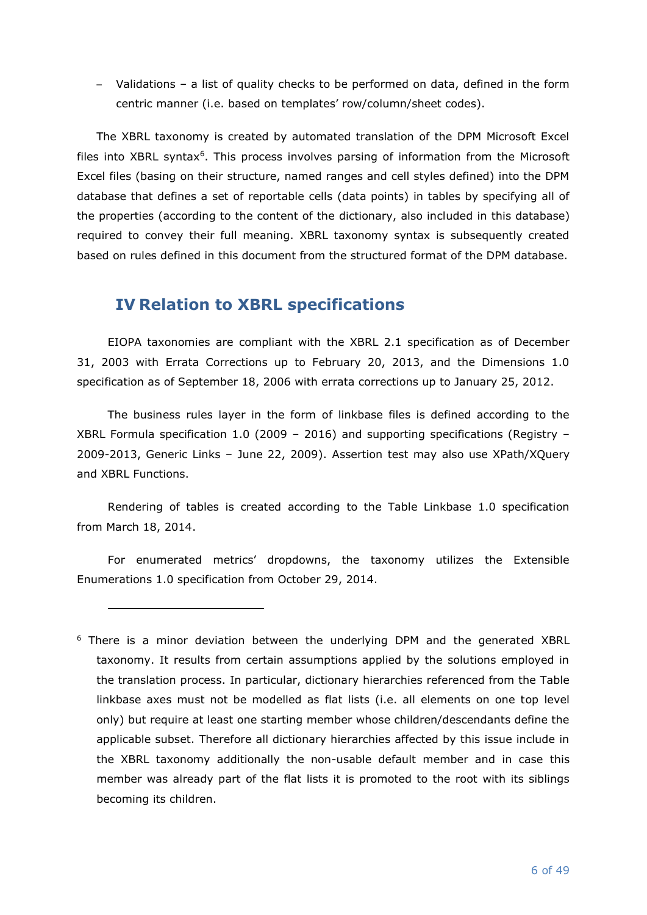– Validations – a list of quality checks to be performed on data, defined in the form centric manner (i.e. based on templates' row/column/sheet codes).

The XBRL taxonomy is created by automated translation of the DPM Microsoft Excel files into XBRL syntax[6]. This process involves parsing of information from the Microsoft Excel files (basing on their structure, named ranges and cell styles defined) into the DPM database that defines a set of reportable cells (data points) in tables by specifying all of the properties (according to the content of the dictionary, also included in this database) required to convey their full meaning. XBRL taxonomy syntax is subsequently created based on rules defined in this document from the structured format of the DPM database.

# IV Relation to XBRL specifications

EIOPA taxonomies are compliant with the XBRL 2.1 specification as of December 31, 2003 with Errata Corrections up to February 20, 2013, and the Dimensions 1.0 specification as of September 18, 2006 with errata corrections up to January 25, 2012.

The business rules layer in the form of linkbase files is defined according to the XBRL Formula specification 1.0 (2009 – 2016) and supporting specifications (Registry – 2009-2013, Generic Links – June 22, 2009). Assertion test may also use XPath/XQuery and XBRL Functions.

Rendering of tables is created according to the Table Linkbase 1.0 specification from March 18, 2014.

For enumerated metrics' dropdowns, the taxonomy utilizes the Extensible Enumerations 1.0 specification from October 29, 2014.

---

[6] There is a minor deviation between the underlying DPM and the generated XBRL taxonomy. It results from certain assumptions applied by the solutions employed in the translation process. In particular, dictionary hierarchies referenced from the Table linkbase axes must not be modelled as flat lists (i.e. all elements on one top level only) but require at least one starting member whose children/descendants define the applicable subset. Therefore all dictionary hierarchies affected by this issue include in the XBRL taxonomy additionally the non-usable default member and in case this member was already part of the flat lists it is promoted to the root with its siblings becoming its children.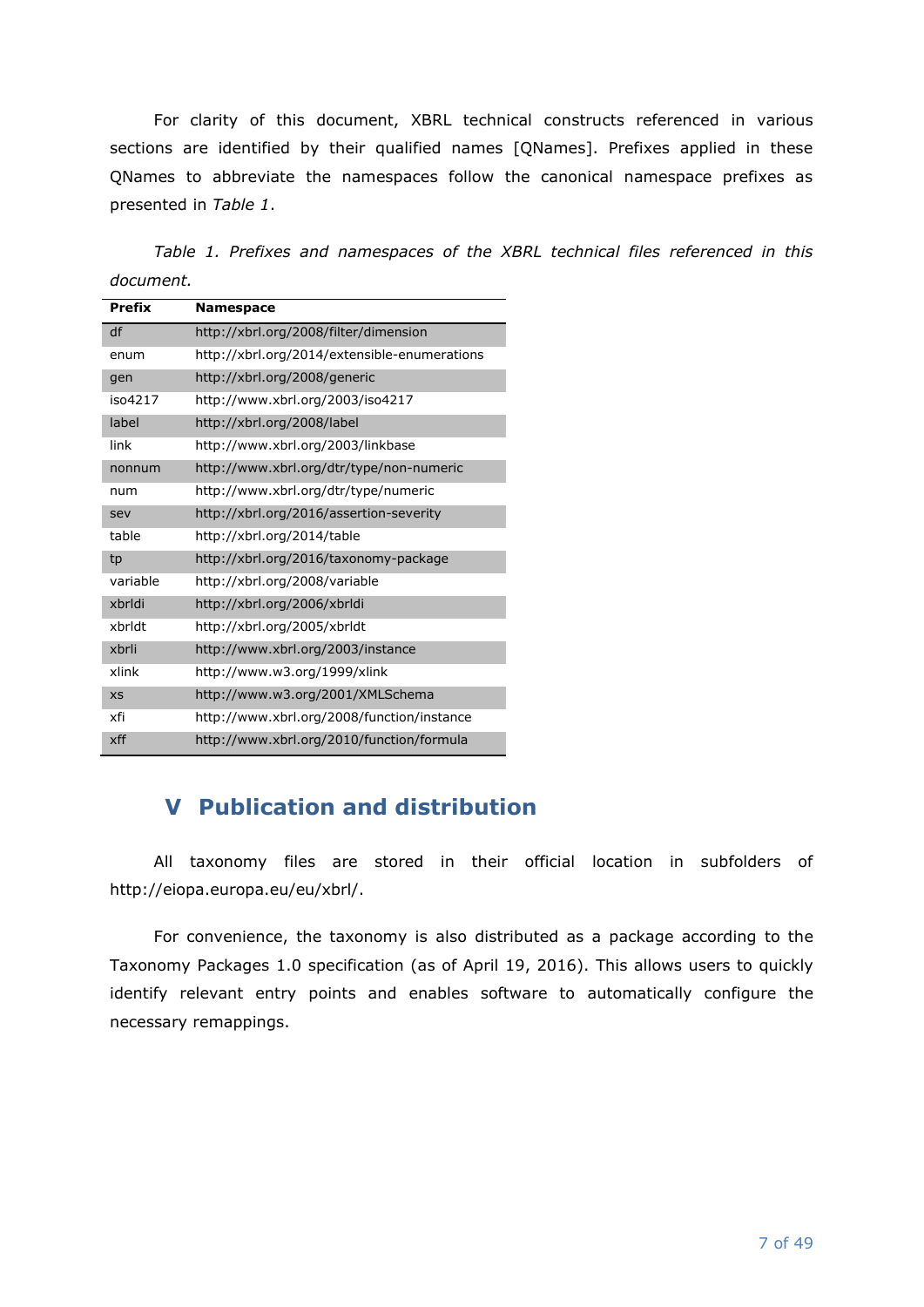For clarity of this document, XBRL technical constructs referenced in various sections are identified by their qualified names [QNames]. Prefixes applied in these QNames to abbreviate the namespaces follow the canonical namespace prefixes as presented in *Table 1*.

*Table 1. Prefixes and namespaces of the XBRL technical files referenced in this document.*

| Prefix | Namespace |
|---|---|
| df | http://xbrl.org/2008/filter/dimension |
| enum | http://xbrl.org/2014/extensible-enumerations |
| gen | http://xbrl.org/2008/generic |
| iso4217 | http://www.xbrl.org/2003/iso4217 |
| label | http://xbrl.org/2008/label |
| link | http://www.xbrl.org/2003/linkbase |
| nonnum | http://www.xbrl.org/dtr/type/non-numeric |
| num | http://www.xbrl.org/dtr/type/numeric |
| sev | http://xbrl.org/2016/assertion-severity |
| table | http://xbrl.org/2014/table |
| tp | http://xbrl.org/2016/taxonomy-package |
| variable | http://xbrl.org/2008/variable |
| xbrldi | http://xbrl.org/2006/xbrldi |
| xbrldt | http://xbrl.org/2005/xbrldt |
| xbrli | http://www.xbrl.org/2003/instance |
| xlink | http://www.w3.org/1999/xlink |
| xs | http://www.w3.org/2001/XMLSchema |
| xfi | http://www.xbrl.org/2008/function/instance |
| xff | http://www.xbrl.org/2010/function/formula |

# V Publication and distribution

All taxonomy files are stored in their official location in subfolders of http://eiopa.europa.eu/eu/xbrl/.

For convenience, the taxonomy is also distributed as a package according to the Taxonomy Packages 1.0 specification (as of April 19, 2016). This allows users to quickly identify relevant entry points and enables software to automatically configure the necessary remappings.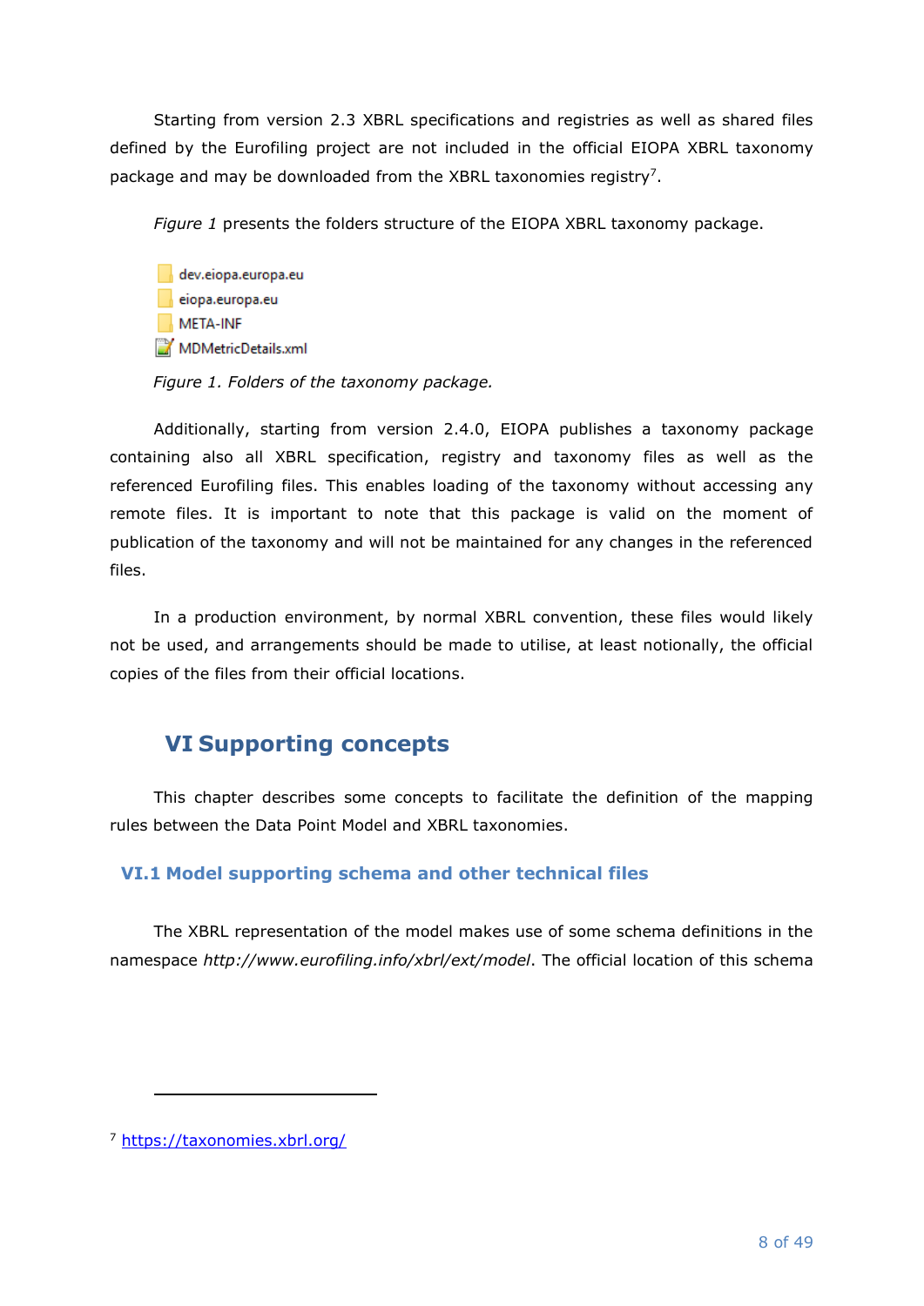Starting from version 2.3 XBRL specifications and registries as well as shared files defined by the Eurofiling project are not included in the official EIOPA XBRL taxonomy package and may be downloaded from the XBRL taxonomies registry[7].

*Figure 1* presents the folders structure of the EIOPA XBRL taxonomy package.

- dev.eiopa.europa.eu
- eiopa.europa.eu
- META-INF
- MDMetricDetails.xml

*Figure 1. Folders of the taxonomy package.*

Additionally, starting from version 2.4.0, EIOPA publishes a taxonomy package containing also all XBRL specification, registry and taxonomy files as well as the referenced Eurofiling files. This enables loading of the taxonomy without accessing any remote files. It is important to note that this package is valid on the moment of publication of the taxonomy and will not be maintained for any changes in the referenced files.

In a production environment, by normal XBRL convention, these files would likely not be used, and arrangements should be made to utilise, at least notionally, the official copies of the files from their official locations.

# VI Supporting concepts

This chapter describes some concepts to facilitate the definition of the mapping rules between the Data Point Model and XBRL taxonomies.

## VI.1 Model supporting schema and other technical files

The XBRL representation of the model makes use of some schema definitions in the namespace *http://www.eurofiling.info/xbrl/ext/model*. The official location of this schema

[7] https://taxonomies.xbrl.org/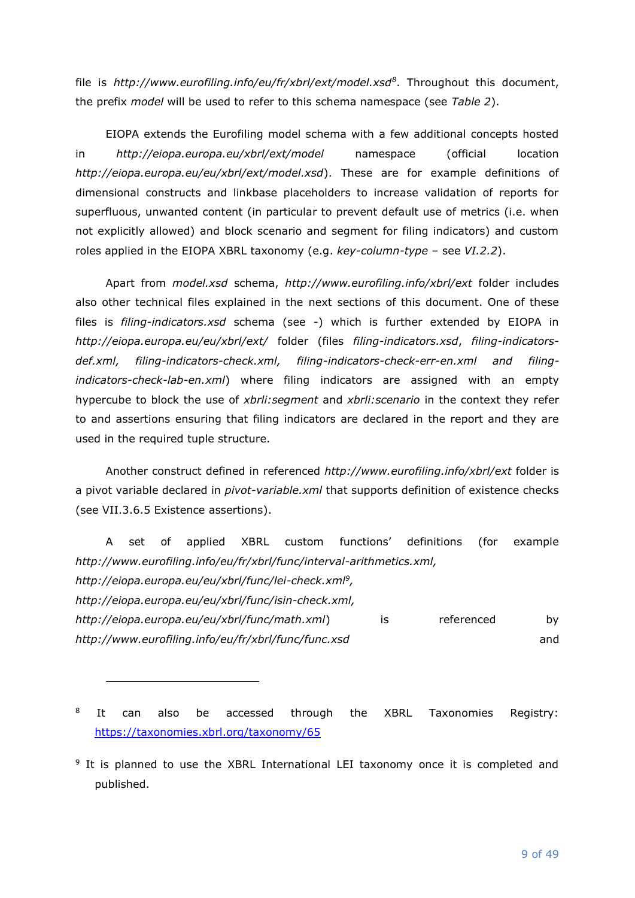file is *http://www.eurofiling.info/eu/fr/xbrl/ext/model.xsd*[8]. Throughout this document, the prefix *model* will be used to refer to this schema namespace (see *Table 2*).

EIOPA extends the Eurofiling model schema with a few additional concepts hosted in *http://eiopa.europa.eu/xbrl/ext/model* namespace (official location *http://eiopa.europa.eu/eu/xbrl/ext/model.xsd*). These are for example definitions of dimensional constructs and linkbase placeholders to increase validation of reports for superfluous, unwanted content (in particular to prevent default use of metrics (i.e. when not explicitly allowed) and block scenario and segment for filing indicators) and custom roles applied in the EIOPA XBRL taxonomy (e.g. *key-column-type* – see *VI.2.2*).

Apart from *model.xsd* schema, *http://www.eurofiling.info/xbrl/ext* folder includes also other technical files explained in the next sections of this document. One of these files is *filing-indicators.xsd* schema (see -) which is further extended by EIOPA in *http://eiopa.europa.eu/eu/xbrl/ext/* folder (files *filing-indicators.xsd*, *filing-indicators-def.xml, filing-indicators-check.xml, filing-indicators-check-err-en.xml and filing-indicators-check-lab-en.xml*) where filing indicators are assigned with an empty hypercube to block the use of *xbrli:segment* and *xbrli:scenario* in the context they refer to and assertions ensuring that filing indicators are declared in the report and they are used in the required tuple structure.

Another construct defined in referenced *http://www.eurofiling.info/xbrl/ext* folder is a pivot variable declared in *pivot-variable.xml* that supports definition of existence checks (see VII.3.6.5 Existence assertions).

A set of applied XBRL custom functions' definitions (for example *http://www.eurofiling.info/eu/fr/xbrl/func/interval-arithmetics.xml, http://eiopa.europa.eu/eu/xbrl/func/lei-check.xml*[9]*, http://eiopa.europa.eu/eu/xbrl/func/isin-check.xml, http://eiopa.europa.eu/eu/xbrl/func/math.xml*) is referenced by *http://www.eurofiling.info/eu/fr/xbrl/func/func.xsd* and

---

[8] It can also be accessed through the XBRL Taxonomies Registry: https://taxonomies.xbrl.org/taxonomy/65

[9] It is planned to use the XBRL International LEI taxonomy once it is completed and published.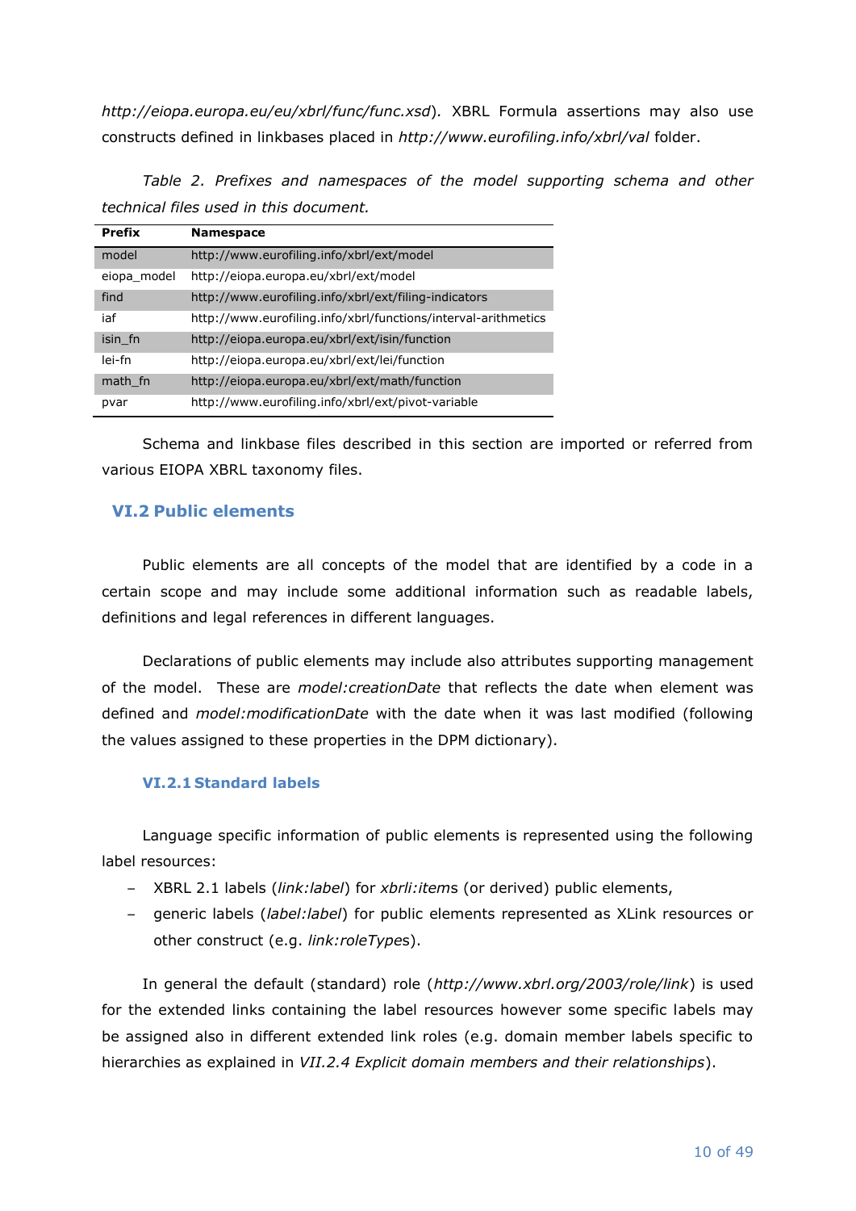*http://eiopa.europa.eu/eu/xbrl/func/func.xsd*). XBRL Formula assertions may also use constructs defined in linkbases placed in *http://www.eurofiling.info/xbrl/val* folder.

*Table 2. Prefixes and namespaces of the model supporting schema and other technical files used in this document.*

| Prefix | Namespace |
|---|---|
| model | http://www.eurofiling.info/xbrl/ext/model |
| eiopa_model | http://eiopa.europa.eu/xbrl/ext/model |
| find | http://www.eurofiling.info/xbrl/ext/filing-indicators |
| iaf | http://www.eurofiling.info/xbrl/functions/interval-arithmetics |
| isin_fn | http://eiopa.europa.eu/xbrl/ext/isin/function |
| lei-fn | http://eiopa.europa.eu/xbrl/ext/lei/function |
| math_fn | http://eiopa.europa.eu/xbrl/ext/math/function |
| pvar | http://www.eurofiling.info/xbrl/ext/pivot-variable |

Schema and linkbase files described in this section are imported or referred from various EIOPA XBRL taxonomy files.

## VI.2 Public elements

Public elements are all concepts of the model that are identified by a code in a certain scope and may include some additional information such as readable labels, definitions and legal references in different languages.

Declarations of public elements may include also attributes supporting management of the model. These are *model:creationDate* that reflects the date when element was defined and *model:modificationDate* with the date when it was last modified (following the values assigned to these properties in the DPM dictionary).

### VI.2.1 Standard labels

Language specific information of public elements is represented using the following label resources:

- XBRL 2.1 labels (*link:label*) for *xbrli:item*s (or derived) public elements,
- generic labels (*label:label*) for public elements represented as XLink resources or other construct (e.g. *link:roleType*s).

In general the default (standard) role (*http://www.xbrl.org/2003/role/link*) is used for the extended links containing the label resources however some specific labels may be assigned also in different extended link roles (e.g. domain member labels specific to hierarchies as explained in *VII.2.4 Explicit domain members and their relationships*).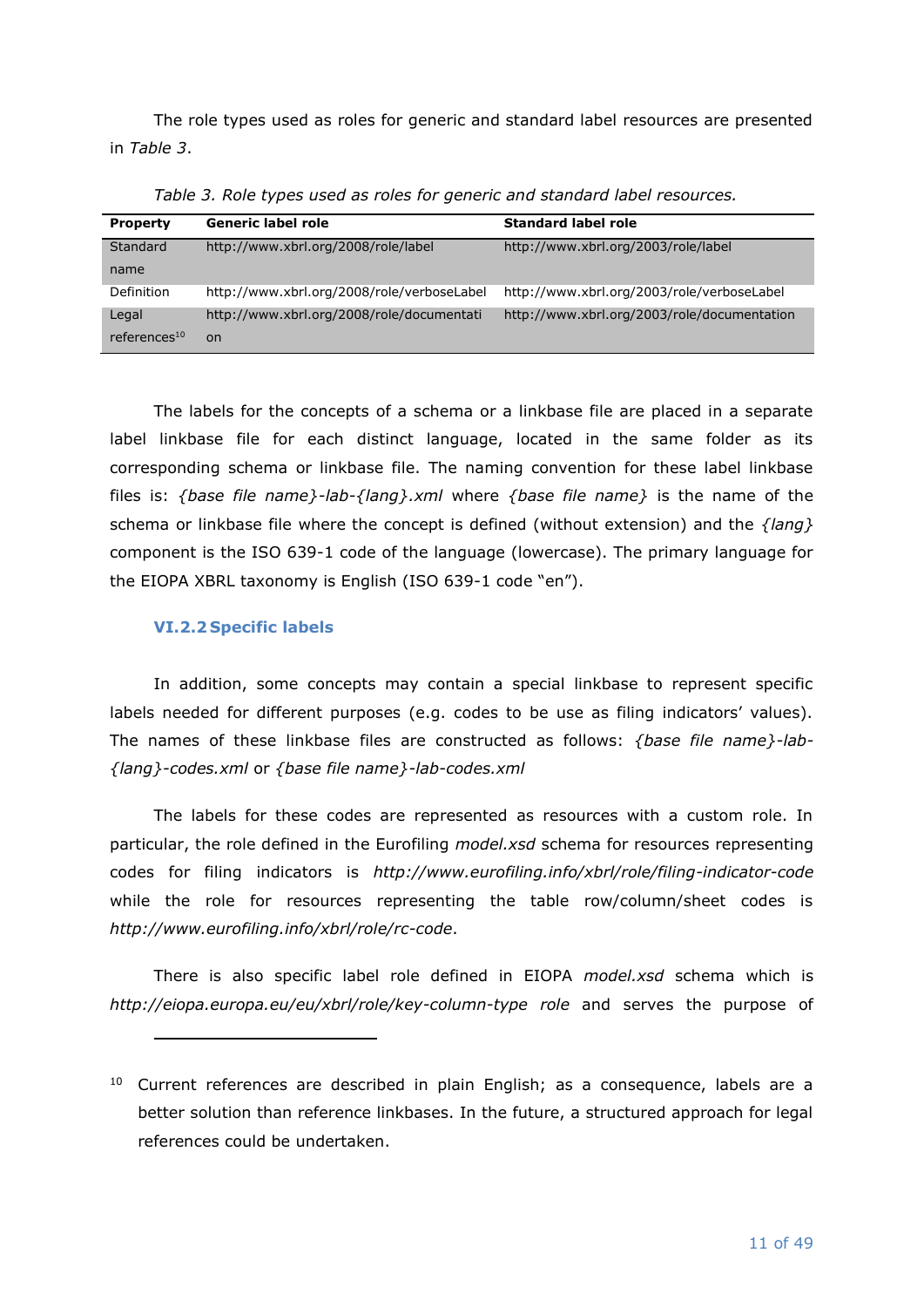The role types used as roles for generic and standard label resources are presented in *Table 3*.

*Table 3. Role types used as roles for generic and standard label resources.*

| Property | Generic label role | Standard label role |
|---|---|---|
| Standard name | http://www.xbrl.org/2008/role/label | http://www.xbrl.org/2003/role/label |
| Definition | http://www.xbrl.org/2008/role/verboseLabel | http://www.xbrl.org/2003/role/verboseLabel |
| Legal references[10] | http://www.xbrl.org/2008/role/documentation | http://www.xbrl.org/2003/role/documentation |

The labels for the concepts of a schema or a linkbase file are placed in a separate label linkbase file for each distinct language, located in the same folder as its corresponding schema or linkbase file. The naming convention for these label linkbase files is: *{base file name}-lab-{lang}.xml* where *{base file name}* is the name of the schema or linkbase file where the concept is defined (without extension) and the *{lang}* component is the ISO 639-1 code of the language (lowercase). The primary language for the EIOPA XBRL taxonomy is English (ISO 639-1 code "en").

### VI.2.2 Specific labels

In addition, some concepts may contain a special linkbase to represent specific labels needed for different purposes (e.g. codes to be use as filing indicators' values). The names of these linkbase files are constructed as follows: *{base file name}-lab-{lang}-codes.xml* or *{base file name}-lab-codes.xml*

The labels for these codes are represented as resources with a custom role. In particular, the role defined in the Eurofiling *model.xsd* schema for resources representing codes for filing indicators is *http://www.eurofiling.info/xbrl/role/filing-indicator-code* while the role for resources representing the table row/column/sheet codes is *http://www.eurofiling.info/xbrl/role/rc-code*.

There is also specific label role defined in EIOPA *model.xsd* schema which is *http://eiopa.europa.eu/eu/xbrl/role/key-column-type role* and serves the purpose of

---

[10] Current references are described in plain English; as a consequence, labels are a better solution than reference linkbases. In the future, a structured approach for legal references could be undertaken.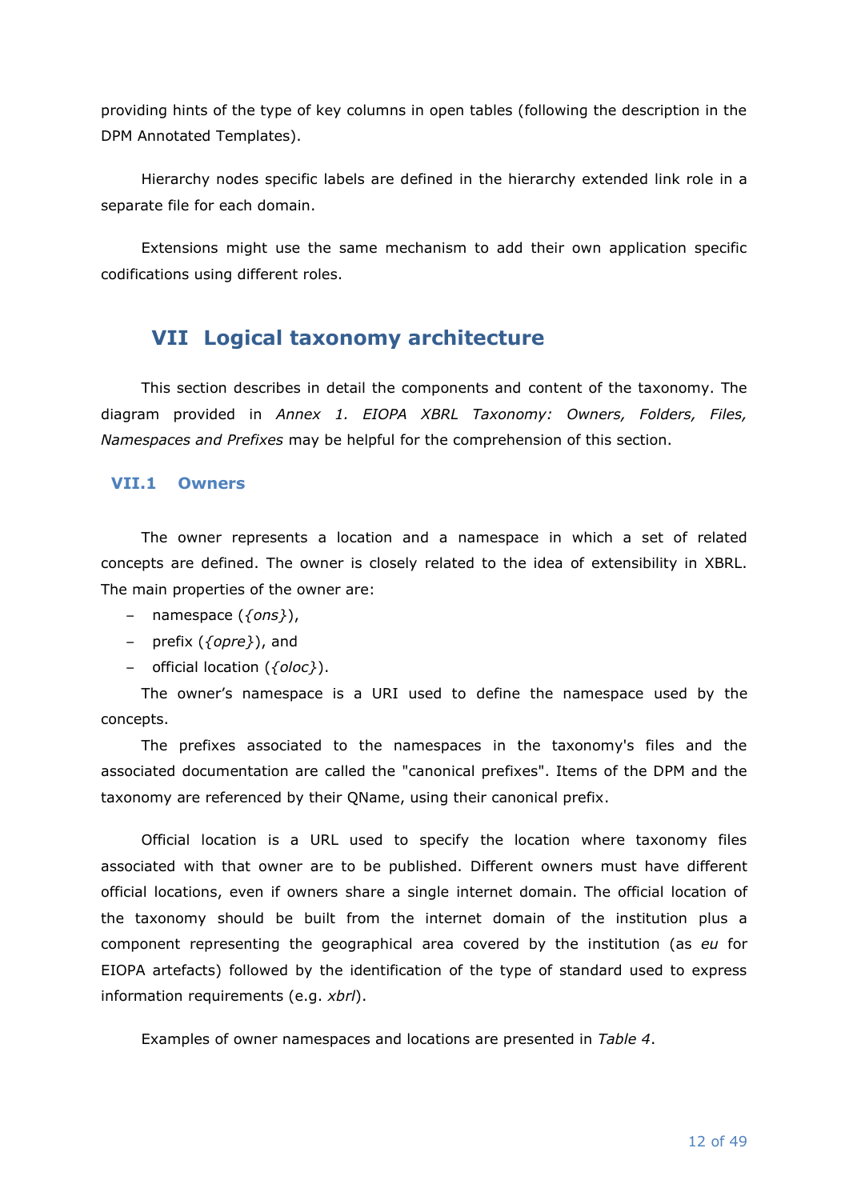providing hints of the type of key columns in open tables (following the description in the DPM Annotated Templates).

Hierarchy nodes specific labels are defined in the hierarchy extended link role in a separate file for each domain.

Extensions might use the same mechanism to add their own application specific codifications using different roles.

# VII Logical taxonomy architecture

This section describes in detail the components and content of the taxonomy. The diagram provided in *Annex 1. EIOPA XBRL Taxonomy: Owners, Folders, Files, Namespaces and Prefixes* may be helpful for the comprehension of this section.

## VII.1 Owners

The owner represents a location and a namespace in which a set of related concepts are defined. The owner is closely related to the idea of extensibility in XBRL. The main properties of the owner are:

- namespace (*{ons}*),
- prefix (*{opre}*), and
- official location (*{oloc}*).

The owner's namespace is a URI used to define the namespace used by the concepts.

The prefixes associated to the namespaces in the taxonomy's files and the associated documentation are called the "canonical prefixes". Items of the DPM and the taxonomy are referenced by their QName, using their canonical prefix.

Official location is a URL used to specify the location where taxonomy files associated with that owner are to be published. Different owners must have different official locations, even if owners share a single internet domain. The official location of the taxonomy should be built from the internet domain of the institution plus a component representing the geographical area covered by the institution (as *eu* for EIOPA artefacts) followed by the identification of the type of standard used to express information requirements (e.g. *xbrl*).

Examples of owner namespaces and locations are presented in *Table 4*.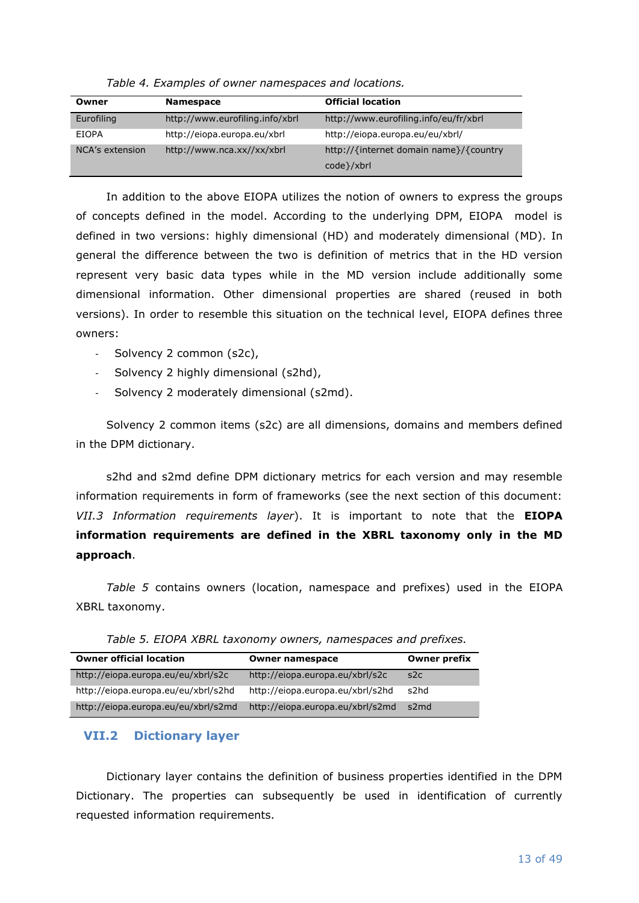*Table 4. Examples of owner namespaces and locations.*

| Owner | Namespace | Official location |
|---|---|---|
| Eurofiling | http://www.eurofiling.info/xbrl | http://www.eurofiling.info/eu/fr/xbrl |
| EIOPA | http://eiopa.europa.eu/xbrl | http://eiopa.europa.eu/eu/xbrl/ |
| NCA's extension | http://www.nca.xx//xx/xbrl | http://{internet domain name}/{country code}/xbrl |

In addition to the above EIOPA utilizes the notion of owners to express the groups of concepts defined in the model. According to the underlying DPM, EIOPA model is defined in two versions: highly dimensional (HD) and moderately dimensional (MD). In general the difference between the two is definition of metrics that in the HD version represent very basic data types while in the MD version include additionally some dimensional information. Other dimensional properties are shared (reused in both versions). In order to resemble this situation on the technical level, EIOPA defines three owners:

- Solvency 2 common (s2c),
- Solvency 2 highly dimensional (s2hd),
- Solvency 2 moderately dimensional (s2md).

Solvency 2 common items (s2c) are all dimensions, domains and members defined in the DPM dictionary.

s2hd and s2md define DPM dictionary metrics for each version and may resemble information requirements in form of frameworks (see the next section of this document: *VII.3 Information requirements layer*). It is important to note that the **EIOPA information requirements are defined in the XBRL taxonomy only in the MD approach**.

*Table 5* contains owners (location, namespace and prefixes) used in the EIOPA XBRL taxonomy.

*Table 5. EIOPA XBRL taxonomy owners, namespaces and prefixes.*

| Owner official location | Owner namespace | Owner prefix |
|---|---|---|
| http://eiopa.europa.eu/eu/xbrl/s2c | http://eiopa.europa.eu/xbrl/s2c | s2c |
| http://eiopa.europa.eu/eu/xbrl/s2hd | http://eiopa.europa.eu/xbrl/s2hd | s2hd |
| http://eiopa.europa.eu/eu/xbrl/s2md | http://eiopa.europa.eu/xbrl/s2md | s2md |

## VII.2 Dictionary layer

Dictionary layer contains the definition of business properties identified in the DPM Dictionary. The properties can subsequently be used in identification of currently requested information requirements.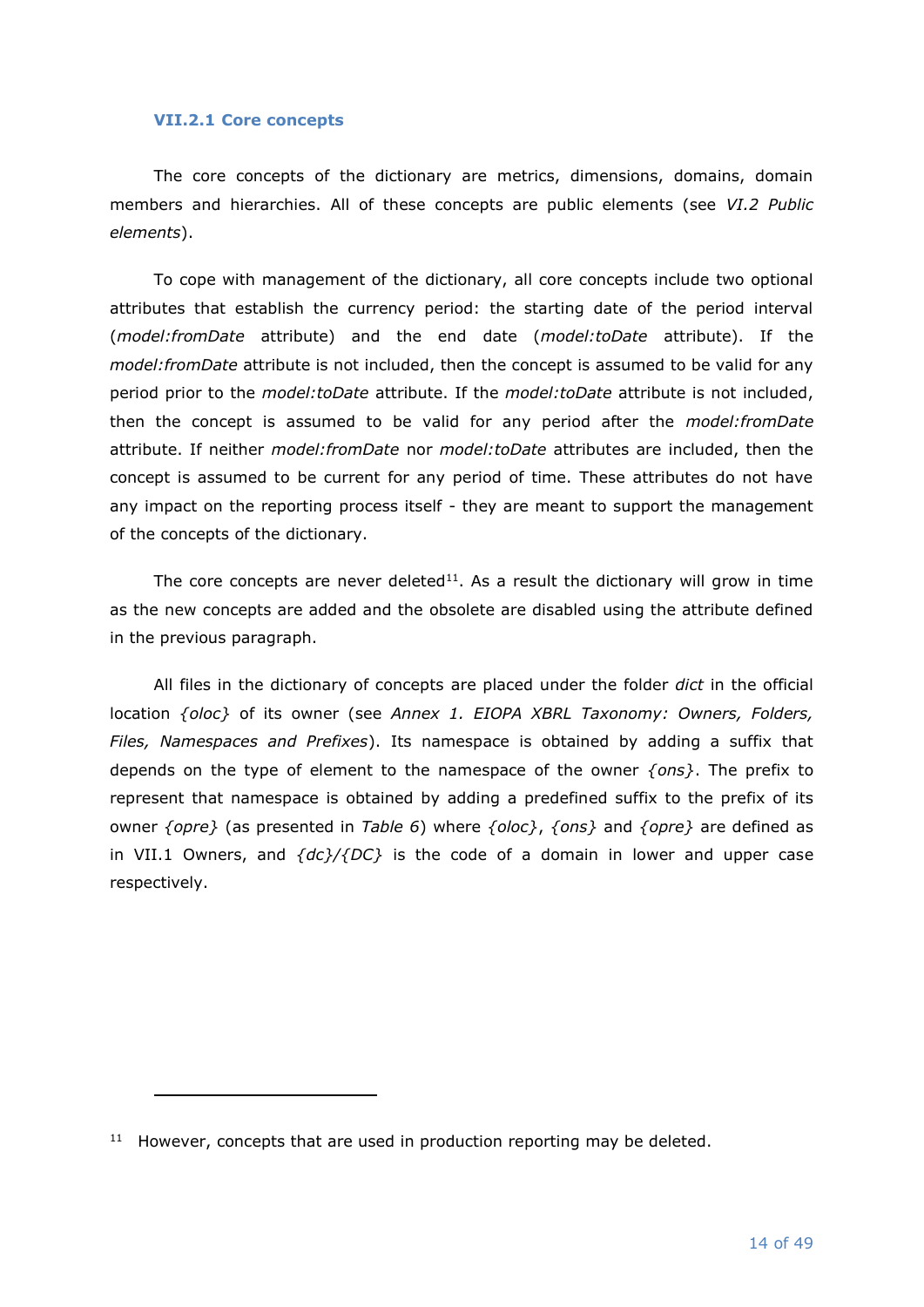### VII.2.1 Core concepts

The core concepts of the dictionary are metrics, dimensions, domains, domain members and hierarchies. All of these concepts are public elements (see *VI.2 Public elements*).

To cope with management of the dictionary, all core concepts include two optional attributes that establish the currency period: the starting date of the period interval (*model:fromDate* attribute) and the end date (*model:toDate* attribute). If the *model:fromDate* attribute is not included, then the concept is assumed to be valid for any period prior to the *model:toDate* attribute. If the *model:toDate* attribute is not included, then the concept is assumed to be valid for any period after the *model:fromDate* attribute. If neither *model:fromDate* nor *model:toDate* attributes are included, then the concept is assumed to be current for any period of time. These attributes do not have any impact on the reporting process itself - they are meant to support the management of the concepts of the dictionary.

The core concepts are never deleted[11]. As a result the dictionary will grow in time as the new concepts are added and the obsolete are disabled using the attribute defined in the previous paragraph.

All files in the dictionary of concepts are placed under the folder *dict* in the official location *{oloc}* of its owner (see *Annex 1. EIOPA XBRL Taxonomy: Owners, Folders, Files, Namespaces and Prefixes*). Its namespace is obtained by adding a suffix that depends on the type of element to the namespace of the owner *{ons}*. The prefix to represent that namespace is obtained by adding a predefined suffix to the prefix of its owner *{opre}* (as presented in *Table 6*) where *{oloc}*, *{ons}* and *{opre}* are defined as in VII.1 Owners, and *{dc}*/*{DC}* is the code of a domain in lower and upper case respectively.

---

[11] However, concepts that are used in production reporting may be deleted.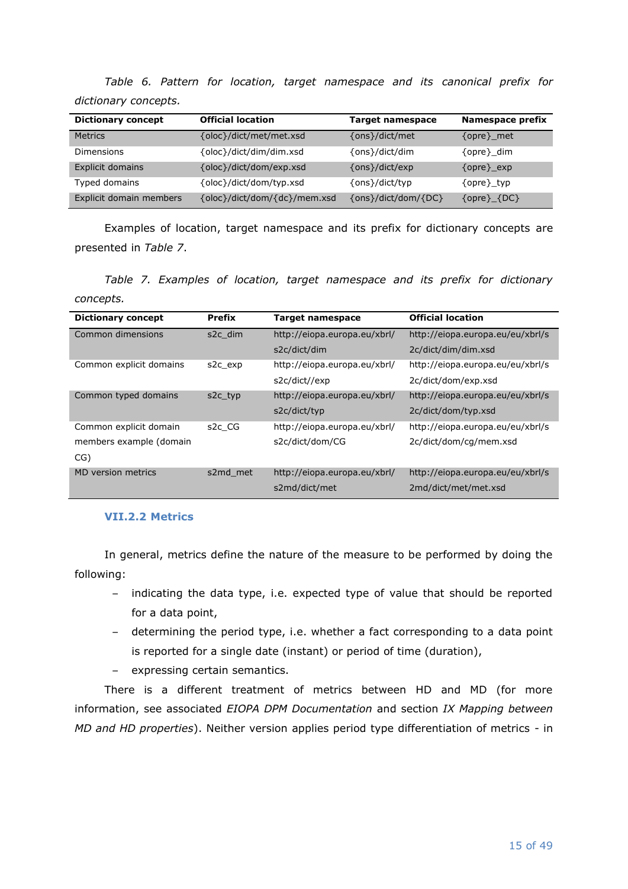*Table 6. Pattern for location, target namespace and its canonical prefix for dictionary concepts.*

| Dictionary concept | Official location | Target namespace | Namespace prefix |
|---|---|---|---|
| Metrics | {oloc}/dict/met/met.xsd | {ons}/dict/met | {opre}_met |
| Dimensions | {oloc}/dict/dim/dim.xsd | {ons}/dict/dim | {opre}_dim |
| Explicit domains | {oloc}/dict/dom/exp.xsd | {ons}/dict/exp | {opre}_exp |
| Typed domains | {oloc}/dict/dom/typ.xsd | {ons}/dict/typ | {opre}_typ |
| Explicit domain members | {oloc}/dict/dom/{dc}/mem.xsd | {ons}/dict/dom/{DC} | {opre}_{DC} |

Examples of location, target namespace and its prefix for dictionary concepts are presented in *Table 7*.

*Table 7. Examples of location, target namespace and its prefix for dictionary concepts.*

| Dictionary concept | Prefix | Target namespace | Official location |
|---|---|---|---|
| Common dimensions | s2c_dim | http://eiopa.europa.eu/xbrl/s2c/dict/dim | http://eiopa.europa.eu/eu/xbrl/s2c/dict/dim/dim.xsd |
| Common explicit domains | s2c_exp | http://eiopa.europa.eu/xbrl/s2c/dict//exp | http://eiopa.europa.eu/eu/xbrl/s2c/dict/dom/exp.xsd |
| Common typed domains | s2c_typ | http://eiopa.europa.eu/xbrl/s2c/dict/typ | http://eiopa.europa.eu/eu/xbrl/s2c/dict/dom/typ.xsd |
| Common explicit domain members example (domain CG) | s2c_CG | http://eiopa.europa.eu/xbrl/s2c/dict/dom/CG | http://eiopa.europa.eu/eu/xbrl/s2c/dict/dom/cg/mem.xsd |
| MD version metrics | s2md_met | http://eiopa.europa.eu/xbrl/s2md/dict/met | http://eiopa.europa.eu/eu/xbrl/s2md/dict/met/met.xsd |

### VII.2.2 Metrics

In general, metrics define the nature of the measure to be performed by doing the following:

- indicating the data type, i.e. expected type of value that should be reported for a data point,
- determining the period type, i.e. whether a fact corresponding to a data point is reported for a single date (instant) or period of time (duration),
- expressing certain semantics.

There is a different treatment of metrics between HD and MD (for more information, see associated *EIOPA DPM Documentation* and section *IX Mapping between MD and HD properties*). Neither version applies period type differentiation of metrics - in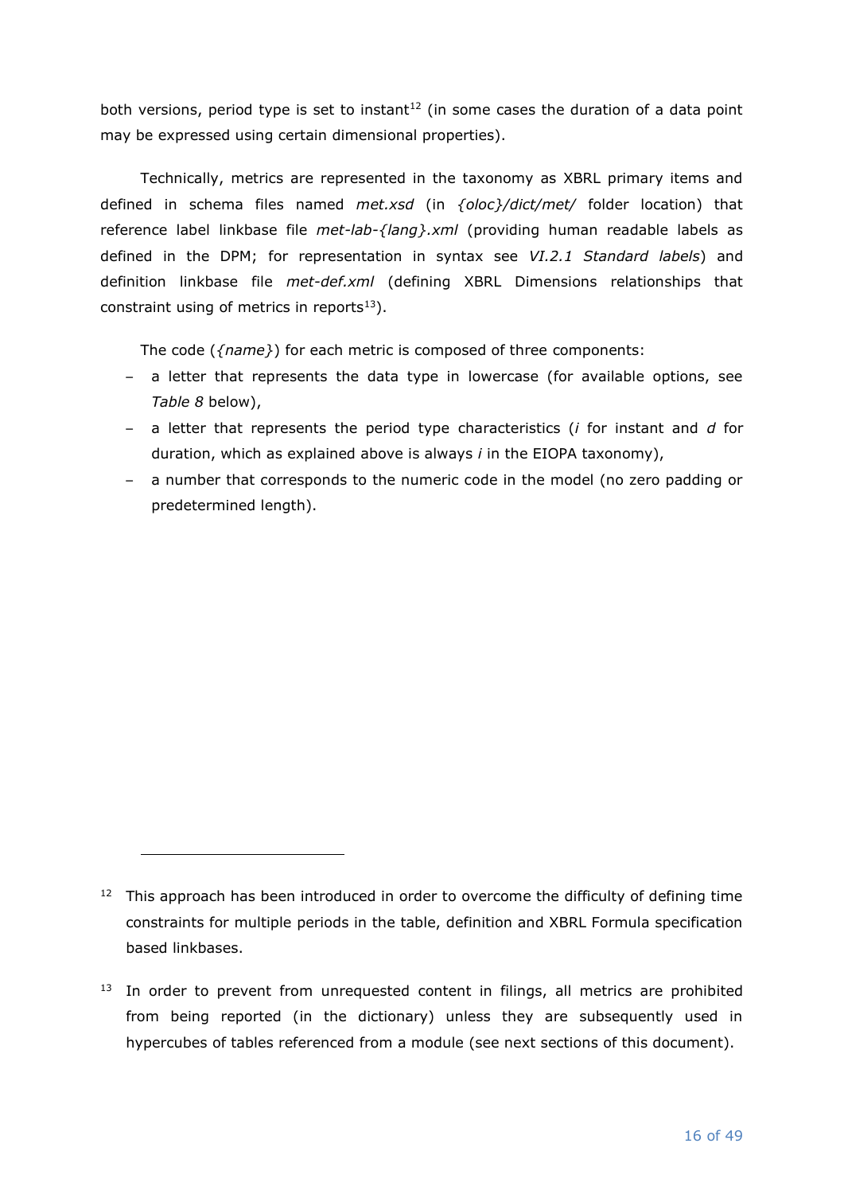both versions, period type is set to instant[12] (in some cases the duration of a data point may be expressed using certain dimensional properties).

Technically, metrics are represented in the taxonomy as XBRL primary items and defined in schema files named *met.xsd* (in *{oloc}/dict/met/* folder location) that reference label linkbase file *met-lab-{lang}.xml* (providing human readable labels as defined in the DPM; for representation in syntax see *VI.2.1 Standard labels*) and definition linkbase file *met-def.xml* (defining XBRL Dimensions relationships that constraint using of metrics in reports[13]).

The code (*{name}*) for each metric is composed of three components:

- a letter that represents the data type in lowercase (for available options, see *Table 8* below),
- a letter that represents the period type characteristics (*i* for instant and *d* for duration, which as explained above is always *i* in the EIOPA taxonomy),
- a number that corresponds to the numeric code in the model (no zero padding or predetermined length).

---

[12] This approach has been introduced in order to overcome the difficulty of defining time constraints for multiple periods in the table, definition and XBRL Formula specification based linkbases.

[13] In order to prevent from unrequested content in filings, all metrics are prohibited from being reported (in the dictionary) unless they are subsequently used in hypercubes of tables referenced from a module (see next sections of this document).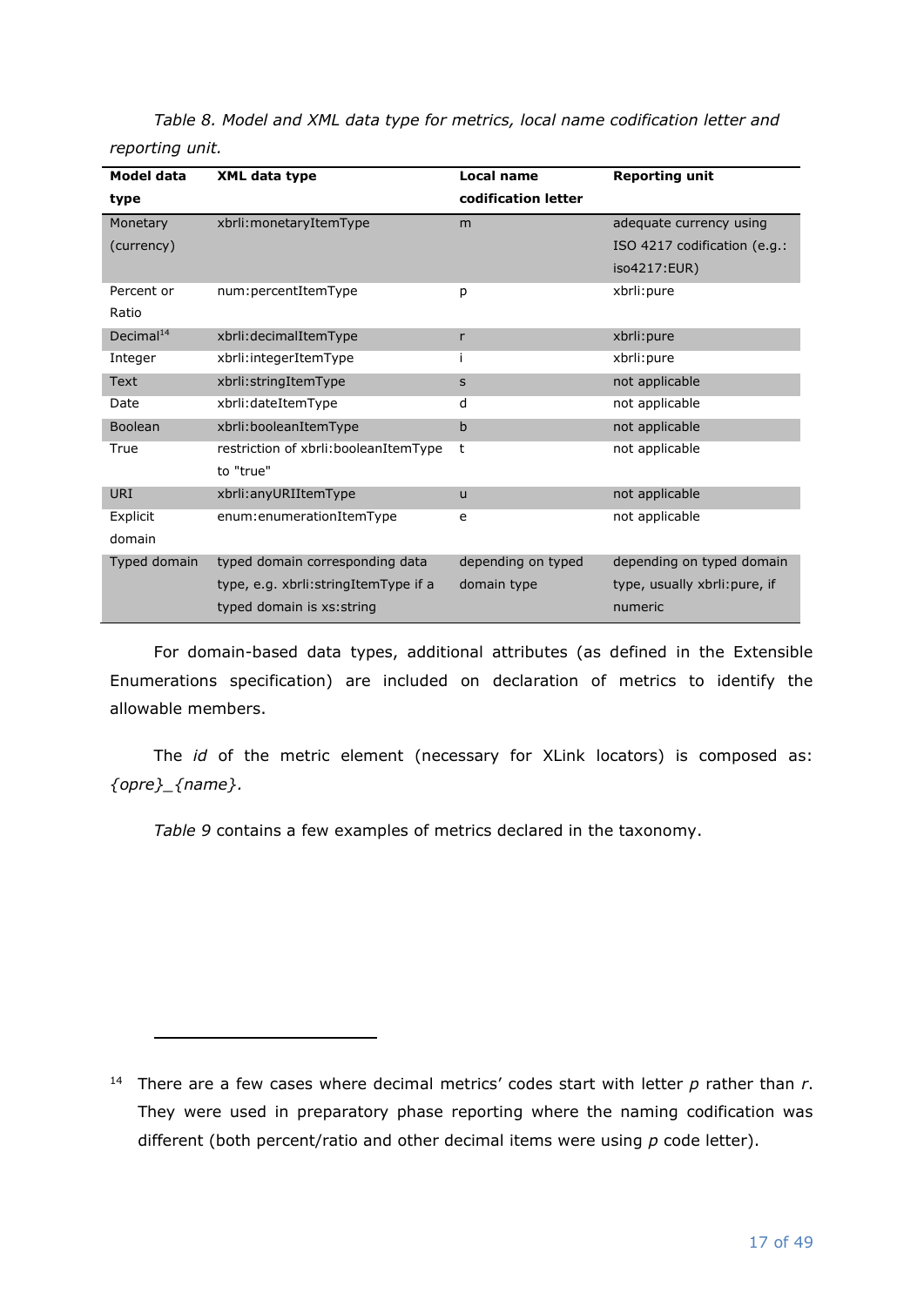*Table 8. Model and XML data type for metrics, local name codification letter and reporting unit.*

| Model data type | XML data type | Local name codification letter | Reporting unit |
| --- | --- | --- | --- |
| Monetary (currency) | xbrli:monetaryItemType | m | adequate currency using ISO 4217 codification (e.g.: iso4217:EUR) |
| Percent or Ratio | num:percentItemType | p | xbrli:pure |
| Decimal[14] | xbrli:decimalItemType | r | xbrli:pure |
| Integer | xbrli:integerItemType | i | xbrli:pure |
| Text | xbrli:stringItemType | s | not applicable |
| Date | xbrli:dateItemType | d | not applicable |
| Boolean | xbrli:booleanItemType | b | not applicable |
| True | restriction of xbrli:booleanItemType to "true" | t | not applicable |
| URI | xbrli:anyURIItemType | u | not applicable |
| Explicit domain | enum:enumerationItemType | e | not applicable |
| Typed domain | typed domain corresponding data type, e.g. xbrli:stringItemType if a typed domain is xs:string | depending on typed domain type | depending on typed domain type, usually xbrli:pure, if numeric |

For domain-based data types, additional attributes (as defined in the Extensible Enumerations specification) are included on declaration of metrics to identify the allowable members.

The *id* of the metric element (necessary for XLink locators) is composed as: *{opre}_{name}.*

*Table 9* contains a few examples of metrics declared in the taxonomy.

---

[14] There are a few cases where decimal metrics' codes start with letter *p* rather than *r*. They were used in preparatory phase reporting where the naming codification was different (both percent/ratio and other decimal items were using *p* code letter).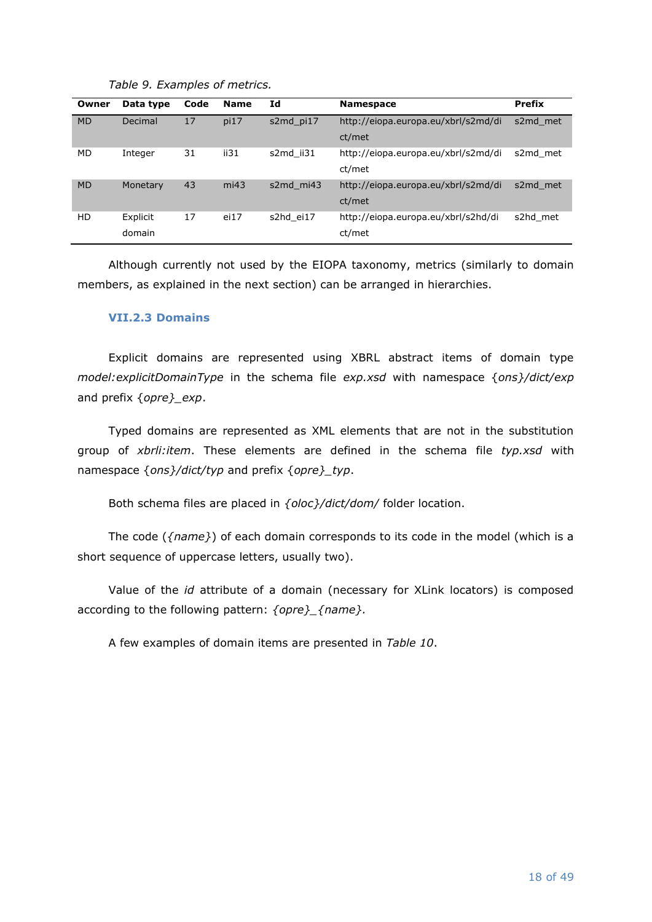*Table 9. Examples of metrics.*

| Owner | Data type | Code | Name | Id | Namespace | Prefix |
|---|---|---|---|---|---|---|
| MD | Decimal | 17 | pi17 | s2md_pi17 | http://eiopa.europa.eu/xbrl/s2md/dict/met | s2md_met |
| MD | Integer | 31 | ii31 | s2md_ii31 | http://eiopa.europa.eu/xbrl/s2md/dict/met | s2md_met |
| MD | Monetary | 43 | mi43 | s2md_mi43 | http://eiopa.europa.eu/xbrl/s2md/dict/met | s2md_met |
| HD | Explicit domain | 17 | ei17 | s2hd_ei17 | http://eiopa.europa.eu/xbrl/s2hd/dict/met | s2hd_met |

Although currently not used by the EIOPA taxonomy, metrics (similarly to domain members, as explained in the next section) can be arranged in hierarchies.

### VII.2.3 Domains

Explicit domains are represented using XBRL abstract items of domain type *model:explicitDomainType* in the schema file *exp.xsd* with namespace *{ons}/dict/exp* and prefix *{opre}_exp*.

Typed domains are represented as XML elements that are not in the substitution group of *xbrli:item*. These elements are defined in the schema file *typ.xsd* with namespace *{ons}/dict/typ* and prefix *{opre}_typ*.

Both schema files are placed in *{oloc}/dict/dom/* folder location.

The code (*{name}*) of each domain corresponds to its code in the model (which is a short sequence of uppercase letters, usually two).

Value of the *id* attribute of a domain (necessary for XLink locators) is composed according to the following pattern: *{opre}_{name}.*

A few examples of domain items are presented in *Table 10*.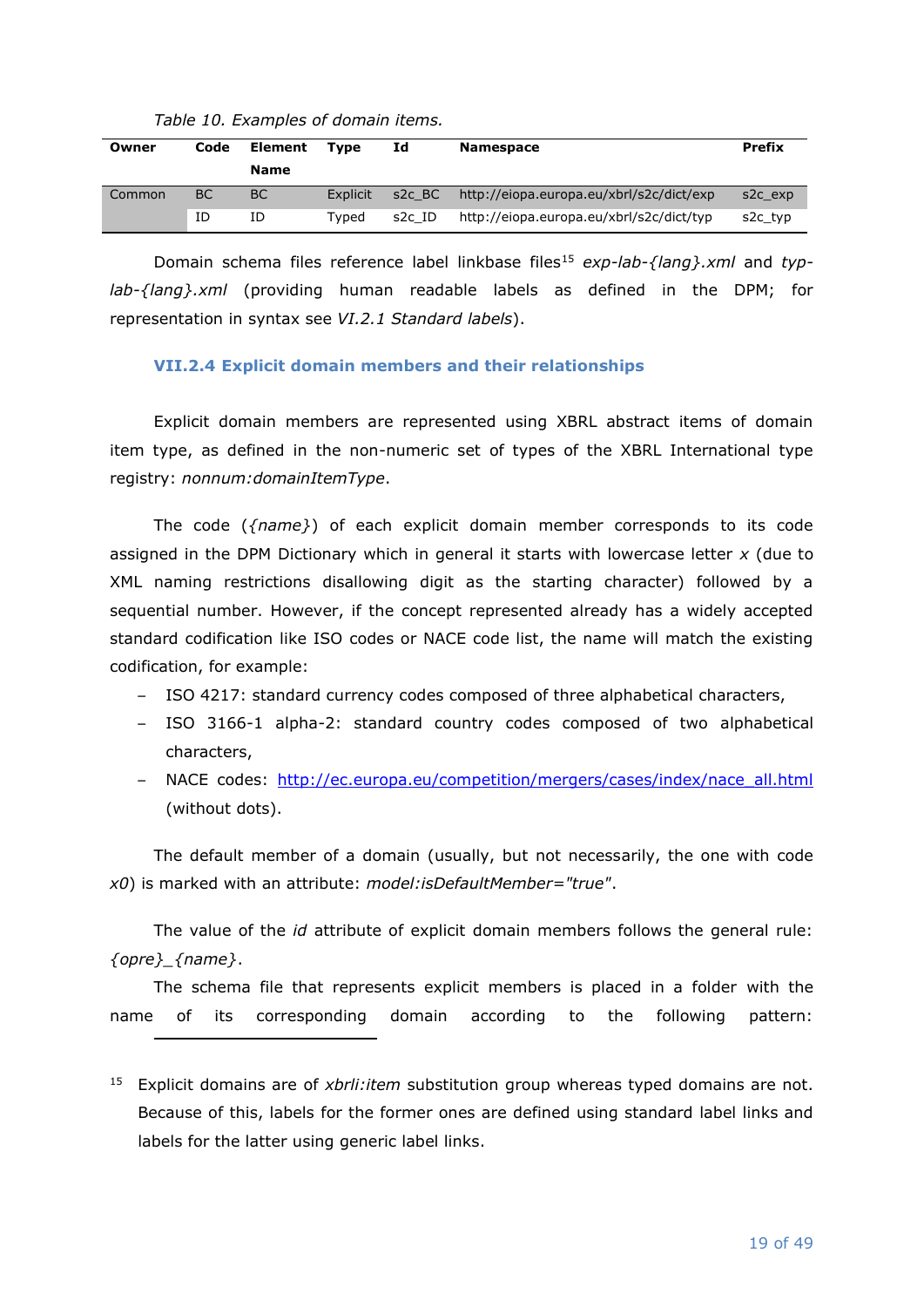*Table 10. Examples of domain items.*

| Owner | Code | Element Name | Type | Id | Namespace | Prefix |
|---|---|---|---|---|---|---|
| Common | BC | BC | Explicit | s2c_BC | http://eiopa.europa.eu/xbrl/s2c/dict/exp | s2c_exp |
| | ID | ID | Typed | s2c_ID | http://eiopa.europa.eu/xbrl/s2c/dict/typ | s2c_typ |

Domain schema files reference label linkbase files[15] *exp-lab-{lang}.xml* and *typ-lab-{lang}.xml* (providing human readable labels as defined in the DPM; for representation in syntax see *VI.2.1 Standard labels*).

### VII.2.4 Explicit domain members and their relationships

Explicit domain members are represented using XBRL abstract items of domain item type, as defined in the non-numeric set of types of the XBRL International type registry: *nonnum:domainItemType*.

The code (*{name}*) of each explicit domain member corresponds to its code assigned in the DPM Dictionary which in general it starts with lowercase letter *x* (due to XML naming restrictions disallowing digit as the starting character) followed by a sequential number. However, if the concept represented already has a widely accepted standard codification like ISO codes or NACE code list, the name will match the existing codification, for example:

- ISO 4217: standard currency codes composed of three alphabetical characters,
- ISO 3166-1 alpha-2: standard country codes composed of two alphabetical characters,
- NACE codes: http://ec.europa.eu/competition/mergers/cases/index/nace_all.html (without dots).

The default member of a domain (usually, but not necessarily, the one with code *x0*) is marked with an attribute: *model:isDefaultMember="true"*.

The value of the *id* attribute of explicit domain members follows the general rule: *{opre}_{name}*.

The schema file that represents explicit members is placed in a folder with the name of its corresponding domain according to the following pattern:

---

[15] Explicit domains are of *xbrli:item* substitution group whereas typed domains are not. Because of this, labels for the former ones are defined using standard label links and labels for the latter using generic label links.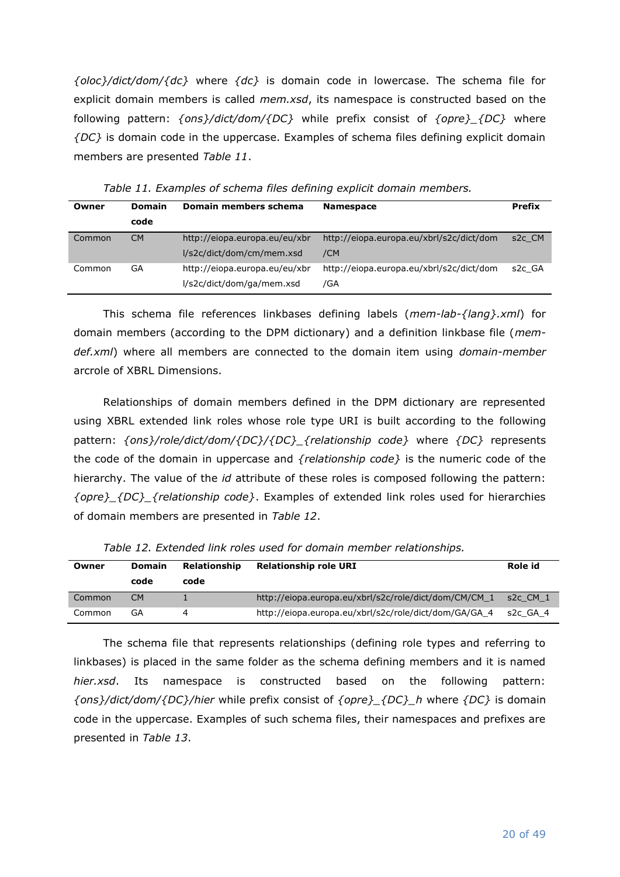*{oloc}/dict/dom/{dc}* where *{dc}* is domain code in lowercase. The schema file for explicit domain members is called *mem.xsd*, its namespace is constructed based on the following pattern: *{ons}/dict/dom/{DC}* while prefix consist of *{opre}_{DC}* where *{DC}* is domain code in the uppercase. Examples of schema files defining explicit domain members are presented *Table 11*.

*Table 11. Examples of schema files defining explicit domain members.*

| Owner | Domain code | Domain members schema | Namespace | Prefix |
|---|---|---|---|---|
| Common | CM | http://eiopa.europa.eu/eu/xbrl/s2c/dict/dom/cm/mem.xsd | http://eiopa.europa.eu/xbrl/s2c/dict/dom/CM | s2c_CM |
| Common | GA | http://eiopa.europa.eu/eu/xbrl/s2c/dict/dom/ga/mem.xsd | http://eiopa.europa.eu/xbrl/s2c/dict/dom/GA | s2c_GA |

This schema file references linkbases defining labels (*mem-lab-{lang}.xml*) for domain members (according to the DPM dictionary) and a definition linkbase file (*mem-def.xml*) where all members are connected to the domain item using *domain-member* arcrole of XBRL Dimensions.

Relationships of domain members defined in the DPM dictionary are represented using XBRL extended link roles whose role type URI is built according to the following pattern: *{ons}/role/dict/dom/{DC}/{DC}_{relationship code}* where *{DC}* represents the code of the domain in uppercase and *{relationship code}* is the numeric code of the hierarchy. The value of the *id* attribute of these roles is composed following the pattern: *{opre}_{DC}_{relationship code}*. Examples of extended link roles used for hierarchies of domain members are presented in *Table 12*.

*Table 12. Extended link roles used for domain member relationships.*

| Owner | Domain code | Relationship code | Relationship role URI | Role id |
|---|---|---|---|---|
| Common | CM | 1 | http://eiopa.europa.eu/xbrl/s2c/role/dict/dom/CM/CM_1 | s2c_CM_1 |
| Common | GA | 4 | http://eiopa.europa.eu/xbrl/s2c/role/dict/dom/GA/GA_4 | s2c_GA_4 |

The schema file that represents relationships (defining role types and referring to linkbases) is placed in the same folder as the schema defining members and it is named *hier.xsd*. Its namespace is constructed based on the following pattern: *{ons}/dict/dom/{DC}/hier* while prefix consist of *{opre}_{DC}_h* where *{DC}* is domain code in the uppercase. Examples of such schema files, their namespaces and prefixes are presented in *Table 13*.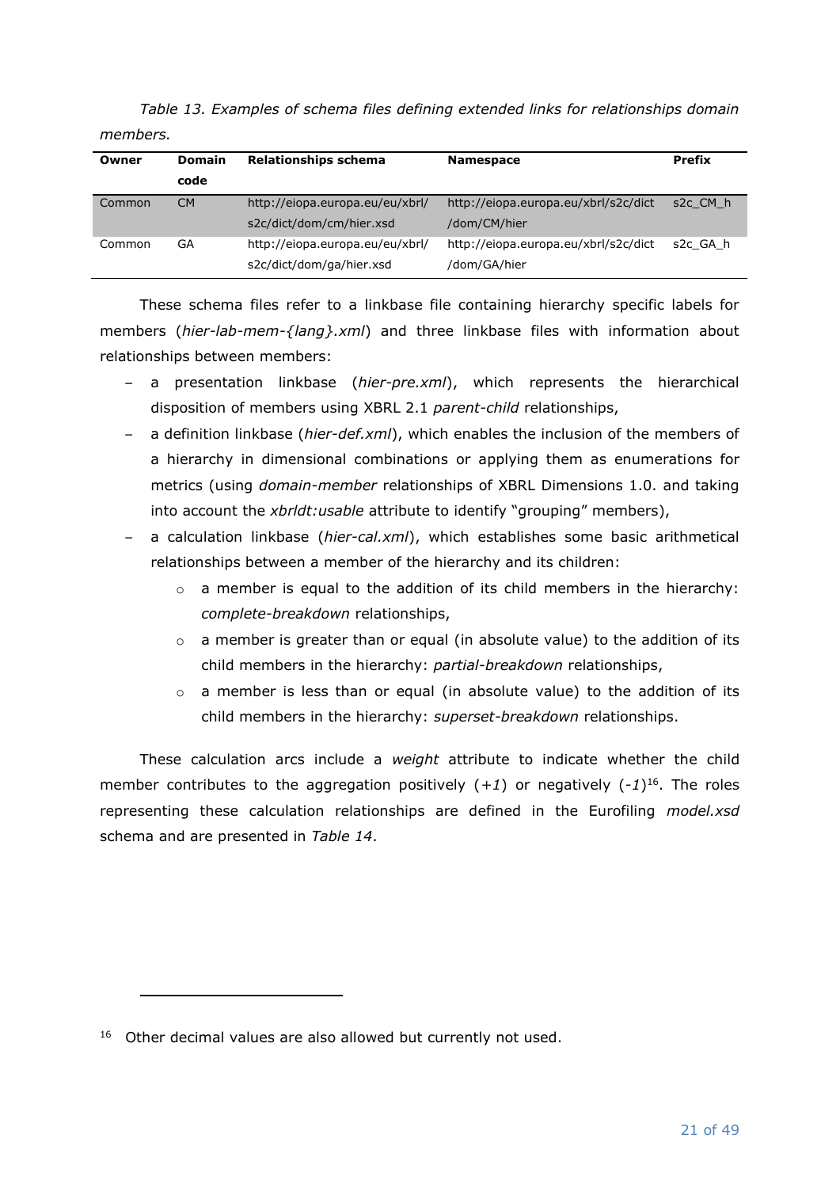*Table 13. Examples of schema files defining extended links for relationships domain members.*

| Owner | Domain code | Relationships schema | Namespace | Prefix |
|---|---|---|---|---|
| Common | CM | http://eiopa.europa.eu/eu/xbrl/s2c/dict/dom/cm/hier.xsd | http://eiopa.europa.eu/xbrl/s2c/dict/dom/CM/hier | s2c_CM_h |
| Common | GA | http://eiopa.europa.eu/eu/xbrl/s2c/dict/dom/ga/hier.xsd | http://eiopa.europa.eu/xbrl/s2c/dict/dom/GA/hier | s2c_GA_h |

These schema files refer to a linkbase file containing hierarchy specific labels for members (*hier-lab-mem-{lang}.xml*) and three linkbase files with information about relationships between members:

- a presentation linkbase (*hier-pre.xml*), which represents the hierarchical disposition of members using XBRL 2.1 *parent-child* relationships,
- a definition linkbase (*hier-def.xml*), which enables the inclusion of the members of a hierarchy in dimensional combinations or applying them as enumerations for metrics (using *domain-member* relationships of XBRL Dimensions 1.0. and taking into account the *xbrldt:usable* attribute to identify "grouping" members),
- a calculation linkbase (*hier-cal.xml*), which establishes some basic arithmetical relationships between a member of the hierarchy and its children:
  - a member is equal to the addition of its child members in the hierarchy: *complete-breakdown* relationships,
  - a member is greater than or equal (in absolute value) to the addition of its child members in the hierarchy: *partial-breakdown* relationships,
  - a member is less than or equal (in absolute value) to the addition of its child members in the hierarchy: *superset-breakdown* relationships.

These calculation arcs include a *weight* attribute to indicate whether the child member contributes to the aggregation positively (*+1*) or negatively (*-1*)[16]. The roles representing these calculation relationships are defined in the Eurofiling *model.xsd* schema and are presented in *Table 14*.

[16] Other decimal values are also allowed but currently not used.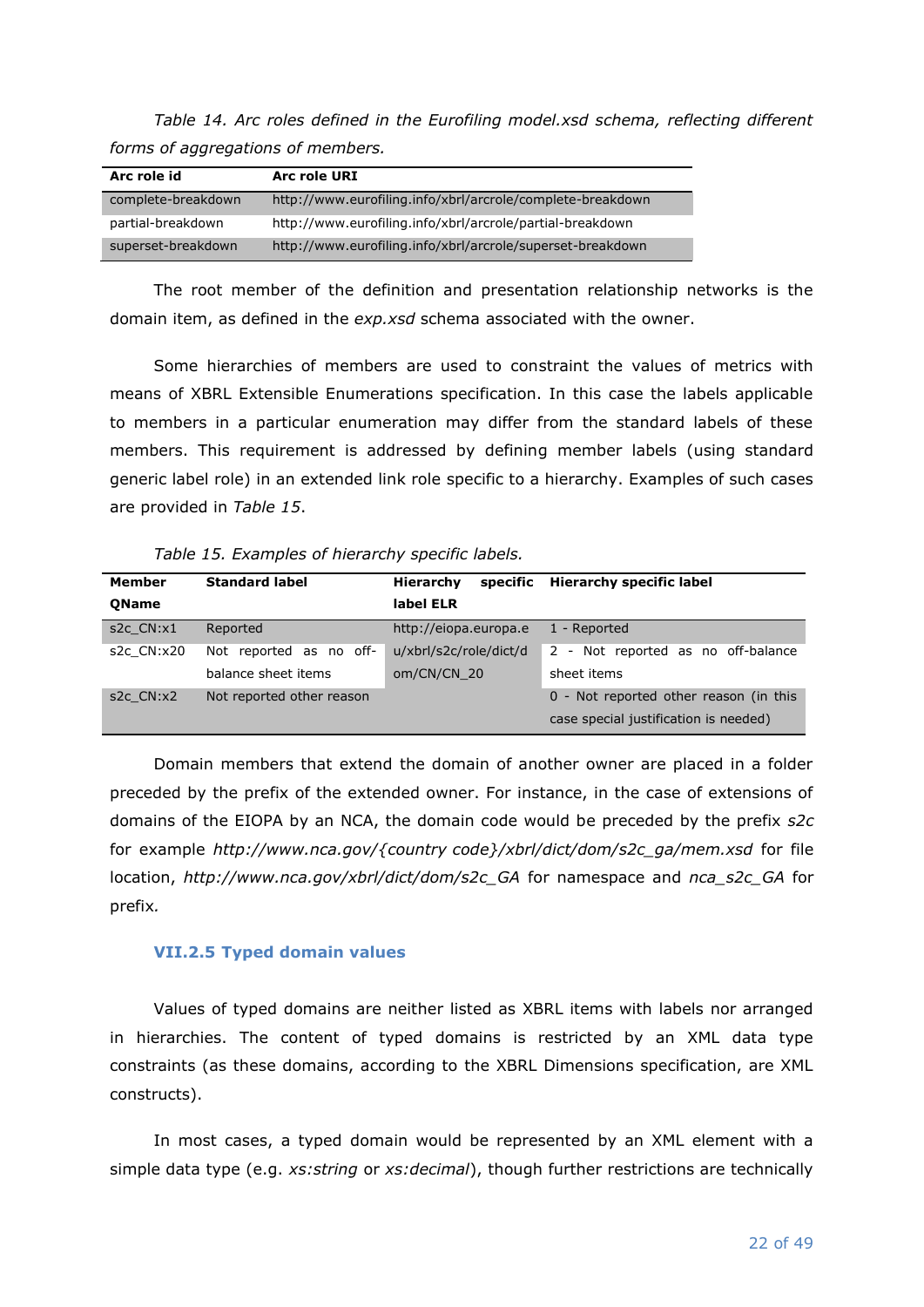*Table 14. Arc roles defined in the Eurofiling model.xsd schema, reflecting different forms of aggregations of members.*

| Arc role id | Arc role URI |
|---|---|
| complete-breakdown | http://www.eurofiling.info/xbrl/arcrole/complete-breakdown |
| partial-breakdown | http://www.eurofiling.info/xbrl/arcrole/partial-breakdown |
| superset-breakdown | http://www.eurofiling.info/xbrl/arcrole/superset-breakdown |

The root member of the definition and presentation relationship networks is the domain item, as defined in the *exp.xsd* schema associated with the owner.

Some hierarchies of members are used to constraint the values of metrics with means of XBRL Extensible Enumerations specification. In this case the labels applicable to members in a particular enumeration may differ from the standard labels of these members. This requirement is addressed by defining member labels (using standard generic label role) in an extended link role specific to a hierarchy. Examples of such cases are provided in *Table 15*.

*Table 15. Examples of hierarchy specific labels.*

| Member QName | Standard label | Hierarchy specific label ELR | Hierarchy specific label |
|---|---|---|---|
| s2c_CN:x1 | Reported | http://eiopa.europa.eu/xbrl/s2c/role/dict/dom/CN/CN_20 | 1 - Reported |
| s2c_CN:x20 | Not reported as no off-balance sheet items | | 2 - Not reported as no off-balance sheet items |
| s2c_CN:x2 | Not reported other reason | | 0 - Not reported other reason (in this case special justification is needed) |

Domain members that extend the domain of another owner are placed in a folder preceded by the prefix of the extended owner. For instance, in the case of extensions of domains of the EIOPA by an NCA, the domain code would be preceded by the prefix *s2c* for example *http://www.nca.gov/{country code}/xbrl/dict/dom/s2c_ga/mem.xsd* for file location, *http://www.nca.gov/xbrl/dict/dom/s2c_GA* for namespace and *nca_s2c_GA* for prefix.

### VII.2.5 Typed domain values

Values of typed domains are neither listed as XBRL items with labels nor arranged in hierarchies. The content of typed domains is restricted by an XML data type constraints (as these domains, according to the XBRL Dimensions specification, are XML constructs).

In most cases, a typed domain would be represented by an XML element with a simple data type (e.g. *xs:string* or *xs:decimal*), though further restrictions are technically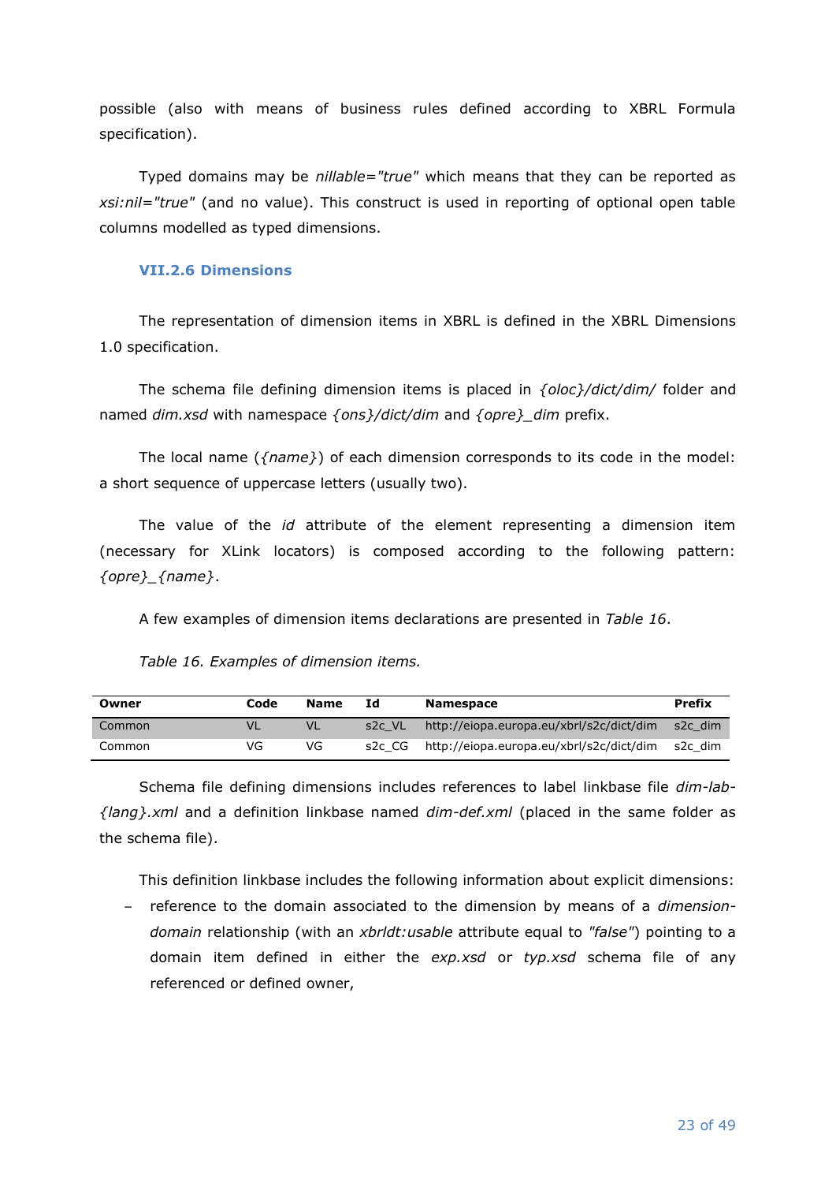possible (also with means of business rules defined according to XBRL Formula specification).

Typed domains may be *nillable="true"* which means that they can be reported as *xsi:nil="true"* (and no value). This construct is used in reporting of optional open table columns modelled as typed dimensions.

### VII.2.6 Dimensions

The representation of dimension items in XBRL is defined in the XBRL Dimensions 1.0 specification.

The schema file defining dimension items is placed in *{oloc}/dict/dim/* folder and named *dim.xsd* with namespace *{ons}/dict/dim* and *{opre}_dim* prefix.

The local name (*{name}*) of each dimension corresponds to its code in the model: a short sequence of uppercase letters (usually two).

The value of the *id* attribute of the element representing a dimension item (necessary for XLink locators) is composed according to the following pattern: *{opre}_{name}*.

A few examples of dimension items declarations are presented in *Table 16*.

*Table 16. Examples of dimension items.*

| Owner | Code | Name | Id | Namespace | Prefix |
|---|---|---|---|---|---|
| Common | VL | VL | s2c_VL | http://eiopa.europa.eu/xbrl/s2c/dict/dim | s2c_dim |
| Common | VG | VG | s2c_CG | http://eiopa.europa.eu/xbrl/s2c/dict/dim | s2c_dim |

Schema file defining dimensions includes references to label linkbase file *dim-lab-{lang}.xml* and a definition linkbase named *dim-def.xml* (placed in the same folder as the schema file).

This definition linkbase includes the following information about explicit dimensions:

- reference to the domain associated to the dimension by means of a *dimension-domain* relationship (with an *xbrldt:usable* attribute equal to *"false"*) pointing to a domain item defined in either the *exp.xsd* or *typ.xsd* schema file of any referenced or defined owner,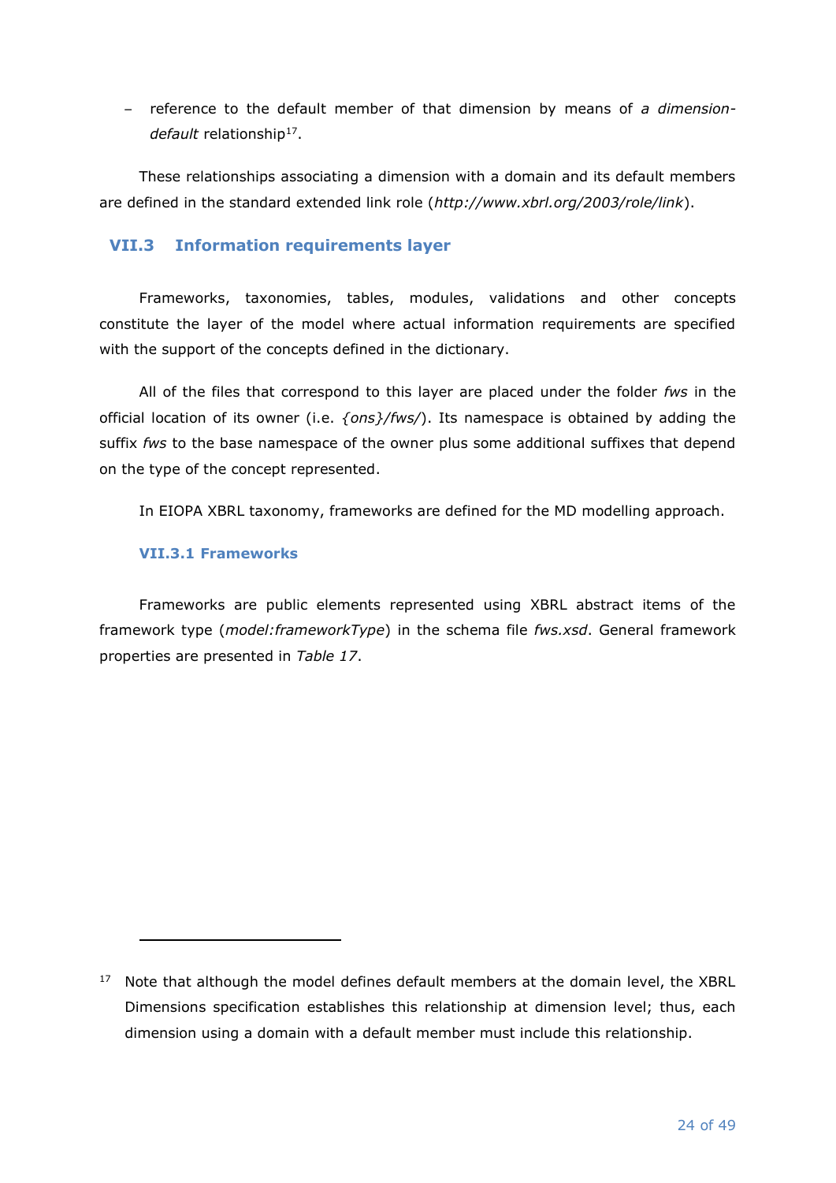– reference to the default member of that dimension by means of *a dimension-default* relationship[17].

These relationships associating a dimension with a domain and its default members are defined in the standard extended link role (*http://www.xbrl.org/2003/role/link*).

## VII.3 Information requirements layer

Frameworks, taxonomies, tables, modules, validations and other concepts constitute the layer of the model where actual information requirements are specified with the support of the concepts defined in the dictionary.

All of the files that correspond to this layer are placed under the folder *fws* in the official location of its owner (i.e. *{ons}/fws/*). Its namespace is obtained by adding the suffix *fws* to the base namespace of the owner plus some additional suffixes that depend on the type of the concept represented.

In EIOPA XBRL taxonomy, frameworks are defined for the MD modelling approach.

### VII.3.1 Frameworks

Frameworks are public elements represented using XBRL abstract items of the framework type (*model:frameworkType*) in the schema file *fws.xsd*. General framework properties are presented in *Table 17*.

---

[17] Note that although the model defines default members at the domain level, the XBRL Dimensions specification establishes this relationship at dimension level; thus, each dimension using a domain with a default member must include this relationship.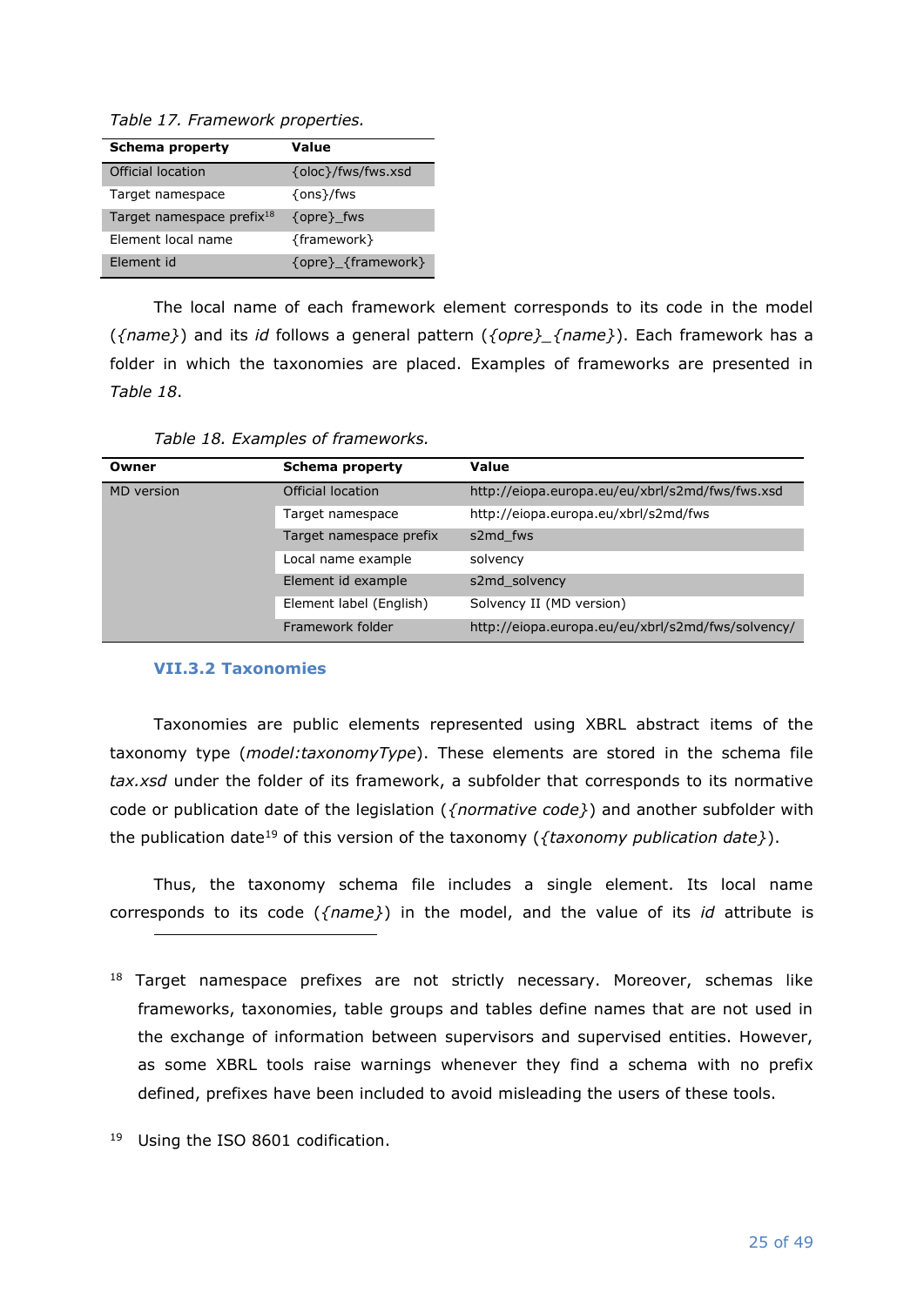*Table 17. Framework properties.*

| Schema property | Value |
|---|---|
| Official location | {oloc}/fws/fws.xsd |
| Target namespace | {ons}/fws |
| Target namespace prefix[18] | {opre}_fws |
| Element local name | {framework} |
| Element id | {opre}_{framework} |

The local name of each framework element corresponds to its code in the model (*{name}*) and its *id* follows a general pattern (*{opre}_{name}*). Each framework has a folder in which the taxonomies are placed. Examples of frameworks are presented in *Table 18*.

*Table 18. Examples of frameworks.*

| Owner | Schema property | Value |
|---|---|---|
| MD version | Official location | http://eiopa.europa.eu/eu/xbrl/s2md/fws/fws.xsd |
| | Target namespace | http://eiopa.europa.eu/xbrl/s2md/fws |
| | Target namespace prefix | s2md_fws |
| | Local name example | solvency |
| | Element id example | s2md_solvency |
| | Element label (English) | Solvency II (MD version) |
| | Framework folder | http://eiopa.europa.eu/eu/xbrl/s2md/fws/solvency/ |

### VII.3.2 Taxonomies

Taxonomies are public elements represented using XBRL abstract items of the taxonomy type (*model:taxonomyType*). These elements are stored in the schema file *tax.xsd* under the folder of its framework, a subfolder that corresponds to its normative code or publication date of the legislation (*{normative code}*) and another subfolder with the publication date[19] of this version of the taxonomy (*{taxonomy publication date}*).

Thus, the taxonomy schema file includes a single element. Its local name corresponds to its code (*{name}*) in the model, and the value of its *id* attribute is

---

[18] Target namespace prefixes are not strictly necessary. Moreover, schemas like frameworks, taxonomies, table groups and tables define names that are not used in the exchange of information between supervisors and supervised entities. However, as some XBRL tools raise warnings whenever they find a schema with no prefix defined, prefixes have been included to avoid misleading the users of these tools.

[19] Using the ISO 8601 codification.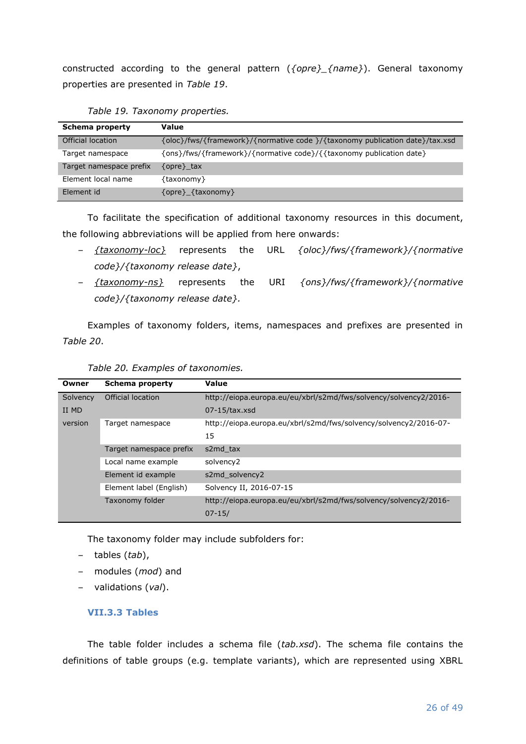constructed according to the general pattern (*{opre}_{name}*). General taxonomy properties are presented in *Table 19*.

*Table 19. Taxonomy properties.*

| Schema property | Value |
|---|---|
| Official location | {oloc}/fws/{framework}/{normative code }/{taxonomy publication date}/tax.xsd |
| Target namespace | {ons}/fws/{framework}/{normative code}/{{taxonomy publication date} |
| Target namespace prefix | {opre}_tax |
| Element local name | {taxonomy} |
| Element id | {opre}_{taxonomy} |

To facilitate the specification of additional taxonomy resources in this document, the following abbreviations will be applied from here onwards:

- *{taxonomy-loc}* represents the URL *{oloc}/fws/{framework}/{normative code}/{taxonomy release date}*,
- *{taxonomy-ns}* represents the URI *{ons}/fws/{framework}/{normative code}/{taxonomy release date}.*

Examples of taxonomy folders, items, namespaces and prefixes are presented in *Table 20*.

*Table 20. Examples of taxonomies.*

| Owner | Schema property | Value |
|---|---|---|
| Solvency II MD version | Official location | http://eiopa.europa.eu/eu/xbrl/s2md/fws/solvency/solvency2/2016-07-15/tax.xsd |
| | Target namespace | http://eiopa.europa.eu/eu/xbrl/s2md/fws/solvency/solvency2/2016-07-15 |
| | Target namespace prefix | s2md_tax |
| | Local name example | solvency2 |
| | Element id example | s2md_solvency2 |
| | Element label (English) | Solvency II, 2016-07-15 |
| | Taxonomy folder | http://eiopa.europa.eu/eu/xbrl/s2md/fws/solvency/solvency2/2016-07-15/ |

The taxonomy folder may include subfolders for:

- tables (*tab*),
- modules (*mod*) and
- validations (*val*).

### VII.3.3 Tables

The table folder includes a schema file (*tab.xsd*). The schema file contains the definitions of table groups (e.g. template variants), which are represented using XBRL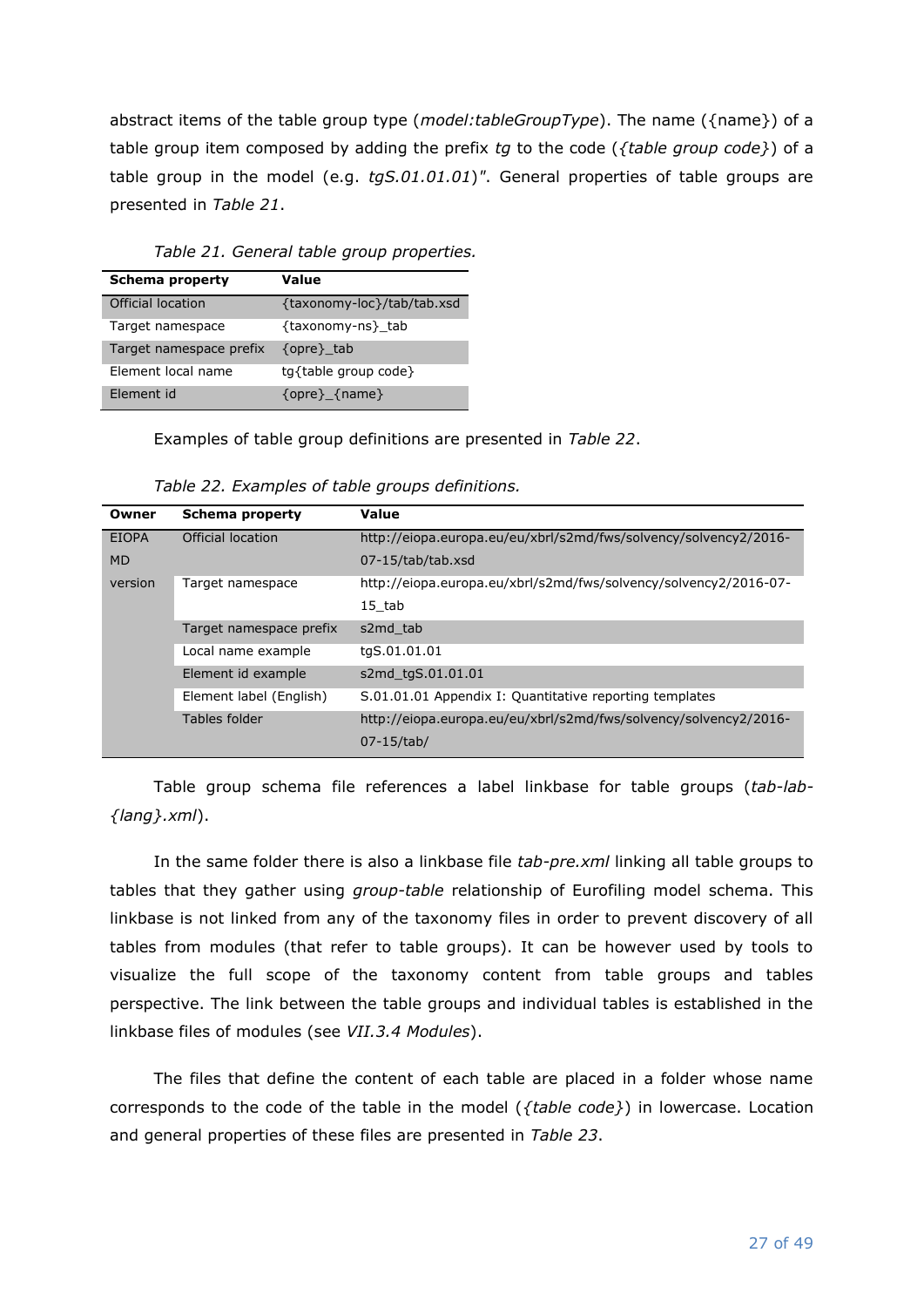abstract items of the table group type (*model:tableGroupType*). The name ({name}) of a table group item composed by adding the prefix *tg* to the code (*{table group code}*) of a table group in the model (e.g. *tgS.01.01.01*)". General properties of table groups are presented in *Table 21*.

*Table 21. General table group properties.*

| Schema property | Value |
|---|---|
| Official location | {taxonomy-loc}/tab/tab.xsd |
| Target namespace | {taxonomy-ns}_tab |
| Target namespace prefix | {opre}_tab |
| Element local name | tg{table group code} |
| Element id | {opre}_{name} |

Examples of table group definitions are presented in *Table 22*.

*Table 22. Examples of table groups definitions.*

| Owner | Schema property | Value |
|---|---|---|
| EIOPA MD version | Official location | http://eiopa.europa.eu/eu/xbrl/s2md/fws/solvency/solvency2/2016-07-15/tab/tab.xsd |
| | Target namespace | http://eiopa.europa.eu/xbrl/s2md/fws/solvency/solvency2/2016-07-15_tab |
| | Target namespace prefix | s2md_tab |
| | Local name example | tgS.01.01.01 |
| | Element id example | s2md_tgS.01.01.01 |
| | Element label (English) | S.01.01.01 Appendix I: Quantitative reporting templates |
| | Tables folder | http://eiopa.europa.eu/eu/xbrl/s2md/fws/solvency/solvency2/2016-07-15/tab/ |

Table group schema file references a label linkbase for table groups (*tab-lab-{lang}.xml*).

In the same folder there is also a linkbase file *tab-pre.xml* linking all table groups to tables that they gather using *group-table* relationship of Eurofiling model schema. This linkbase is not linked from any of the taxonomy files in order to prevent discovery of all tables from modules (that refer to table groups). It can be however used by tools to visualize the full scope of the taxonomy content from table groups and tables perspective. The link between the table groups and individual tables is established in the linkbase files of modules (see *VII.3.4 Modules*).

The files that define the content of each table are placed in a folder whose name corresponds to the code of the table in the model (*{table code}*) in lowercase. Location and general properties of these files are presented in *Table 23*.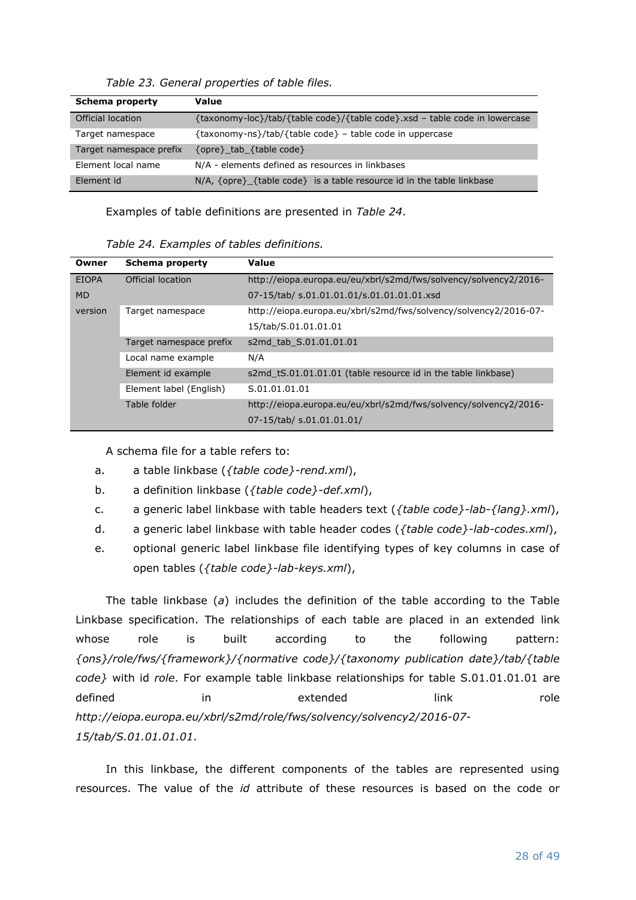*Table 23. General properties of table files.*

| Schema property | Value |
|---|---|
| Official location | {taxonomy-loc}/tab/{table code}/{table code}.xsd – table code in lowercase |
| Target namespace | {taxonomy-ns}/tab/{table code} – table code in uppercase |
| Target namespace prefix | {opre}_tab_{table code} |
| Element local name | N/A - elements defined as resources in linkbases |
| Element id | N/A, {opre}_{table code} is a table resource id in the table linkbase |

Examples of table definitions are presented in *Table 24*.

*Table 24. Examples of tables definitions.*

| Owner | Schema property | Value |
|---|---|---|
| EIOPA MD version | Official location | http://eiopa.europa.eu/eu/xbrl/s2md/fws/solvency/solvency2/2016-07-15/tab/ s.01.01.01.01/s.01.01.01.01.xsd |
| | Target namespace | http://eiopa.europa.eu/eu/xbrl/s2md/fws/solvency/solvency2/2016-07-15/tab/S.01.01.01.01 |
| | Target namespace prefix | s2md_tab_S.01.01.01.01 |
| | Local name example | N/A |
| | Element id example | s2md_tS.01.01.01.01 (table resource id in the table linkbase) |
| | Element label (English) | S.01.01.01.01 |
| | Table folder | http://eiopa.europa.eu/eu/xbrl/s2md/fws/solvency/solvency2/2016-07-15/tab/ s.01.01.01.01/ |

A schema file for a table refers to:

a. a table linkbase (*{table code}-rend.xml*),
b. a definition linkbase (*{table code}-def.xml*),
c. a generic label linkbase with table headers text (*{table code}-lab-{lang}.xml*),
d. a generic label linkbase with table header codes (*{table code}-lab-codes.xml*),
e. optional generic label linkbase file identifying types of key columns in case of open tables (*{table code}-lab-keys.xml*),

The table linkbase (*a*) includes the definition of the table according to the Table Linkbase specification. The relationships of each table are placed in an extended link whose role is built according to the following pattern: *{ons}/role/fws/{framework}/{normative code}/{taxonomy publication date}/tab/{table code}* with id *role*. For example table linkbase relationships for table S.01.01.01.01 are defined in extended link role *http://eiopa.europa.eu/xbrl/s2md/role/fws/solvency/solvency2/2016-07-15/tab/S.01.01.01.01*.

In this linkbase, the different components of the tables are represented using resources. The value of the *id* attribute of these resources is based on the code or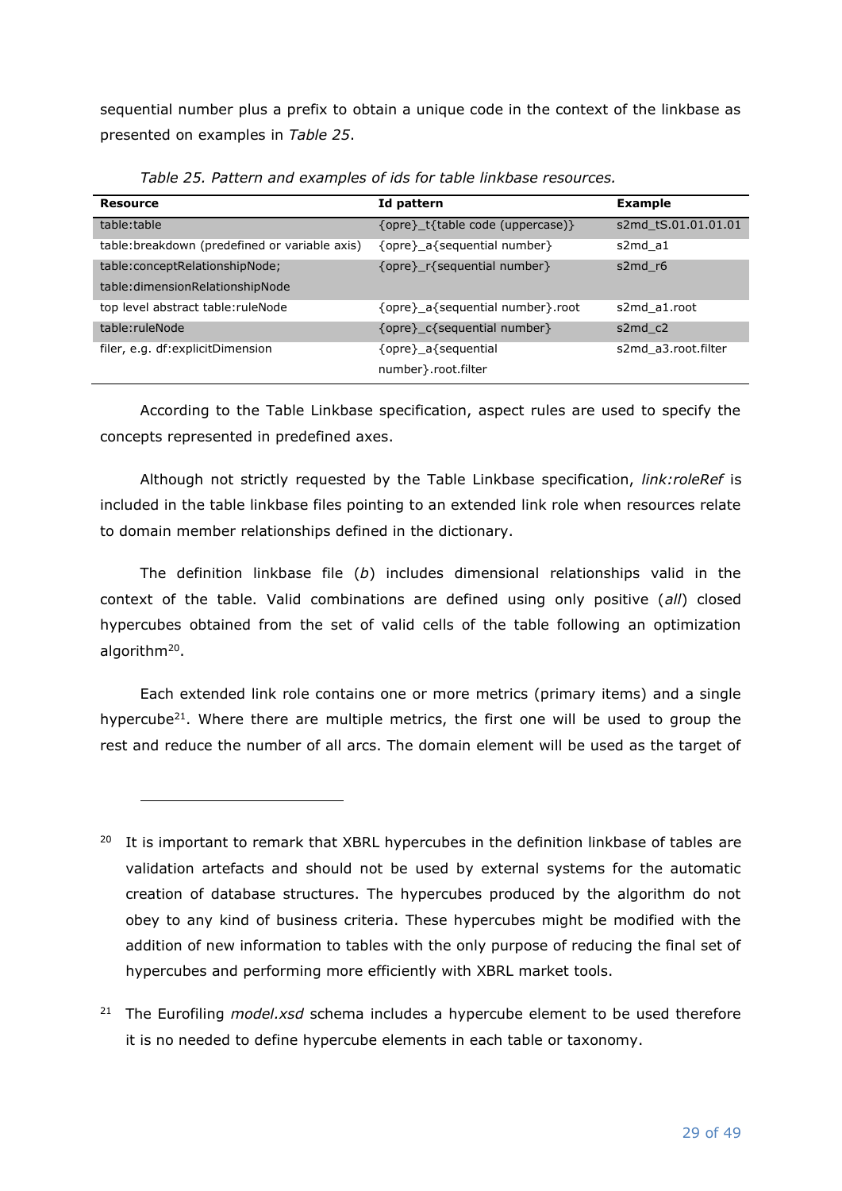sequential number plus a prefix to obtain a unique code in the context of the linkbase as presented on examples in *Table 25*.

*Table 25. Pattern and examples of ids for table linkbase resources.*

| Resource | Id pattern | Example |
|---|---|---|
| table:table | {opre}_t{table code (uppercase)} | s2md_tS.01.01.01.01 |
| table:breakdown (predefined or variable axis) | {opre}_a{sequential number} | s2md_a1 |
| table:conceptRelationshipNode; table:dimensionRelationshipNode | {opre}_r{sequential number} | s2md_r6 |
| top level abstract table:ruleNode | {opre}_a{sequential number}.root | s2md_a1.root |
| table:ruleNode | {opre}_c{sequential number} | s2md_c2 |
| filer, e.g. df:explicitDimension | {opre}_a{sequential number}.root.filter | s2md_a3.root.filter |

According to the Table Linkbase specification, aspect rules are used to specify the concepts represented in predefined axes.

Although not strictly requested by the Table Linkbase specification, *link:roleRef* is included in the table linkbase files pointing to an extended link role when resources relate to domain member relationships defined in the dictionary.

The definition linkbase file (*b*) includes dimensional relationships valid in the context of the table. Valid combinations are defined using only positive (*all*) closed hypercubes obtained from the set of valid cells of the table following an optimization algorithm[20].

Each extended link role contains one or more metrics (primary items) and a single hypercube[21]. Where there are multiple metrics, the first one will be used to group the rest and reduce the number of all arcs. The domain element will be used as the target of

---

[20] It is important to remark that XBRL hypercubes in the definition linkbase of tables are validation artefacts and should not be used by external systems for the automatic creation of database structures. The hypercubes produced by the algorithm do not obey to any kind of business criteria. These hypercubes might be modified with the addition of new information to tables with the only purpose of reducing the final set of hypercubes and performing more efficiently with XBRL market tools.

[21] The Eurofiling *model.xsd* schema includes a hypercube element to be used therefore it is no needed to define hypercube elements in each table or taxonomy.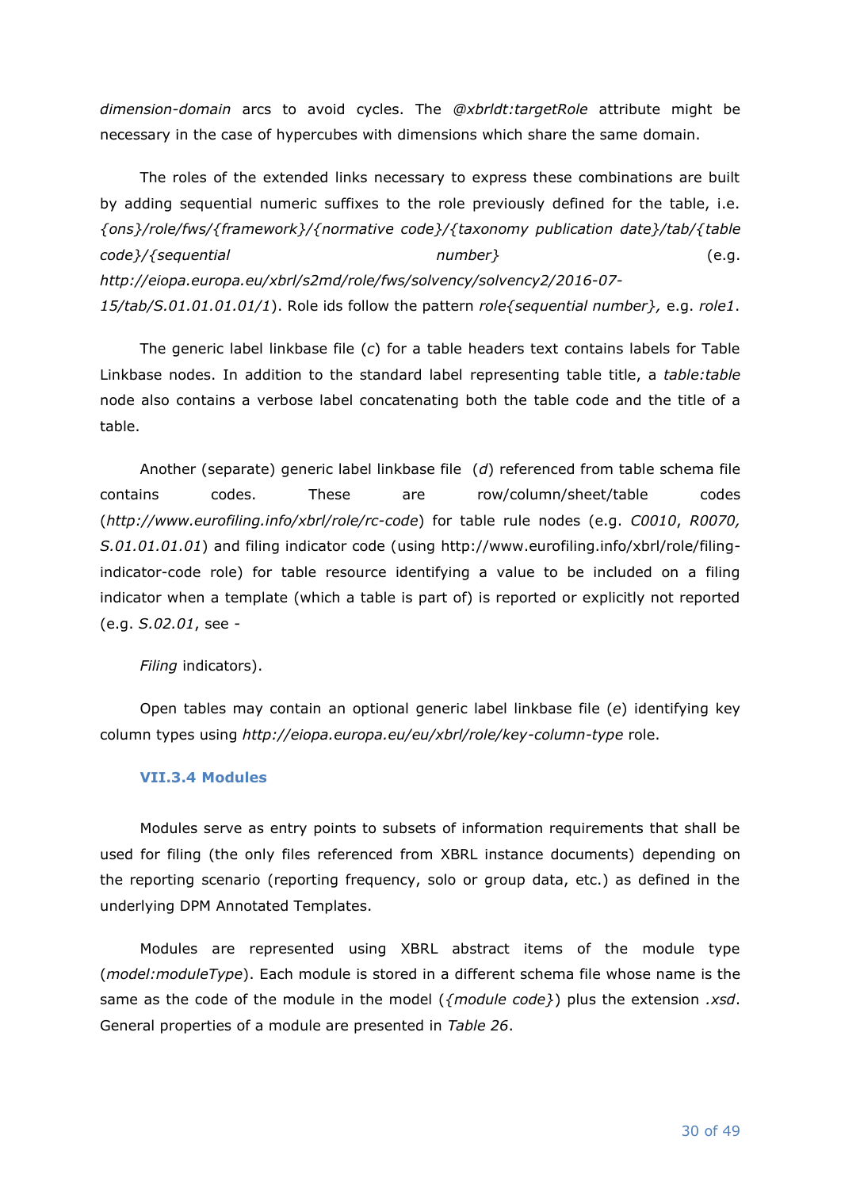*dimension-domain* arcs to avoid cycles. The *@xbrldt:targetRole* attribute might be necessary in the case of hypercubes with dimensions which share the same domain.

The roles of the extended links necessary to express these combinations are built by adding sequential numeric suffixes to the role previously defined for the table, i.e. *{ons}/role/fws/{framework}/{normative code}/{taxonomy publication date}/tab/{table code}/{sequential number}* (e.g. *http://eiopa.europa.eu/xbrl/s2md/role/fws/solvency/solvency2/2016-07-15/tab/S.01.01.01.01/1*). Role ids follow the pattern *role{sequential number},* e.g. *role1*.

The generic label linkbase file (*c*) for a table headers text contains labels for Table Linkbase nodes. In addition to the standard label representing table title, a *table:table* node also contains a verbose label concatenating both the table code and the title of a table.

Another (separate) generic label linkbase file (*d*) referenced from table schema file contains codes. These are row/column/sheet/table codes (*http://www.eurofiling.info/xbrl/role/rc-code*) for table rule nodes (e.g. *C0010*, *R0070, S.01.01.01.01*) and filing indicator code (using http://www.eurofiling.info/xbrl/role/filing-indicator-code role) for table resource identifying a value to be included on a filing indicator when a template (which a table is part of) is reported or explicitly not reported (e.g. *S.02.01*, see -

*Filing* indicators).

Open tables may contain an optional generic label linkbase file (*e*) identifying key column types using *http://eiopa.europa.eu/eu/xbrl/role/key-column-type* role.

### VII.3.4 Modules

Modules serve as entry points to subsets of information requirements that shall be used for filing (the only files referenced from XBRL instance documents) depending on the reporting scenario (reporting frequency, solo or group data, etc.) as defined in the underlying DPM Annotated Templates.

Modules are represented using XBRL abstract items of the module type (*model:moduleType*). Each module is stored in a different schema file whose name is the same as the code of the module in the model (*{module code}*) plus the extension *.xsd*. General properties of a module are presented in *Table 26*.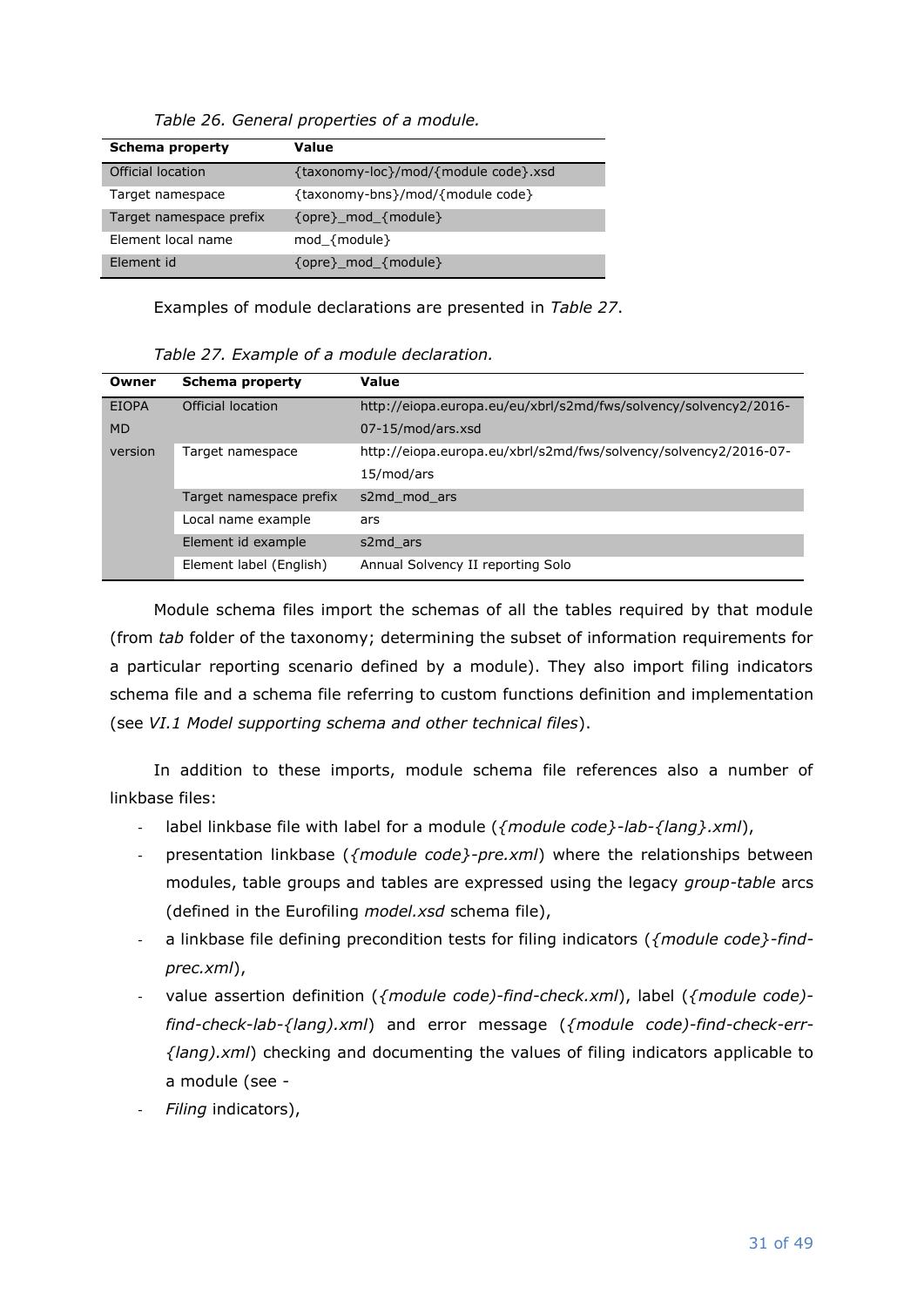*Table 26. General properties of a module.*

| Schema property | Value |
|---|---|
| Official location | {taxonomy-loc}/mod/{module code}.xsd |
| Target namespace | {taxonomy-bns}/mod/{module code} |
| Target namespace prefix | {opre}_mod_{module} |
| Element local name | mod_{module} |
| Element id | {opre}_mod_{module} |

Examples of module declarations are presented in *Table 27*.

*Table 27. Example of a module declaration.*

| Owner | Schema property | Value |
|---|---|---|
| EIOPA MD version | Official location | http://eiopa.europa.eu/eu/xbrl/s2md/fws/solvency/solvency2/2016-07-15/mod/ars.xsd |
| | Target namespace | http://eiopa.europa.eu/xbrl/s2md/fws/solvency/solvency2/2016-07-15/mod/ars |
| | Target namespace prefix | s2md_mod_ars |
| | Local name example | ars |
| | Element id example | s2md_ars |
| | Element label (English) | Annual Solvency II reporting Solo |

Module schema files import the schemas of all the tables required by that module (from *tab* folder of the taxonomy; determining the subset of information requirements for a particular reporting scenario defined by a module). They also import filing indicators schema file and a schema file referring to custom functions definition and implementation (see *VI.1 Model supporting schema and other technical files*).

In addition to these imports, module schema file references also a number of linkbase files:

- label linkbase file with label for a module (*{module code}-lab-{lang}.xml*),
- presentation linkbase (*{module code}-pre.xml*) where the relationships between modules, table groups and tables are expressed using the legacy *group-table* arcs (defined in the Eurofiling *model.xsd* schema file),
- a linkbase file defining precondition tests for filing indicators (*{module code}-find-prec.xml*),
- value assertion definition (*{module code)-find-check.xml*), label (*{module code)-find-check-lab-{lang).xml*) and error message (*{module code)-find-check-err-{lang).xml*) checking and documenting the values of filing indicators applicable to a module (see -
- *Filing* indicators),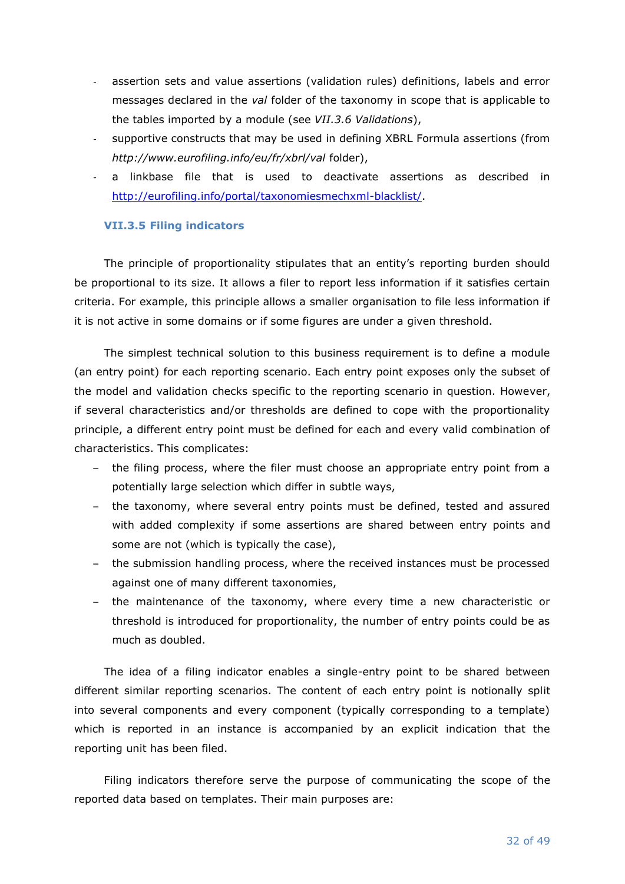- assertion sets and value assertions (validation rules) definitions, labels and error messages declared in the *val* folder of the taxonomy in scope that is applicable to the tables imported by a module (see *VII.3.6 Validations*),
- supportive constructs that may be used in defining XBRL Formula assertions (from *http://www.eurofiling.info/eu/fr/xbrl/val* folder),
- a linkbase file that is used to deactivate assertions as described in [http://eurofiling.info/portal/taxonomiesmechxml-blacklist/](http://eurofiling.info/portal/taxonomiesmechxml-blacklist/).

### VII.3.5 Filing indicators

The principle of proportionality stipulates that an entity's reporting burden should be proportional to its size. It allows a filer to report less information if it satisfies certain criteria. For example, this principle allows a smaller organisation to file less information if it is not active in some domains or if some figures are under a given threshold.

The simplest technical solution to this business requirement is to define a module (an entry point) for each reporting scenario. Each entry point exposes only the subset of the model and validation checks specific to the reporting scenario in question. However, if several characteristics and/or thresholds are defined to cope with the proportionality principle, a different entry point must be defined for each and every valid combination of characteristics. This complicates:

- the filing process, where the filer must choose an appropriate entry point from a potentially large selection which differ in subtle ways,
- the taxonomy, where several entry points must be defined, tested and assured with added complexity if some assertions are shared between entry points and some are not (which is typically the case),
- the submission handling process, where the received instances must be processed against one of many different taxonomies,
- the maintenance of the taxonomy, where every time a new characteristic or threshold is introduced for proportionality, the number of entry points could be as much as doubled.

The idea of a filing indicator enables a single-entry point to be shared between different similar reporting scenarios. The content of each entry point is notionally split into several components and every component (typically corresponding to a template) which is reported in an instance is accompanied by an explicit indication that the reporting unit has been filed.

Filing indicators therefore serve the purpose of communicating the scope of the reported data based on templates. Their main purposes are: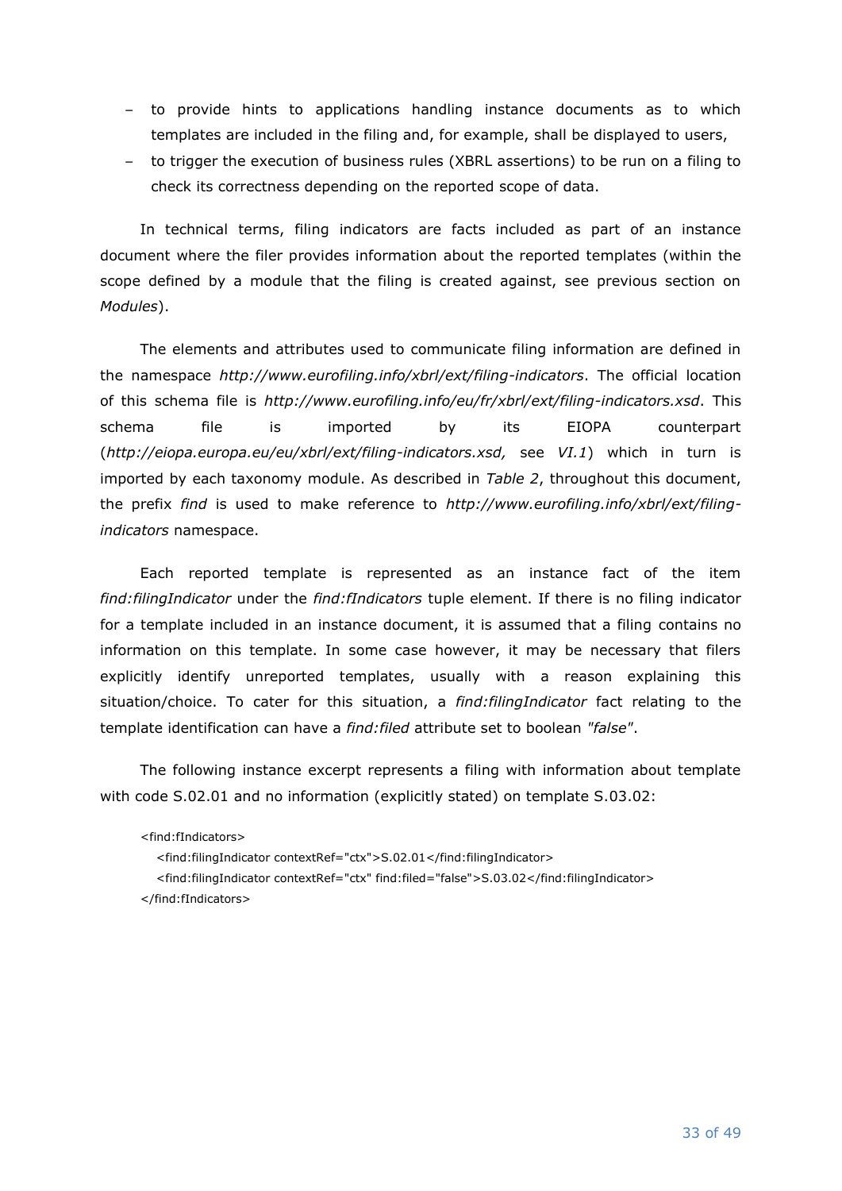- to provide hints to applications handling instance documents as to which templates are included in the filing and, for example, shall be displayed to users,
- to trigger the execution of business rules (XBRL assertions) to be run on a filing to check its correctness depending on the reported scope of data.

In technical terms, filing indicators are facts included as part of an instance document where the filer provides information about the reported templates (within the scope defined by a module that the filing is created against, see previous section on *Modules*).

The elements and attributes used to communicate filing information are defined in the namespace *http://www.eurofiling.info/xbrl/ext/filing-indicators*. The official location of this schema file is *http://www.eurofiling.info/eu/fr/xbrl/ext/filing-indicators.xsd*. This schema file is imported by its EIOPA counterpart (*http://eiopa.europa.eu/eu/xbrl/ext/filing-indicators.xsd,* see *VI.1*) which in turn is imported by each taxonomy module. As described in *Table 2*, throughout this document, the prefix *find* is used to make reference to *http://www.eurofiling.info/xbrl/ext/filing-indicators* namespace.

Each reported template is represented as an instance fact of the item *find:filingIndicator* under the *find:fIndicators* tuple element. If there is no filing indicator for a template included in an instance document, it is assumed that a filing contains no information on this template. In some case however, it may be necessary that filers explicitly identify unreported templates, usually with a reason explaining this situation/choice. To cater for this situation, a *find:filingIndicator* fact relating to the template identification can have a *find:filed* attribute set to boolean *"false"*.

The following instance excerpt represents a filing with information about template with code S.02.01 and no information (explicitly stated) on template S.03.02:

```
<find:fIndicators>
   <find:filingIndicator contextRef="ctx">S.02.01</find:filingIndicator>
   <find:filingIndicator contextRef="ctx" find:filed="false">S.03.02</find:filingIndicator>
</find:fIndicators>
```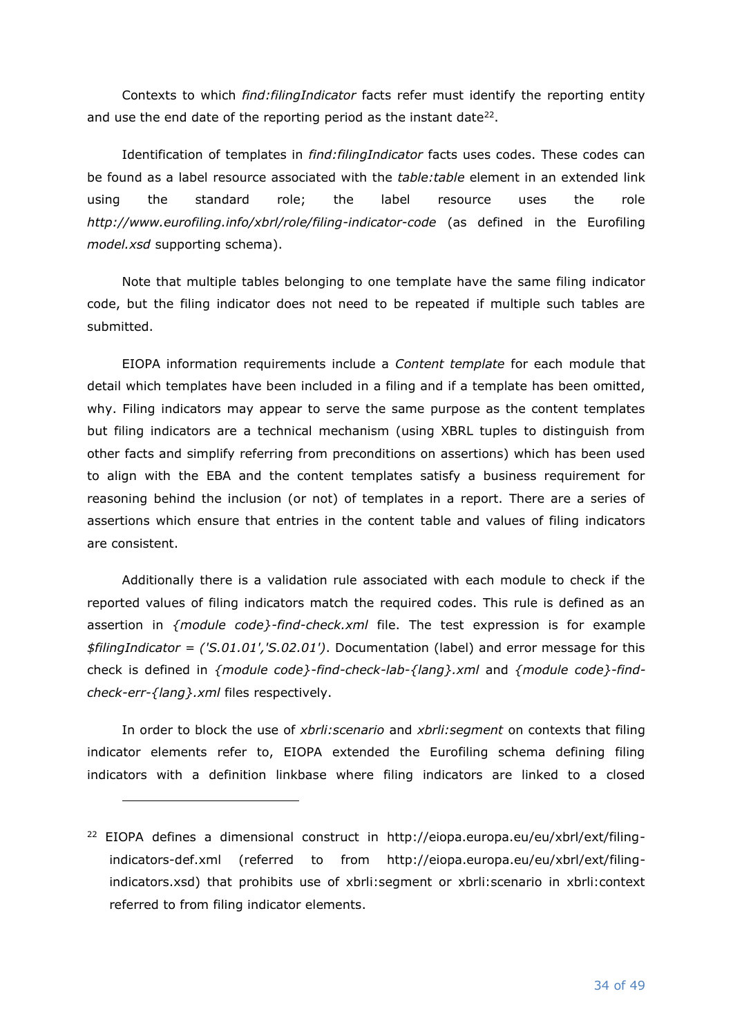Contexts to which *find:filingIndicator* facts refer must identify the reporting entity and use the end date of the reporting period as the instant date[22].

Identification of templates in *find:filingIndicator* facts uses codes. These codes can be found as a label resource associated with the *table:table* element in an extended link using the standard role; the label resource uses the role *http://www.eurofiling.info/xbrl/role/filing-indicator-code* (as defined in the Eurofiling *model.xsd* supporting schema).

Note that multiple tables belonging to one template have the same filing indicator code, but the filing indicator does not need to be repeated if multiple such tables are submitted.

EIOPA information requirements include a *Content template* for each module that detail which templates have been included in a filing and if a template has been omitted, why. Filing indicators may appear to serve the same purpose as the content templates but filing indicators are a technical mechanism (using XBRL tuples to distinguish from other facts and simplify referring from preconditions on assertions) which has been used to align with the EBA and the content templates satisfy a business requirement for reasoning behind the inclusion (or not) of templates in a report. There are a series of assertions which ensure that entries in the content table and values of filing indicators are consistent.

Additionally there is a validation rule associated with each module to check if the reported values of filing indicators match the required codes. This rule is defined as an assertion in *{module code}-find-check.xml* file. The test expression is for example *$filingIndicator = ('S.01.01','S.02.01')*. Documentation (label) and error message for this check is defined in *{module code}-find-check-lab-{lang}.xml* and *{module code}-find-check-err-{lang}.xml* files respectively.

In order to block the use of *xbrli:scenario* and *xbrli:segment* on contexts that filing indicator elements refer to, EIOPA extended the Eurofiling schema defining filing indicators with a definition linkbase where filing indicators are linked to a closed

---

[22] EIOPA defines a dimensional construct in http://eiopa.europa.eu/eu/xbrl/ext/filing-indicators-def.xml (referred to from http://eiopa.europa.eu/eu/xbrl/ext/filing-indicators.xsd) that prohibits use of xbrli:segment or xbrli:scenario in xbrli:context referred to from filing indicator elements.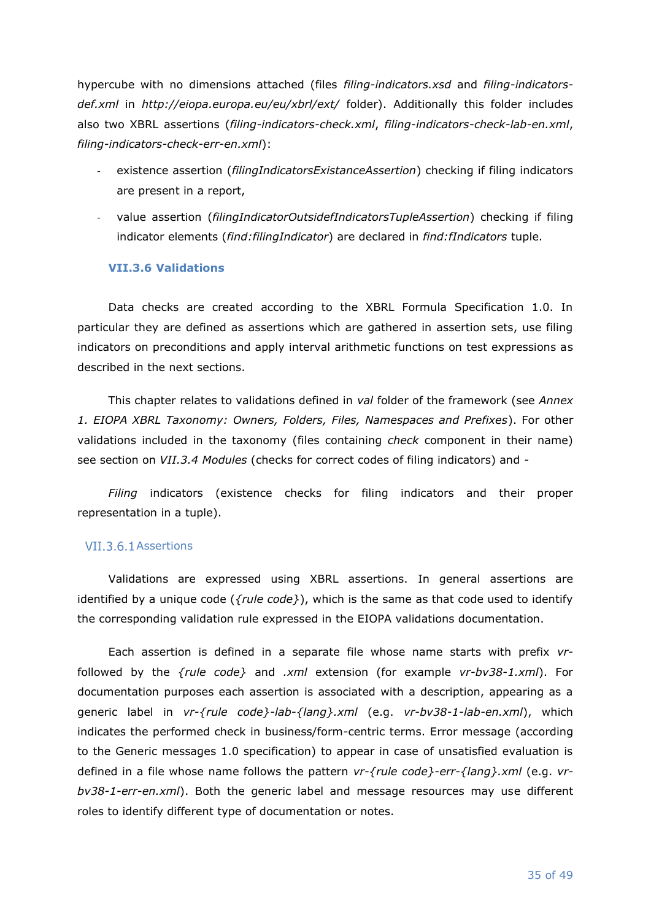hypercube with no dimensions attached (files *filing-indicators.xsd* and *filing-indicators-def.xml* in *http://eiopa.europa.eu/eu/xbrl/ext/* folder). Additionally this folder includes also two XBRL assertions (*filing-indicators-check.xml*, *filing-indicators-check-lab-en.xml*, *filing-indicators-check-err-en.xml*):

- existence assertion (*filingIndicatorsExistanceAssertion*) checking if filing indicators are present in a report,
- value assertion (*filingIndicatorOutsidefIndicatorsTupleAssertion*) checking if filing indicator elements (*find:filingIndicator*) are declared in *find:fIndicators* tuple.

### VII.3.6 Validations

Data checks are created according to the XBRL Formula Specification 1.0. In particular they are defined as assertions which are gathered in assertion sets, use filing indicators on preconditions and apply interval arithmetic functions on test expressions as described in the next sections.

This chapter relates to validations defined in *val* folder of the framework (see *Annex 1. EIOPA XBRL Taxonomy: Owners, Folders, Files, Namespaces and Prefixes*). For other validations included in the taxonomy (files containing *check* component in their name) see section on *VII.3.4 Modules* (checks for correct codes of filing indicators) and -

*Filing* indicators (existence checks for filing indicators and their proper representation in a tuple).

#### VII.3.6.1 Assertions

Validations are expressed using XBRL assertions. In general assertions are identified by a unique code (*{rule code}*), which is the same as that code used to identify the corresponding validation rule expressed in the EIOPA validations documentation.

Each assertion is defined in a separate file whose name starts with prefix *vr-* followed by the *{rule code}* and *.xml* extension (for example *vr-bv38-1.xml*). For documentation purposes each assertion is associated with a description, appearing as a generic label in *vr-{rule code}-lab-{lang}.xml* (e.g. *vr-bv38-1-lab-en.xml*), which indicates the performed check in business/form-centric terms. Error message (according to the Generic messages 1.0 specification) to appear in case of unsatisfied evaluation is defined in a file whose name follows the pattern *vr-{rule code}-err-{lang}.xml* (e.g. *vr-bv38-1-err-en.xml*). Both the generic label and message resources may use different roles to identify different type of documentation or notes.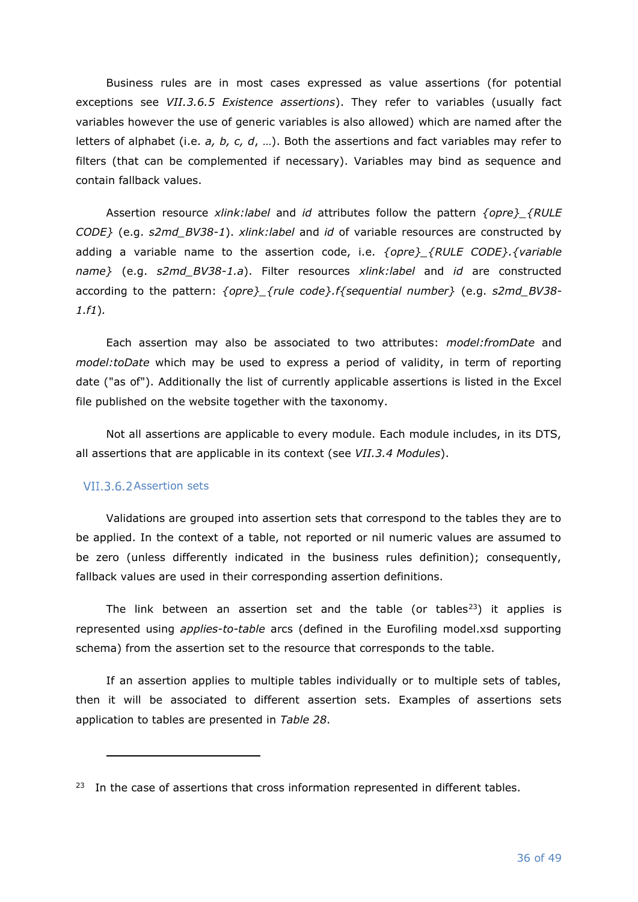Business rules are in most cases expressed as value assertions (for potential exceptions see *VII.3.6.5 Existence assertions*). They refer to variables (usually fact variables however the use of generic variables is also allowed) which are named after the letters of alphabet (i.e. *a, b, c, d*, …). Both the assertions and fact variables may refer to filters (that can be complemented if necessary). Variables may bind as sequence and contain fallback values.

Assertion resource *xlink:label* and *id* attributes follow the pattern *{opre}_{RULE CODE}* (e.g. *s2md_BV38-1*). *xlink:label* and *id* of variable resources are constructed by adding a variable name to the assertion code, i.e. *{opre}_{RULE CODE}.{variable name}* (e.g. *s2md_BV38-1.a*). Filter resources *xlink:label* and *id* are constructed according to the pattern: *{opre}_{rule code}.f{sequential number}* (e.g. *s2md_BV38-1.f1*).

Each assertion may also be associated to two attributes: *model:fromDate* and *model:toDate* which may be used to express a period of validity, in term of reporting date ("as of"). Additionally the list of currently applicable assertions is listed in the Excel file published on the website together with the taxonomy.

Not all assertions are applicable to every module. Each module includes, in its DTS, all assertions that are applicable in its context (see *VII.3.4 Modules*).

#### VII.3.6.2 Assertion sets

Validations are grouped into assertion sets that correspond to the tables they are to be applied. In the context of a table, not reported or nil numeric values are assumed to be zero (unless differently indicated in the business rules definition); consequently, fallback values are used in their corresponding assertion definitions.

The link between an assertion set and the table (or tables[23]) it applies is represented using *applies-to-table* arcs (defined in the Eurofiling model.xsd supporting schema) from the assertion set to the resource that corresponds to the table.

If an assertion applies to multiple tables individually or to multiple sets of tables, then it will be associated to different assertion sets. Examples of assertions sets application to tables are presented in *Table 28*.

---

[23] In the case of assertions that cross information represented in different tables.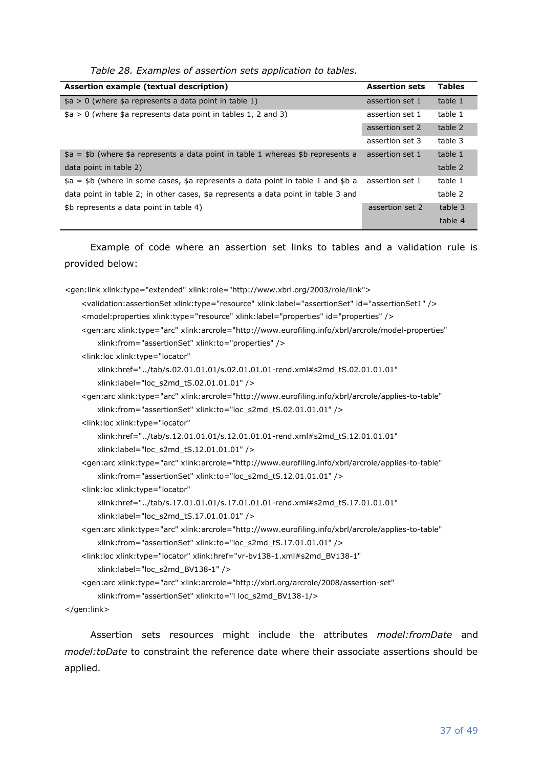*Table 28. Examples of assertion sets application to tables.*

| Assertion example (textual description) | Assertion sets | Tables |
|---|---|---|
| $a > 0 (where $a represents a data point in table 1) | assertion set 1 | table 1 |
| $a > 0 (where $a represents data point in tables 1, 2 and 3) | assertion set 1 | table 1 |
| | assertion set 2 | table 2 |
| | assertion set 3 | table 3 |
| $a = $b (where $a represents a data point in table 1 whereas $b represents a data point in table 2) | assertion set 1 | table 1<br>table 2 |
| $a = $b (where in some cases, $a represents a data point in table 1 and $b a data point in table 2; in other cases, $a represents a data point in table 3 and $b represents a data point in table 4) | assertion set 1 | table 1<br>table 2 |
| | assertion set 2 | table 3<br>table 4 |

Example of code where an assertion set links to tables and a validation rule is provided below:

```
<gen:link xlink:type="extended" xlink:role="http://www.xbrl.org/2003/role/link">
    <validation:assertionSet xlink:type="resource" xlink:label="assertionSet" id="assertionSet1" />
    <model:properties xlink:type="resource" xlink:label="properties" id="properties" />
    <gen:arc xlink:type="arc" xlink:arcrole="http://www.eurofiling.info/xbrl/arcrole/model-properties"
        xlink:from="assertionSet" xlink:to="properties" />
    <link:loc xlink:type="locator"
        xlink:href="../tab/s.02.01.01.01/s.02.01.01.01-rend.xml#s2md_tS.02.01.01.01"
        xlink:label="loc_s2md_tS.02.01.01.01" />
    <gen:arc xlink:type="arc" xlink:arcrole="http://www.eurofiling.info/xbrl/arcrole/applies-to-table"
        xlink:from="assertionSet" xlink:to="loc_s2md_tS.02.01.01.01" />
    <link:loc xlink:type="locator"
        xlink:href="../tab/s.12.01.01.01/s.12.01.01.01-rend.xml#s2md_tS.12.01.01.01"
        xlink:label="loc_s2md_tS.12.01.01.01" />
    <gen:arc xlink:type="arc" xlink:arcrole="http://www.eurofiling.info/xbrl/arcrole/applies-to-table"
        xlink:from="assertionSet" xlink:to="loc_s2md_tS.12.01.01.01" />
    <link:loc xlink:type="locator"
        xlink:href="../tab/s.17.01.01.01/s.17.01.01.01-rend.xml#s2md_tS.17.01.01.01"
        xlink:label="loc_s2md_tS.17.01.01.01" />
    <gen:arc xlink:type="arc" xlink:arcrole="http://www.eurofiling.info/xbrl/arcrole/applies-to-table"
        xlink:from="assertionSet" xlink:to="loc_s2md_tS.17.01.01.01" />
    <link:loc xlink:type="locator" xlink:href="vr-bv138-1.xml#s2md_BV138-1"
        xlink:label="loc_s2md_BV138-1" />
    <gen:arc xlink:type="arc" xlink:arcrole="http://xbrl.org/arcrole/2008/assertion-set"
        xlink:from="assertionSet" xlink:to="l loc_s2md_BV138-1/>
</gen:link>
```

Assertion sets resources might include the attributes *model:fromDate* and *model:toDate* to constraint the reference date where their associate assertions should be applied.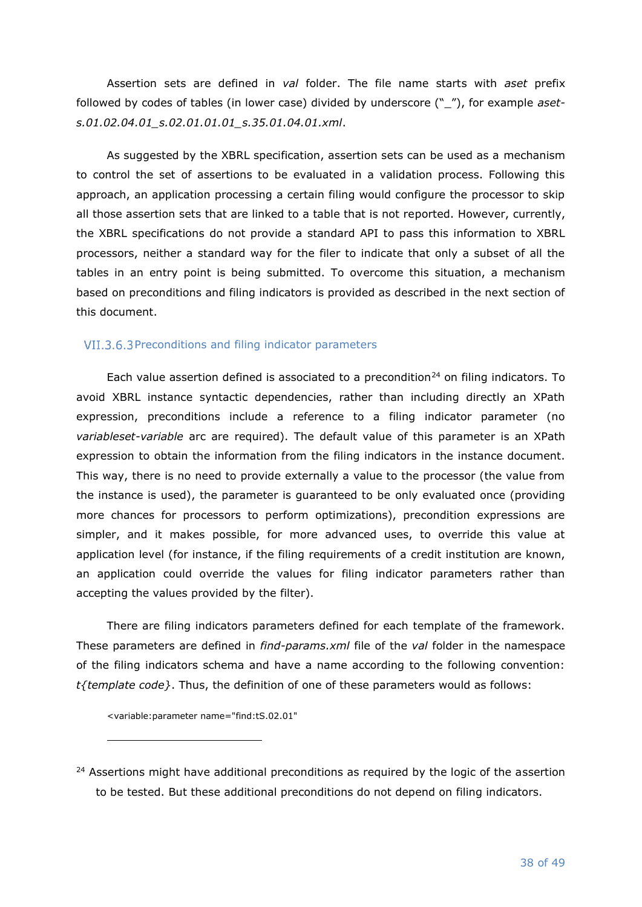Assertion sets are defined in *val* folder. The file name starts with *aset* prefix followed by codes of tables (in lower case) divided by underscore ("_"), for example *aset-s.01.02.04.01_s.02.01.01.01_s.35.01.04.01.xml*.

As suggested by the XBRL specification, assertion sets can be used as a mechanism to control the set of assertions to be evaluated in a validation process. Following this approach, an application processing a certain filing would configure the processor to skip all those assertion sets that are linked to a table that is not reported. However, currently, the XBRL specifications do not provide a standard API to pass this information to XBRL processors, neither a standard way for the filer to indicate that only a subset of all the tables in an entry point is being submitted. To overcome this situation, a mechanism based on preconditions and filing indicators is provided as described in the next section of this document.

### VII.3.6.3 Preconditions and filing indicator parameters

Each value assertion defined is associated to a precondition[24] on filing indicators. To avoid XBRL instance syntactic dependencies, rather than including directly an XPath expression, preconditions include a reference to a filing indicator parameter (no *variableset-variable* arc are required). The default value of this parameter is an XPath expression to obtain the information from the filing indicators in the instance document. This way, there is no need to provide externally a value to the processor (the value from the instance is used), the parameter is guaranteed to be only evaluated once (providing more chances for processors to perform optimizations), precondition expressions are simpler, and it makes possible, for more advanced uses, to override this value at application level (for instance, if the filing requirements of a credit institution are known, an application could override the values for filing indicator parameters rather than accepting the values provided by the filter).

There are filing indicators parameters defined for each template of the framework. These parameters are defined in *find-params.xml* file of the *val* folder in the namespace of the filing indicators schema and have a name according to the following convention: *t{template code}*. Thus, the definition of one of these parameters would as follows:

```
<variable:parameter name="find:tS.02.01"
```

[24] Assertions might have additional preconditions as required by the logic of the assertion to be tested. But these additional preconditions do not depend on filing indicators.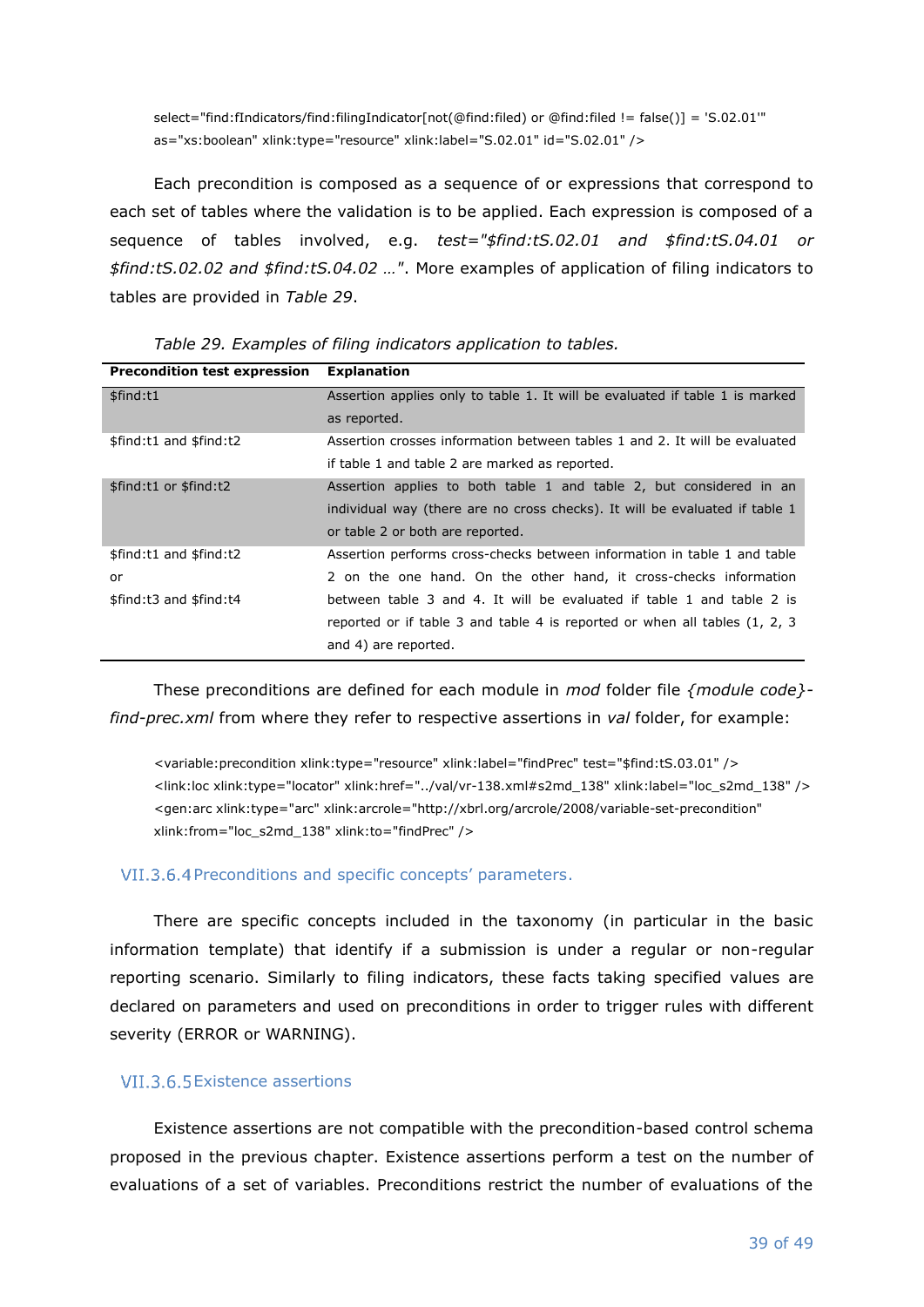```
select="find:fIndicators/find:filingIndicator[not(@find:filed) or @find:filed != false()] = 'S.02.01'"
as="xs:boolean" xlink:type="resource" xlink:label="S.02.01" id="S.02.01" />
```

Each precondition is composed as a sequence of or expressions that correspond to each set of tables where the validation is to be applied. Each expression is composed of a sequence of tables involved, e.g. *test="$find:tS.02.01 and $find:tS.04.01 or $find:tS.02.02 and $find:tS.04.02 …"*. More examples of application of filing indicators to tables are provided in *Table 29*.

*Table 29. Examples of filing indicators application to tables.*

| Precondition test expression | Explanation |
|---|---|
| $find:t1 | Assertion applies only to table 1. It will be evaluated if table 1 is marked as reported. |
| $find:t1 and $find:t2 | Assertion crosses information between tables 1 and 2. It will be evaluated if table 1 and table 2 are marked as reported. |
| $find:t1 or $find:t2 | Assertion applies to both table 1 and table 2, but considered in an individual way (there are no cross checks). It will be evaluated if table 1 or table 2 or both are reported. |
| $find:t1 and $find:t2 or $find:t3 and $find:t4 | Assertion performs cross-checks between information in table 1 and table 2 on the one hand. On the other hand, it cross-checks information between table 3 and 4. It will be evaluated if table 1 and table 2 is reported or if table 3 and table 4 is reported or when all tables (1, 2, 3 and 4) are reported. |

These preconditions are defined for each module in *mod* folder file *{module code}-find-prec.xml* from where they refer to respective assertions in *val* folder, for example:

```
<variable:precondition xlink:type="resource" xlink:label="findPrec" test="$find:tS.03.01" />
<link:loc xlink:type="locator" xlink:href="../val/vr-138.xml#s2md_138" xlink:label="loc_s2md_138" />
<gen:arc xlink:type="arc" xlink:arcrole="http://xbrl.org/arcrole/2008/variable-set-precondition"
xlink:from="loc_s2md_138" xlink:to="findPrec" />
```

#### VII.3.6.4 Preconditions and specific concepts' parameters.

There are specific concepts included in the taxonomy (in particular in the basic information template) that identify if a submission is under a regular or non-regular reporting scenario. Similarly to filing indicators, these facts taking specified values are declared on parameters and used on preconditions in order to trigger rules with different severity (ERROR or WARNING).

#### VII.3.6.5 Existence assertions

Existence assertions are not compatible with the precondition-based control schema proposed in the previous chapter. Existence assertions perform a test on the number of evaluations of a set of variables. Preconditions restrict the number of evaluations of the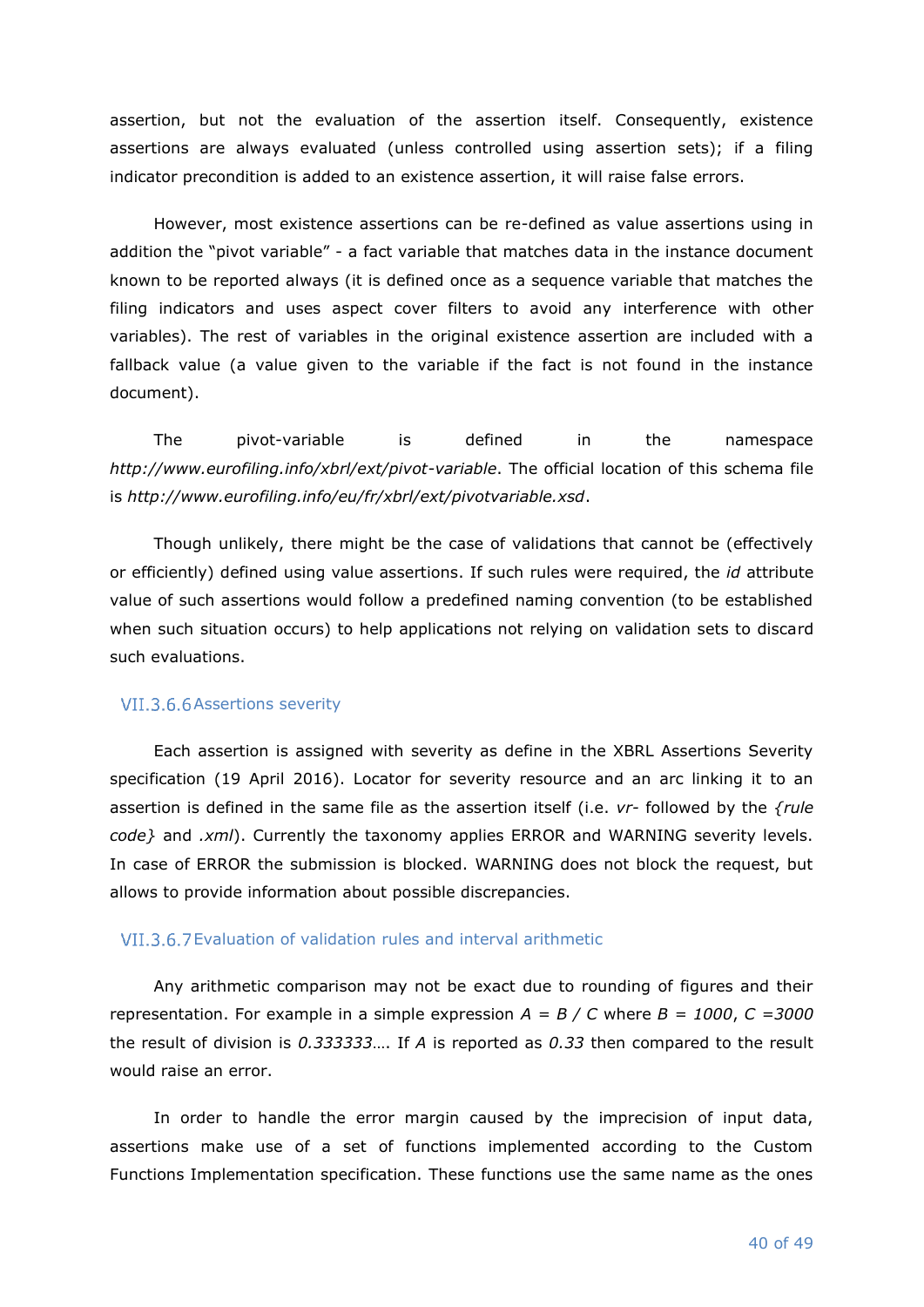assertion, but not the evaluation of the assertion itself. Consequently, existence assertions are always evaluated (unless controlled using assertion sets); if a filing indicator precondition is added to an existence assertion, it will raise false errors.

However, most existence assertions can be re-defined as value assertions using in addition the "pivot variable" - a fact variable that matches data in the instance document known to be reported always (it is defined once as a sequence variable that matches the filing indicators and uses aspect cover filters to avoid any interference with other variables). The rest of variables in the original existence assertion are included with a fallback value (a value given to the variable if the fact is not found in the instance document).

The pivot-variable is defined in the namespace *http://www.eurofiling.info/xbrl/ext/pivot-variable*. The official location of this schema file is *http://www.eurofiling.info/eu/fr/xbrl/ext/pivotvariable.xsd*.

Though unlikely, there might be the case of validations that cannot be (effectively or efficiently) defined using value assertions. If such rules were required, the *id* attribute value of such assertions would follow a predefined naming convention (to be established when such situation occurs) to help applications not relying on validation sets to discard such evaluations.

#### VII.3.6.6 Assertions severity

Each assertion is assigned with severity as define in the XBRL Assertions Severity specification (19 April 2016). Locator for severity resource and an arc linking it to an assertion is defined in the same file as the assertion itself (i.e. *vr-* followed by the *{rule code}* and *.xml*). Currently the taxonomy applies ERROR and WARNING severity levels. In case of ERROR the submission is blocked. WARNING does not block the request, but allows to provide information about possible discrepancies.

#### VII.3.6.7 Evaluation of validation rules and interval arithmetic

Any arithmetic comparison may not be exact due to rounding of figures and their representation. For example in a simple expression $A = B / C$ where $B = 1000$, $C = 3000$ the result of division is *0.333333…*. If *A* is reported as *0.33* then compared to the result would raise an error.

In order to handle the error margin caused by the imprecision of input data, assertions make use of a set of functions implemented according to the Custom Functions Implementation specification. These functions use the same name as the ones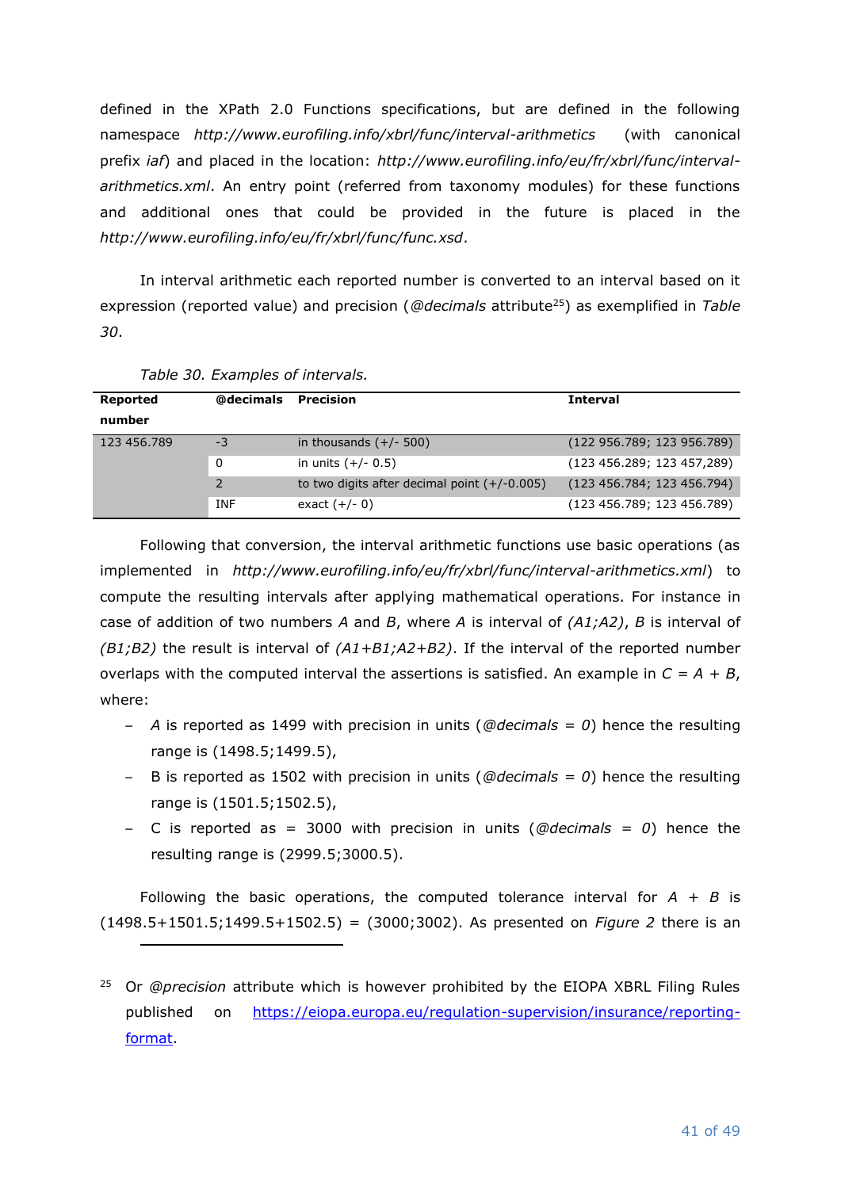defined in the XPath 2.0 Functions specifications, but are defined in the following namespace *http://www.eurofiling.info/xbrl/func/interval-arithmetics* (with canonical prefix *iaf*) and placed in the location: *http://www.eurofiling.info/eu/fr/xbrl/func/interval-arithmetics.xml*. An entry point (referred from taxonomy modules) for these functions and additional ones that could be provided in the future is placed in the *http://www.eurofiling.info/eu/fr/xbrl/func/func.xsd*.

In interval arithmetic each reported number is converted to an interval based on it expression (reported value) and precision (*@decimals* attribute[25]) as exemplified in *Table 30*.

*Table 30. Examples of intervals.*

| Reported number | @decimals | Precision | Interval |
|---|---|---|---|
| 123 456.789 | -3 | in thousands (+/- 500) | (122 956.789; 123 956.789) |
| | 0 | in units (+/- 0.5) | (123 456.289; 123 457,289) |
| | 2 | to two digits after decimal point (+/-0.005) | (123 456.784; 123 456.794) |
| | INF | exact (+/- 0) | (123 456.789; 123 456.789) |

Following that conversion, the interval arithmetic functions use basic operations (as implemented in *http://www.eurofiling.info/eu/fr/xbrl/func/interval-arithmetics.xml*) to compute the resulting intervals after applying mathematical operations. For instance in case of addition of two numbers *A* and *B*, where *A* is interval of *(A1;A2)*, *B* is interval of *(B1;B2)* the result is interval of *(A1+B1;A2+B2)*. If the interval of the reported number overlaps with the computed interval the assertions is satisfied. An example in *C* = *A* + *B*, where:

- *A* is reported as 1499 with precision in units (*@decimals* = *0*) hence the resulting range is (1498.5;1499.5),
- B is reported as 1502 with precision in units (*@decimals* = *0*) hence the resulting range is (1501.5;1502.5),
- C is reported as = 3000 with precision in units (*@decimals* = *0*) hence the resulting range is (2999.5;3000.5).

Following the basic operations, the computed tolerance interval for *A* + *B* is (1498.5+1501.5;1499.5+1502.5) = (3000;3002). As presented on *Figure 2* there is an

[25] Or *@precision* attribute which is however prohibited by the EIOPA XBRL Filing Rules published on https://eiopa.europa.eu/regulation-supervision/insurance/reporting-format.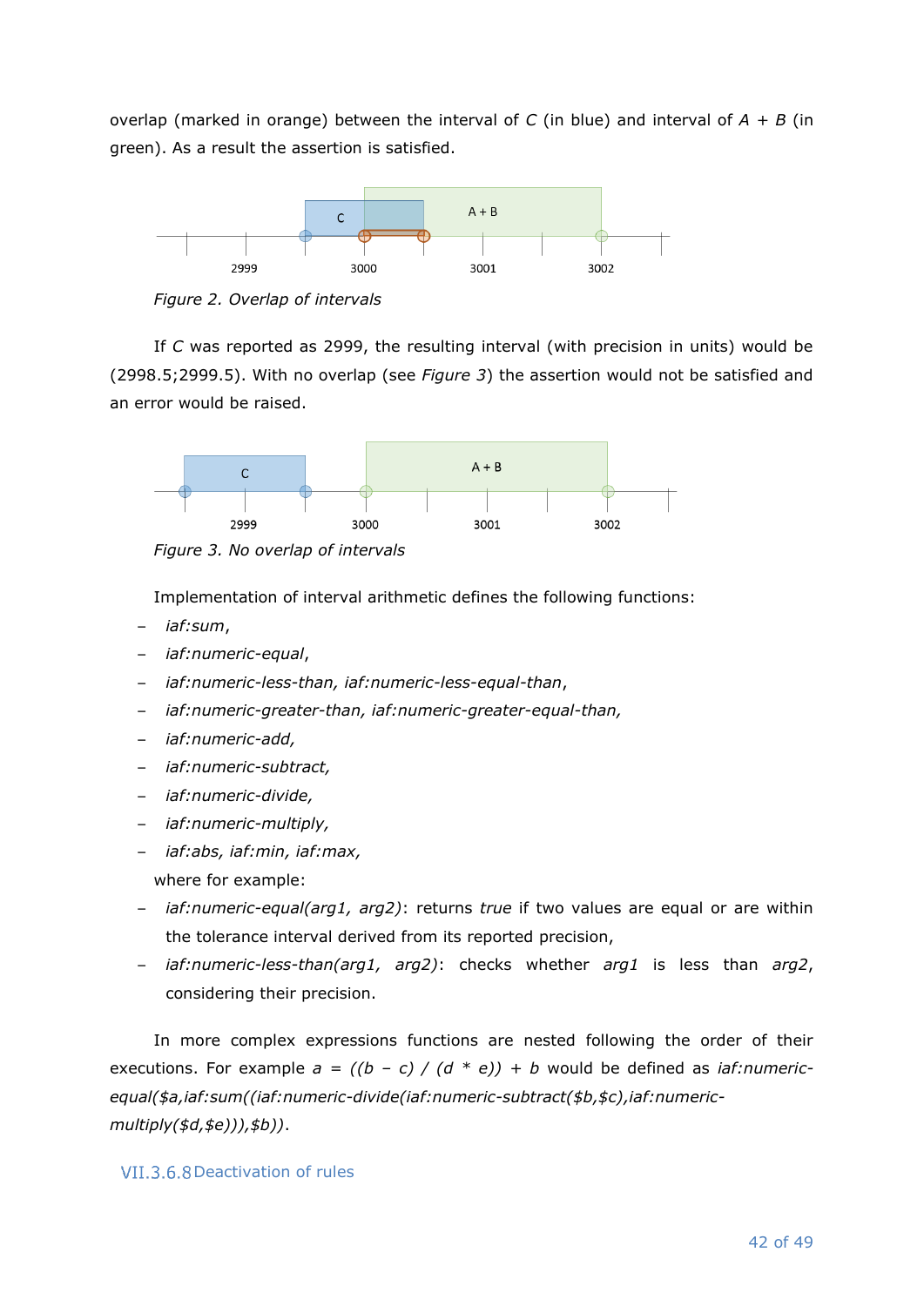overlap (marked in orange) between the interval of *C* (in blue) and interval of *A* + *B* (in green). As a result the assertion is satisfied.

*Figure 2. Overlap of intervals*

If *C* was reported as 2999, the resulting interval (with precision in units) would be (2998.5;2999.5). With no overlap (see *Figure 3*) the assertion would not be satisfied and an error would be raised.

*Figure 3. No overlap of intervals*

Implementation of interval arithmetic defines the following functions:

- *iaf:sum*,
- *iaf:numeric-equal*,
- *iaf:numeric-less-than, iaf:numeric-less-equal-than*,
- *iaf:numeric-greater-than, iaf:numeric-greater-equal-than,*
- *iaf:numeric-add,*
- *iaf:numeric-subtract,*
- *iaf:numeric-divide,*
- *iaf:numeric-multiply,*
- *iaf:abs, iaf:min, iaf:max,*

where for example:

- *iaf:numeric-equal(arg1, arg2)*: returns *true* if two values are equal or are within the tolerance interval derived from its reported precision,
- *iaf:numeric-less-than(arg1, arg2)*: checks whether *arg1* is less than *arg2*, considering their precision.

In more complex expressions functions are nested following the order of their executions. For example *a = ((b – c) / (d * e)) + b* would be defined as *iaf:numeric-equal($a,iaf:sum((iaf:numeric-divide(iaf:numeric-subtract($b,$c),iaf:numeric-multiply($d,$e))),$b))*.

### VII.3.6.8 Deactivation of rules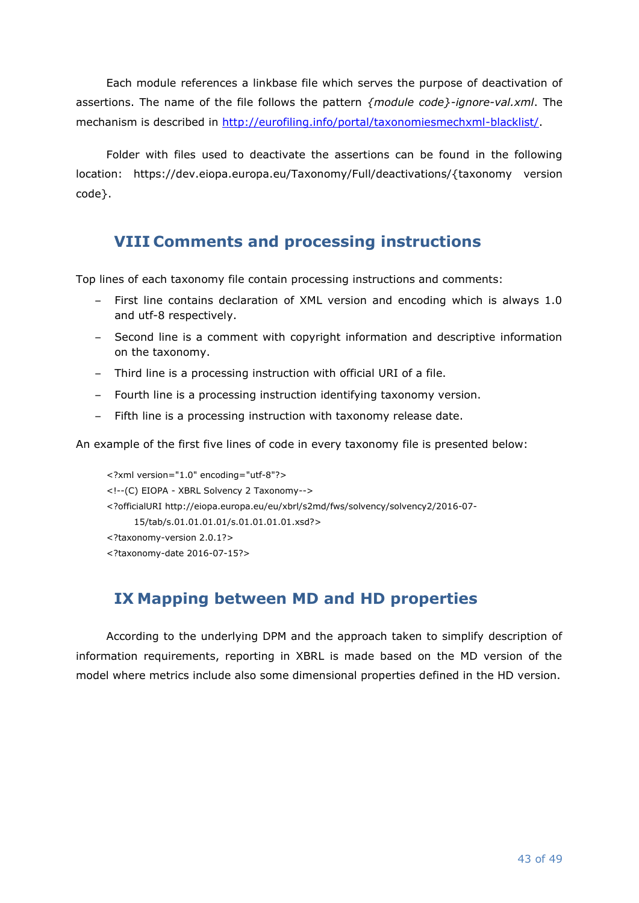Each module references a linkbase file which serves the purpose of deactivation of assertions. The name of the file follows the pattern *{module code}-ignore-val.xml*. The mechanism is described in [http://eurofiling.info/portal/taxonomiesmechxml-blacklist/](http://eurofiling.info/portal/taxonomiesmechxml-blacklist/).

Folder with files used to deactivate the assertions can be found in the following location: https://dev.eiopa.europa.eu/Taxonomy/Full/deactivations/{taxonomy version code}.

## VIII Comments and processing instructions

Top lines of each taxonomy file contain processing instructions and comments:

- First line contains declaration of XML version and encoding which is always 1.0 and utf-8 respectively.
- Second line is a comment with copyright information and descriptive information on the taxonomy.
- Third line is a processing instruction with official URI of a file.
- Fourth line is a processing instruction identifying taxonomy version.
- Fifth line is a processing instruction with taxonomy release date.

An example of the first five lines of code in every taxonomy file is presented below:

```
<?xml version="1.0" encoding="utf-8"?>
<!--(C) EIOPA - XBRL Solvency 2 Taxonomy-->
<?officialURI http://eiopa.europa.eu/eu/xbrl/s2md/fws/solvency/solvency2/2016-07-
      15/tab/s.01.01.01.01/s.01.01.01.01.xsd?>
<?taxonomy-version 2.0.1?>
<?taxonomy-date 2016-07-15?>
```

## IX Mapping between MD and HD properties

According to the underlying DPM and the approach taken to simplify description of information requirements, reporting in XBRL is made based on the MD version of the model where metrics include also some dimensional properties defined in the HD version.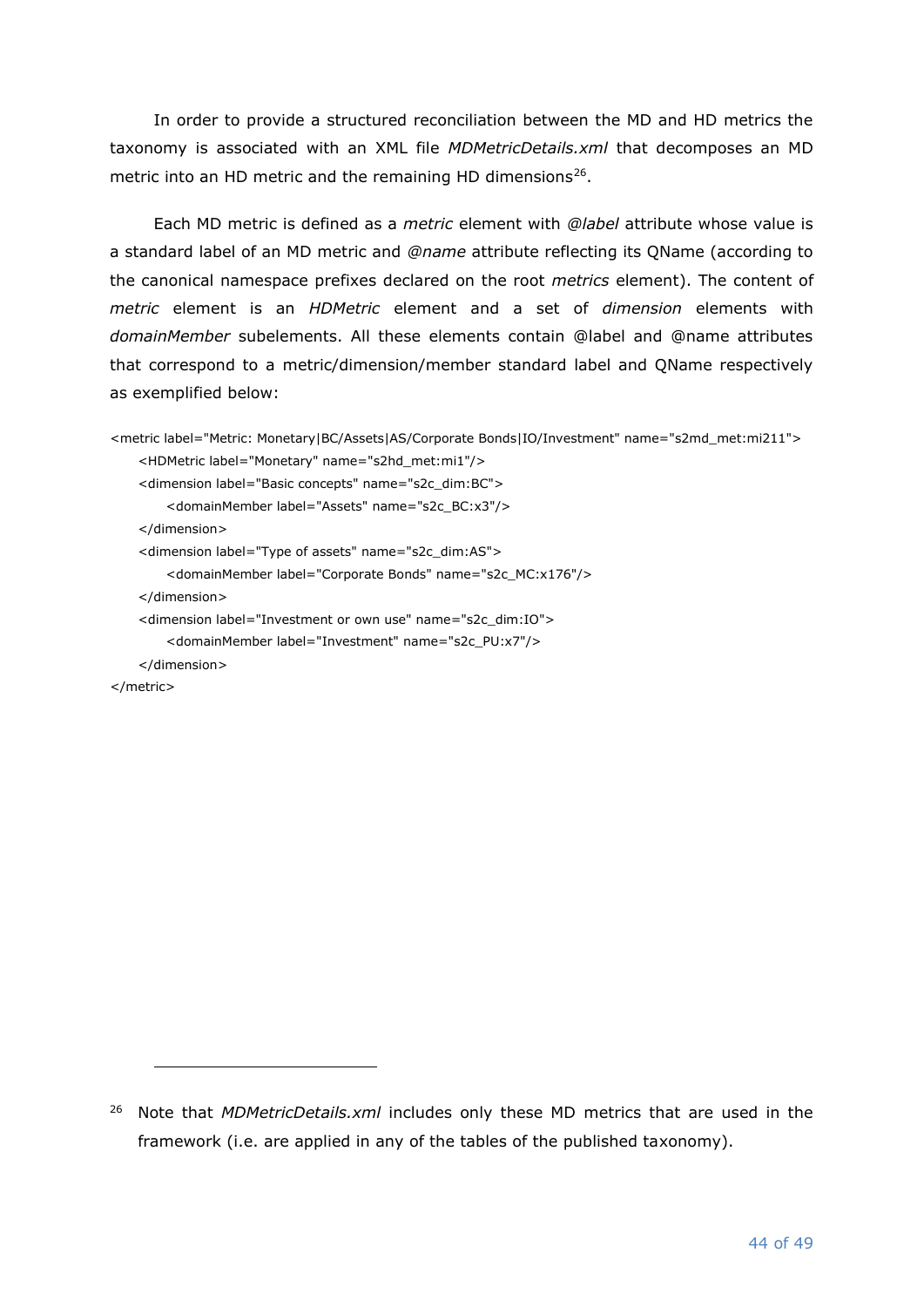In order to provide a structured reconciliation between the MD and HD metrics the taxonomy is associated with an XML file *MDMetricDetails.xml* that decomposes an MD metric into an HD metric and the remaining HD dimensions[26].

Each MD metric is defined as a *metric* element with *@label* attribute whose value is a standard label of an MD metric and *@name* attribute reflecting its QName (according to the canonical namespace prefixes declared on the root *metrics* element). The content of *metric* element is an *HDMetric* element and a set of *dimension* elements with *domainMember* subelements. All these elements contain @label and @name attributes that correspond to a metric/dimension/member standard label and QName respectively as exemplified below:

```
<metric label="Metric: Monetary|BC/Assets|AS/Corporate Bonds|IO/Investment" name="s2md_met:mi211">
    <HDMetric label="Monetary" name="s2hd_met:mi1"/>
    <dimension label="Basic concepts" name="s2c_dim:BC">
        <domainMember label="Assets" name="s2c_BC:x3"/>
    </dimension>
    <dimension label="Type of assets" name="s2c_dim:AS">
        <domainMember label="Corporate Bonds" name="s2c_MC:x176"/>
    </dimension>
    <dimension label="Investment or own use" name="s2c_dim:IO">
        <domainMember label="Investment" name="s2c_PU:x7"/>
    </dimension>
</metric>
```

[26] Note that *MDMetricDetails.xml* includes only these MD metrics that are used in the framework (i.e. are applied in any of the tables of the published taxonomy).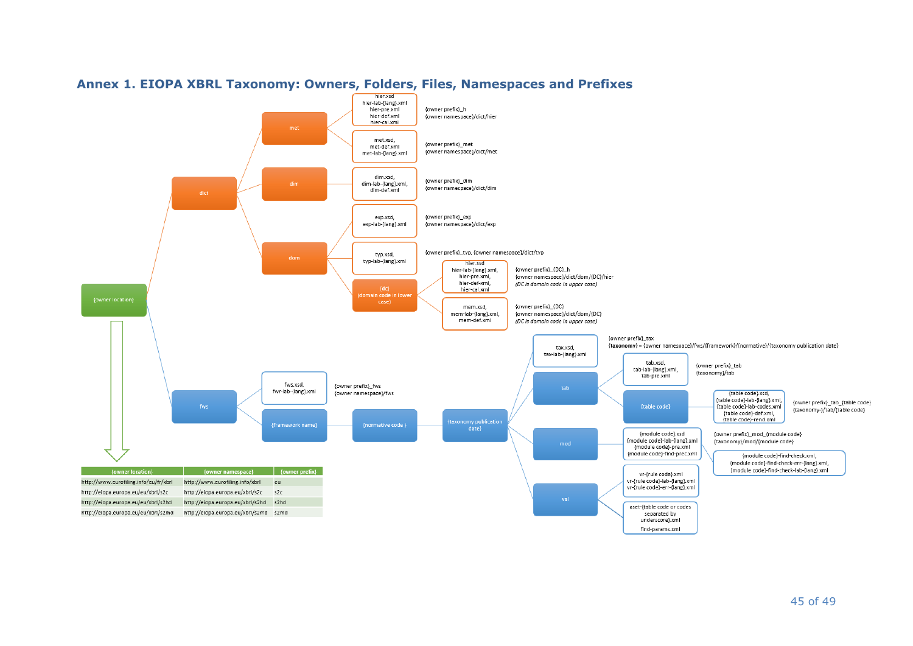## Annex 1. EIOPA XBRL Taxonomy: Owners, Folders, Files, Namespaces and Prefixes

- {owner location}
  - dict
    - met
      - hier.xsd, hier-lab-{lang}.xml, hier-pre.xml, hier-def.xml, hier-cal.xml — {owner prefix}_h, {owner namespace}/dict/hier
      - met.xsd, met-def.xml, met-lab-{lang}.xml — {owner prefix}_met, {owner namespace}/dict/met
    - dim
      - dim.xsd, dim-lab-{lang}.xml, dim-def.xml — {owner prefix}_dim, {owner namespace}/dict/dim
    - dom
      - exp.xsd, exp-lab-{lang}.xml — {owner prefix}_exp, {owner namespace}/dict/exp
      - typ.xsd, typ-lab-{lang}.xml — {owner prefix}_typ, {owner namespace}/dict/typ
      - {dc} (domain code in lower case)
        - hier.xsd, hier-lab-{lang}.xml, hier-pre.xml, hier-def-xml, hier-cal.xml — {owner prefix}_{DC}_h, {owner namespace}/dict/dom/{DC}/hier (*DC is domain code in upper case*)
        - mem.xsd, mem-lab-{lang}.xml, mem-def.xml — {owner prefix}_{DC}, {owner namespace}/dict/dom/{DC} (*DC is domain code in upper case*)
  - fws
    - fws.xsd, fwr-lab-{lang}.xml — {owner prefix}_fws, {owner namespace}/fws
    - {framework name}
      - {normative code}
        - {taxonomy publication date}
          - tax.xsd, tax-lab-{lang}.xml — {owner prefix}_tax, **{taxonomy}** = {owner namespace}/fws/{framework}/{normative}/{taxonomy publication date}
          - tab
            - tab.xsd, tab-lab-{lang}.xml, tab-pre.xml — {owner prefix}_tab, {taxonomy}/tab
            - {table code}
              - {table code}.xsd, {table code}-lab-{lang}.xml, {table code}-lab-codes.xml, {table code}-def.xml, {table code}-rend.xml — {owner prefix}_tab_{table code}, {taxonomy}/tab/{table code}
          - mod
            - {module code}.xsd, {module code}-lab-{lang}.xml, {module code}-pre.xml, {module code}-find-prec.xml — {owner prefix}_mod_{module code}, {taxonomy}/mod/{module code}
              - {module code}-find-check.xml, {module code}-find-check-err-{lang}.xml, {module code}-find-check-lab-{lang}.xml
          - val
            - vr-{rule code}.xml, vr-{rule code}-lab-{lang}.xml, vr-{rule code}-err-{lang}.xml
            - aset-{table code or codes separated by underscore}.xml, find-params.xml

| {owner location} | {owner namespace} | {owner prefix} |
|---|---|---|
| http://www.eurofiling.info/eu/fr/xbrl | http://www.eurofiling.info/xbrl | eu |
| http://eiopa.europa.eu/eu/xbrl/s2c | http://eiopa.europa.eu/xbrl/s2c | s2c |
| http://eiopa.europa.eu/eu/xbrl/s2hd | http://eiopa.europa.eu/xbrl/s2hd | s2hd |
| http://eiopa.europa.eu/eu/xbrl/s2md | http://eiopa.europa.eu/xbrl/s2md | s2md |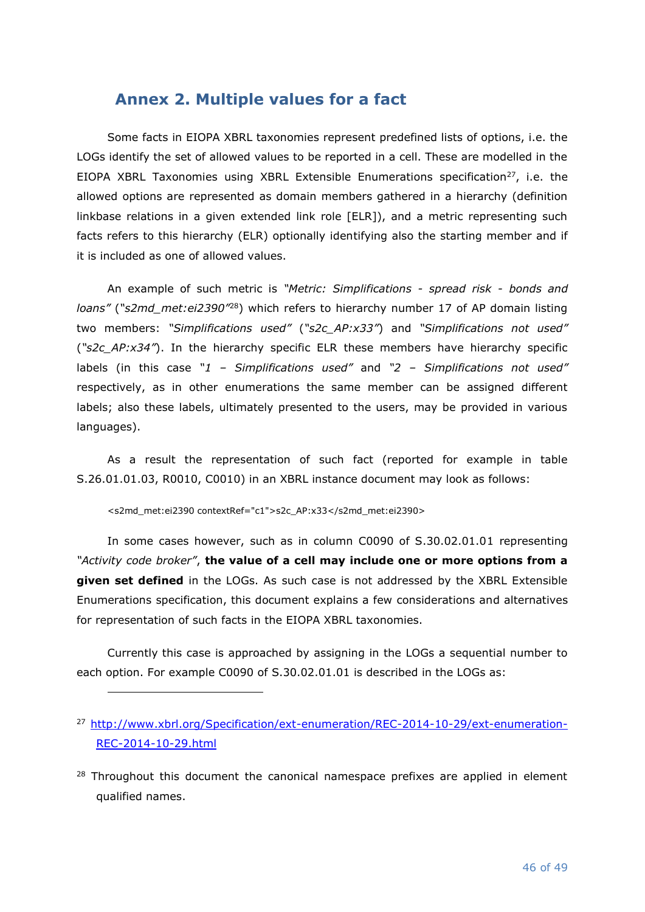# Annex 2. Multiple values for a fact

Some facts in EIOPA XBRL taxonomies represent predefined lists of options, i.e. the LOGs identify the set of allowed values to be reported in a cell. These are modelled in the EIOPA XBRL Taxonomies using XBRL Extensible Enumerations specification[27], i.e. the allowed options are represented as domain members gathered in a hierarchy (definition linkbase relations in a given extended link role [ELR]), and a metric representing such facts refers to this hierarchy (ELR) optionally identifying also the starting member and if it is included as one of allowed values.

An example of such metric is *"Metric: Simplifications - spread risk - bonds and loans"* (*"s2md_met:ei2390"*[28]) which refers to hierarchy number 17 of AP domain listing two members: *"Simplifications used"* (*"s2c_AP:x33"*) and *"Simplifications not used"* (*"s2c_AP:x34"*). In the hierarchy specific ELR these members have hierarchy specific labels (in this case *"1 – Simplifications used"* and *"2 – Simplifications not used"* respectively, as in other enumerations the same member can be assigned different labels; also these labels, ultimately presented to the users, may be provided in various languages).

As a result the representation of such fact (reported for example in table S.26.01.01.03, R0010, C0010) in an XBRL instance document may look as follows:

```
<s2md_met:ei2390 contextRef="c1">s2c_AP:x33</s2md_met:ei2390>
```

In some cases however, such as in column C0090 of S.30.02.01.01 representing *"Activity code broker"*, **the value of a cell may include one or more options from a given set defined** in the LOGs. As such case is not addressed by the XBRL Extensible Enumerations specification, this document explains a few considerations and alternatives for representation of such facts in the EIOPA XBRL taxonomies.

Currently this case is approached by assigning in the LOGs a sequential number to each option. For example C0090 of S.30.02.01.01 is described in the LOGs as:

---

[27] http://www.xbrl.org/Specification/ext-enumeration/REC-2014-10-29/ext-enumeration-REC-2014-10-29.html

[28] Throughout this document the canonical namespace prefixes are applied in element qualified names.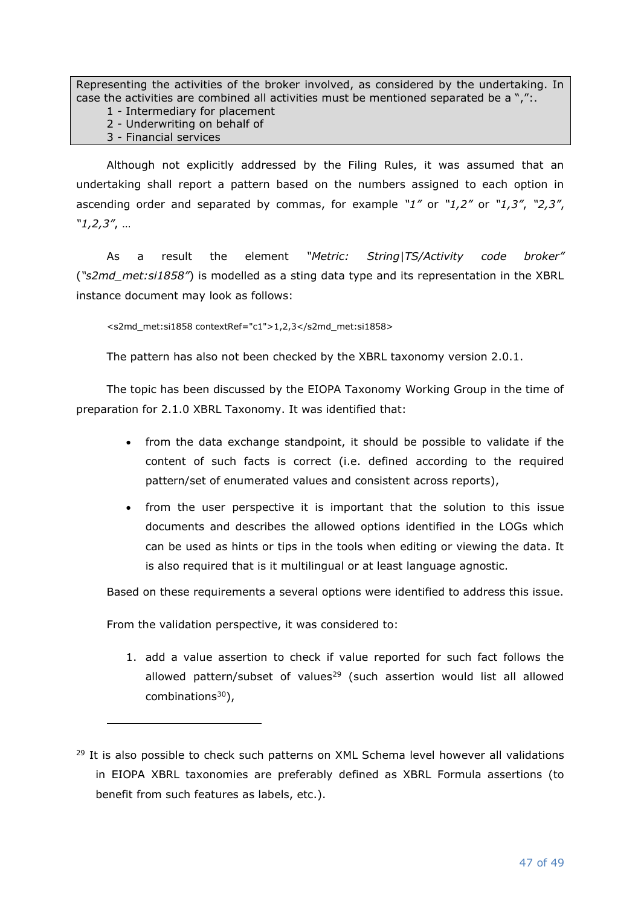> Representing the activities of the broker involved, as considered by the undertaking. In case the activities are combined all activities must be mentioned separated be a ",":.
> 1 - Intermediary for placement
> 2 - Underwriting on behalf of
> 3 - Financial services

Although not explicitly addressed by the Filing Rules, it was assumed that an undertaking shall report a pattern based on the numbers assigned to each option in ascending order and separated by commas, for example *"1"* or *"1,2"* or *"1,3"*, *"2,3"*, *"1,2,3"*, …

As a result the element *"Metric: String|TS/Activity code broker"* (*"s2md_met:si1858"*) is modelled as a sting data type and its representation in the XBRL instance document may look as follows:

```
<s2md_met:si1858 contextRef="c1">1,2,3</s2md_met:si1858>
```

The pattern has also not been checked by the XBRL taxonomy version 2.0.1.

The topic has been discussed by the EIOPA Taxonomy Working Group in the time of preparation for 2.1.0 XBRL Taxonomy. It was identified that:

- from the data exchange standpoint, it should be possible to validate if the content of such facts is correct (i.e. defined according to the required pattern/set of enumerated values and consistent across reports),
- from the user perspective it is important that the solution to this issue documents and describes the allowed options identified in the LOGs which can be used as hints or tips in the tools when editing or viewing the data. It is also required that is it multilingual or at least language agnostic.

Based on these requirements a several options were identified to address this issue.

From the validation perspective, it was considered to:

1. add a value assertion to check if value reported for such fact follows the allowed pattern/subset of values[29] (such assertion would list all allowed combinations[30]),

---

[29] It is also possible to check such patterns on XML Schema level however all validations in EIOPA XBRL taxonomies are preferably defined as XBRL Formula assertions (to benefit from such features as labels, etc.).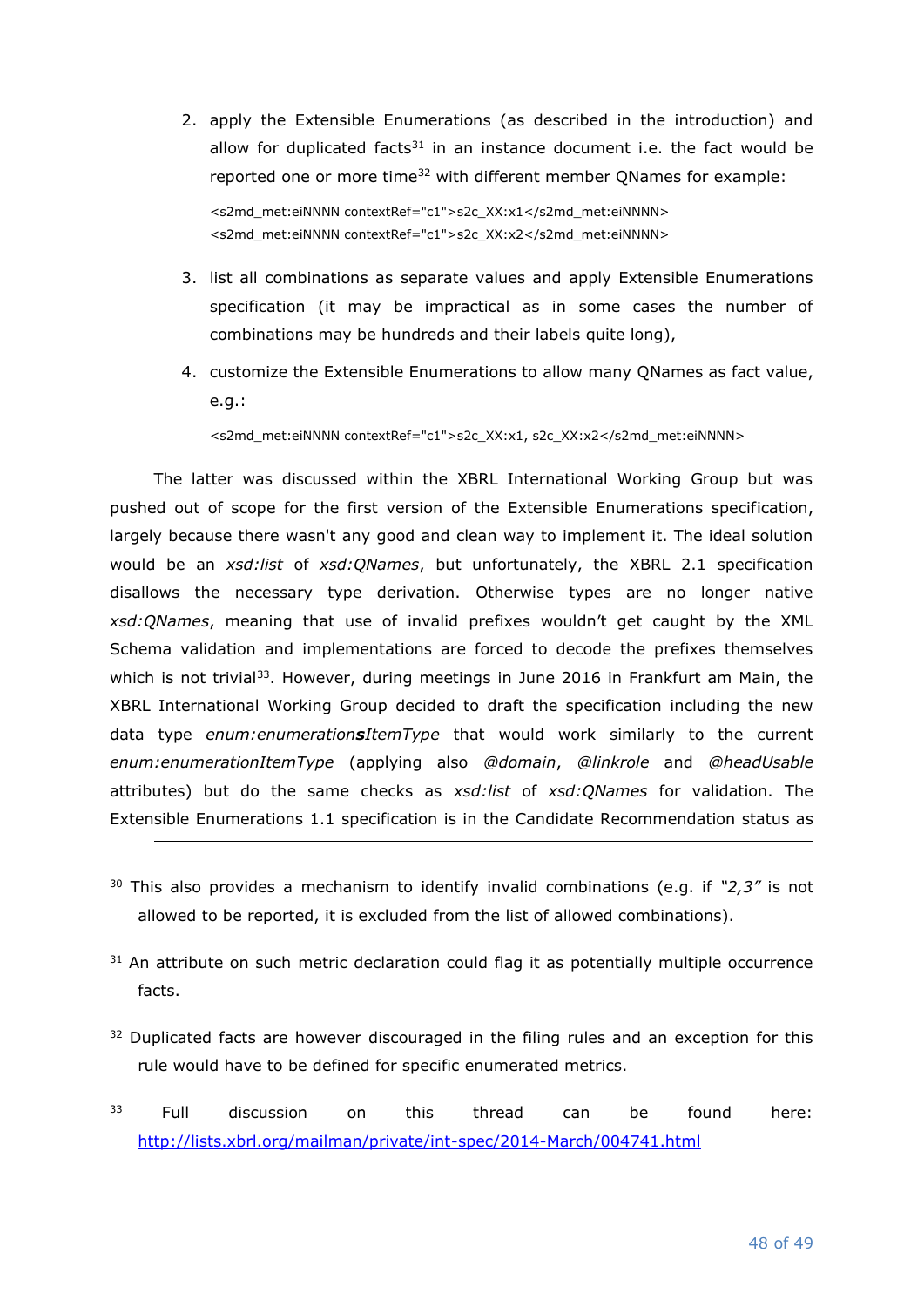2. apply the Extensible Enumerations (as described in the introduction) and allow for duplicated facts[31] in an instance document i.e. the fact would be reported one or more time[32] with different member QNames for example:

   ```
   <s2md_met:eiNNNN contextRef="c1">s2c_XX:x1</s2md_met:eiNNNN>
   <s2md_met:eiNNNN contextRef="c1">s2c_XX:x2</s2md_met:eiNNNN>
   ```

3. list all combinations as separate values and apply Extensible Enumerations specification (it may be impractical as in some cases the number of combinations may be hundreds and their labels quite long),

4. customize the Extensible Enumerations to allow many QNames as fact value, e.g.:

   ```
   <s2md_met:eiNNNN contextRef="c1">s2c_XX:x1, s2c_XX:x2</s2md_met:eiNNNN>
   ```

The latter was discussed within the XBRL International Working Group but was pushed out of scope for the first version of the Extensible Enumerations specification, largely because there wasn't any good and clean way to implement it. The ideal solution would be an *xsd:list* of *xsd:QNames*, but unfortunately, the XBRL 2.1 specification disallows the necessary type derivation. Otherwise types are no longer native *xsd:QNames*, meaning that use of invalid prefixes wouldn't get caught by the XML Schema validation and implementations are forced to decode the prefixes themselves which is not trivial[33]. However, during meetings in June 2016 in Frankfurt am Main, the XBRL International Working Group decided to draft the specification including the new data type *enum:enumeration**s**ItemType* that would work similarly to the current *enum:enumerationItemType* (applying also *@domain*, *@linkrole* and *@headUsable* attributes) but do the same checks as *xsd:list* of *xsd:QNames* for validation. The Extensible Enumerations 1.1 specification is in the Candidate Recommendation status as

---

[30] This also provides a mechanism to identify invalid combinations (e.g. if *"2,3"* is not allowed to be reported, it is excluded from the list of allowed combinations).

[31] An attribute on such metric declaration could flag it as potentially multiple occurrence facts.

[32] Duplicated facts are however discouraged in the filing rules and an exception for this rule would have to be defined for specific enumerated metrics.

[33] Full discussion on this thread can be found here: http://lists.xbrl.org/mailman/private/int-spec/2014-March/004741.html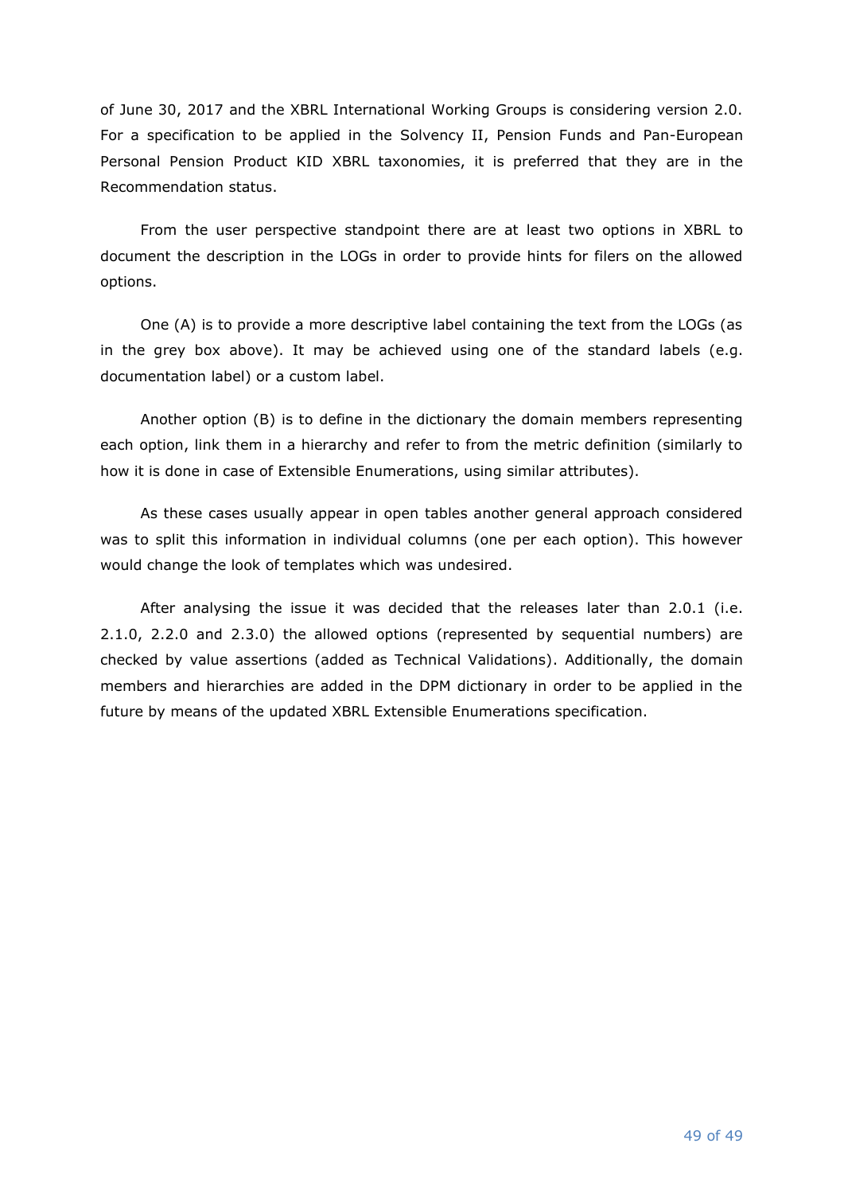of June 30, 2017 and the XBRL International Working Groups is considering version 2.0. For a specification to be applied in the Solvency II, Pension Funds and Pan-European Personal Pension Product KID XBRL taxonomies, it is preferred that they are in the Recommendation status.

From the user perspective standpoint there are at least two options in XBRL to document the description in the LOGs in order to provide hints for filers on the allowed options.

One (A) is to provide a more descriptive label containing the text from the LOGs (as in the grey box above). It may be achieved using one of the standard labels (e.g. documentation label) or a custom label.

Another option (B) is to define in the dictionary the domain members representing each option, link them in a hierarchy and refer to from the metric definition (similarly to how it is done in case of Extensible Enumerations, using similar attributes).

As these cases usually appear in open tables another general approach considered was to split this information in individual columns (one per each option). This however would change the look of templates which was undesired.

After analysing the issue it was decided that the releases later than 2.0.1 (i.e. 2.1.0, 2.2.0 and 2.3.0) the allowed options (represented by sequential numbers) are checked by value assertions (added as Technical Validations). Additionally, the domain members and hierarchies are added in the DPM dictionary in order to be applied in the future by means of the updated XBRL Extensible Enumerations specification.